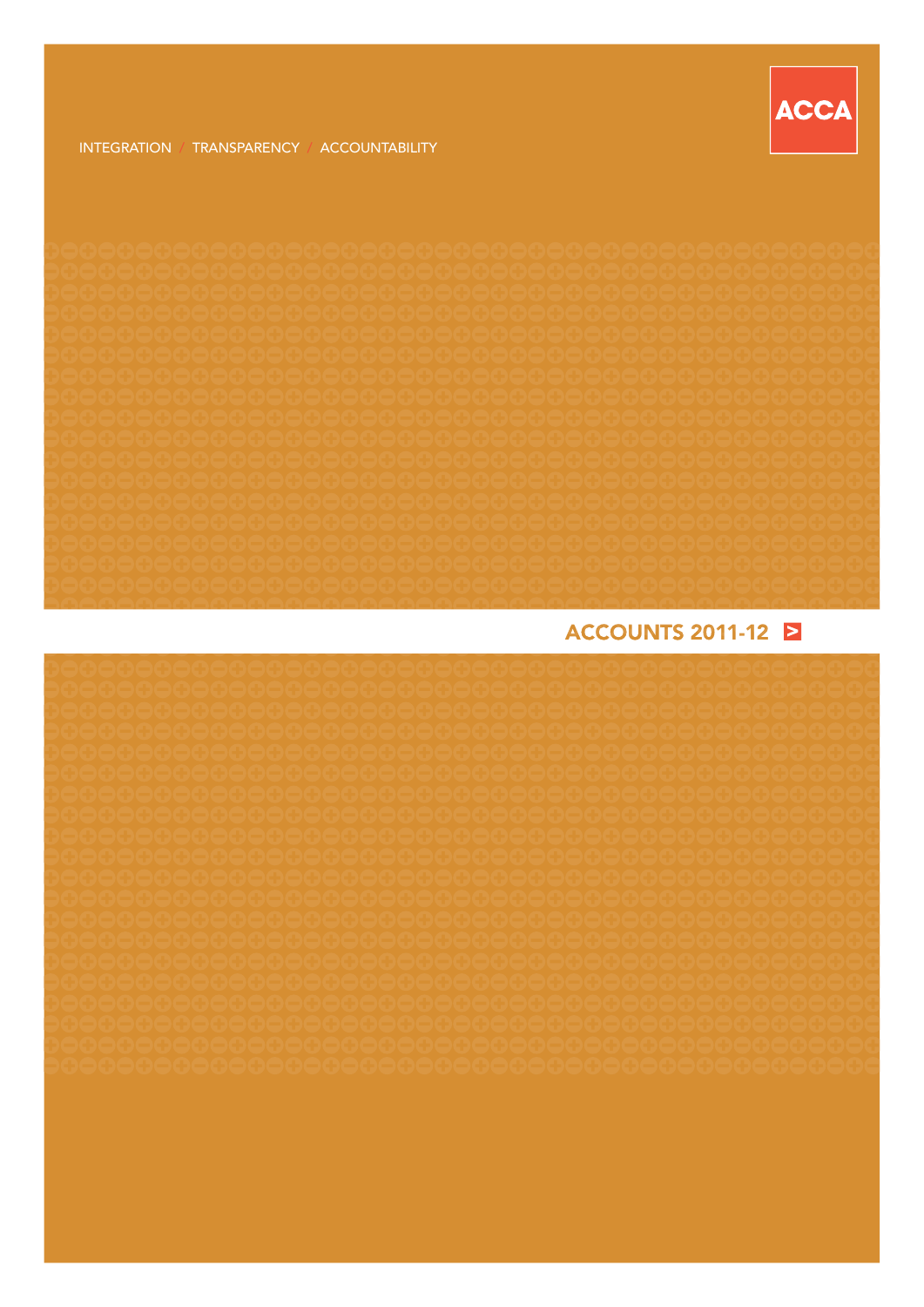ACCA

INTEGRATION / TRANSPARENCY / ACCOUNTABILITY

# ACCOUNTS 2011-12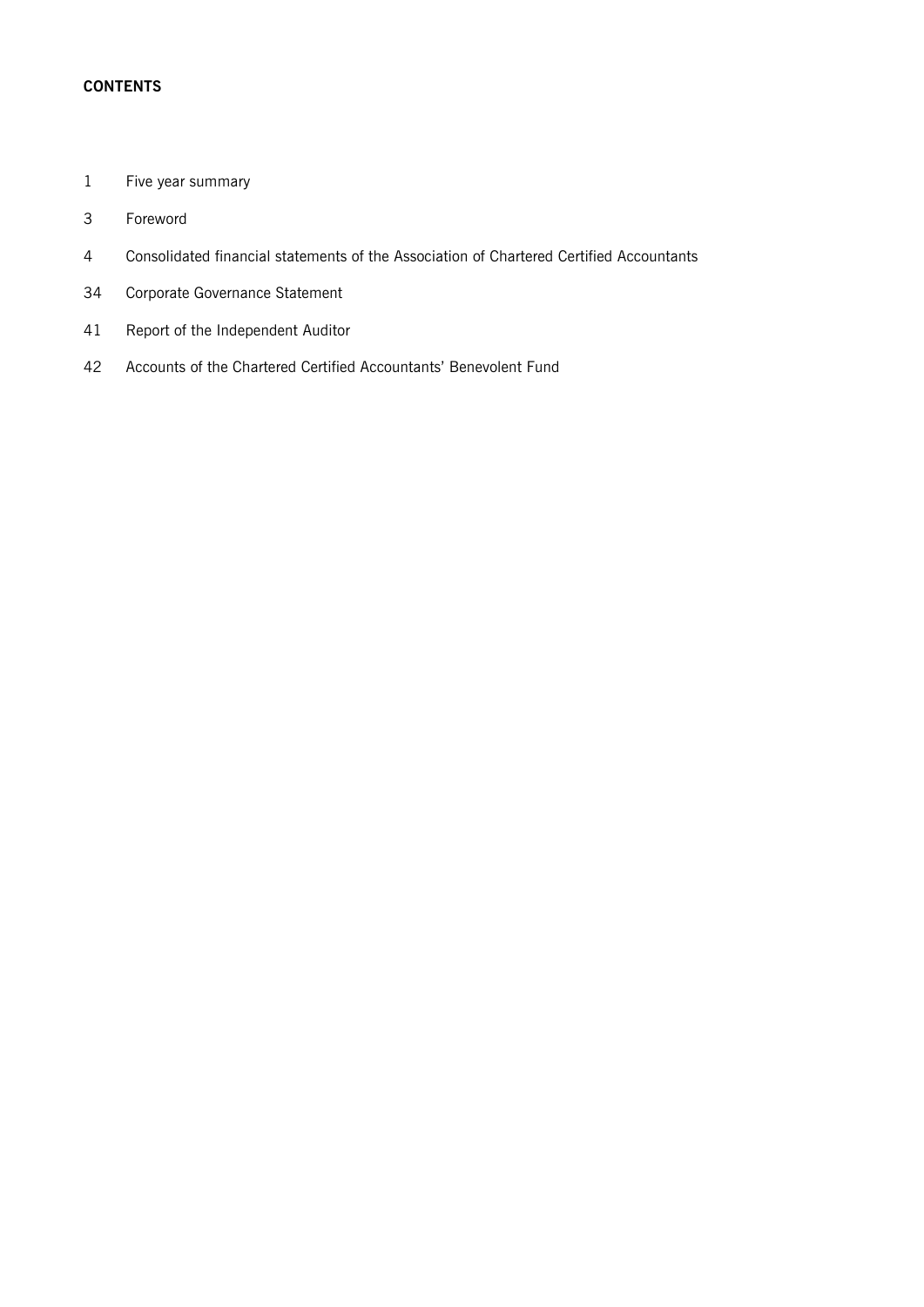**CONTENTS**

| | |
|---|---|
| 1 | Five year summary |
| 3 | Foreword |
| 4 | Consolidated financial statements of the Association of Chartered Certified Accountants |
| 34 | Corporate Governance Statement |
| 41 | Report of the Independent Auditor |
| 42 | Accounts of the Chartered Certified Accountants' Benevolent Fund |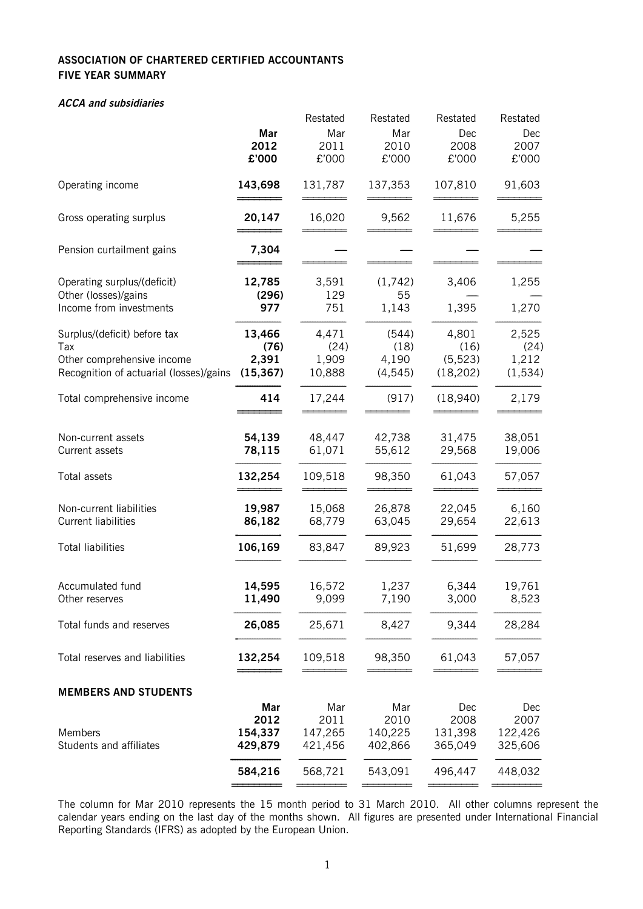**ASSOCIATION OF CHARTERED CERTIFIED ACCOUNTANTS**
**FIVE YEAR SUMMARY**

***ACCA and subsidiaries***

| | **Mar 2012 £'000** | Restated Mar 2011 £'000 | Restated Mar 2010 £'000 | Restated Dec 2008 £'000 | Restated Dec 2007 £'000 |
|---|---|---|---|---|---|
| Operating income | **143,698** | 131,787 | 137,353 | 107,810 | 91,603 |
| Gross operating surplus | **20,147** | 16,020 | 9,562 | 11,676 | 5,255 |
| Pension curtailment gains | **7,304** | — | — | — | — |
| Operating surplus/(deficit) | **12,785** | 3,591 | (1,742) | 3,406 | 1,255 |
| Other (losses)/gains | **(296)** | 129 | 55 | — | — |
| Income from investments | **977** | 751 | 1,143 | 1,395 | 1,270 |
| Surplus/(deficit) before tax | **13,466** | 4,471 | (544) | 4,801 | 2,525 |
| Tax | **(76)** | (24) | (18) | (16) | (24) |
| Other comprehensive income | **2,391** | 1,909 | 4,190 | (5,523) | 1,212 |
| Recognition of actuarial (losses)/gains | **(15,367)** | 10,888 | (4,545) | (18,202) | (1,534) |
| Total comprehensive income | **414** | 17,244 | (917) | (18,940) | 2,179 |
| Non-current assets | **54,139** | 48,447 | 42,738 | 31,475 | 38,051 |
| Current assets | **78,115** | 61,071 | 55,612 | 29,568 | 19,006 |
| Total assets | **132,254** | 109,518 | 98,350 | 61,043 | 57,057 |
| Non-current liabilities | **19,987** | 15,068 | 26,878 | 22,045 | 6,160 |
| Current liabilities | **86,182** | 68,779 | 63,045 | 29,654 | 22,613 |
| Total liabilities | **106,169** | 83,847 | 89,923 | 51,699 | 28,773 |
| Accumulated fund | **14,595** | 16,572 | 1,237 | 6,344 | 19,761 |
| Other reserves | **11,490** | 9,099 | 7,190 | 3,000 | 8,523 |
| Total funds and reserves | **26,085** | 25,671 | 8,427 | 9,344 | 28,284 |
| Total reserves and liabilities | **132,254** | 109,518 | 98,350 | 61,043 | 57,057 |

**MEMBERS AND STUDENTS**

| | **Mar 2012** | Mar 2011 | Mar 2010 | Dec 2008 | Dec 2007 |
|---|---|---|---|---|---|
| Members | **154,337** | 147,265 | 140,225 | 131,398 | 122,426 |
| Students and affiliates | **429,879** | 421,456 | 402,866 | 365,049 | 325,606 |
| | **584,216** | 568,721 | 543,091 | 496,447 | 448,032 |

The column for Mar 2010 represents the 15 month period to 31 March 2010. All other columns represent the calendar years ending on the last day of the months shown. All figures are presented under International Financial Reporting Standards (IFRS) as adopted by the European Union.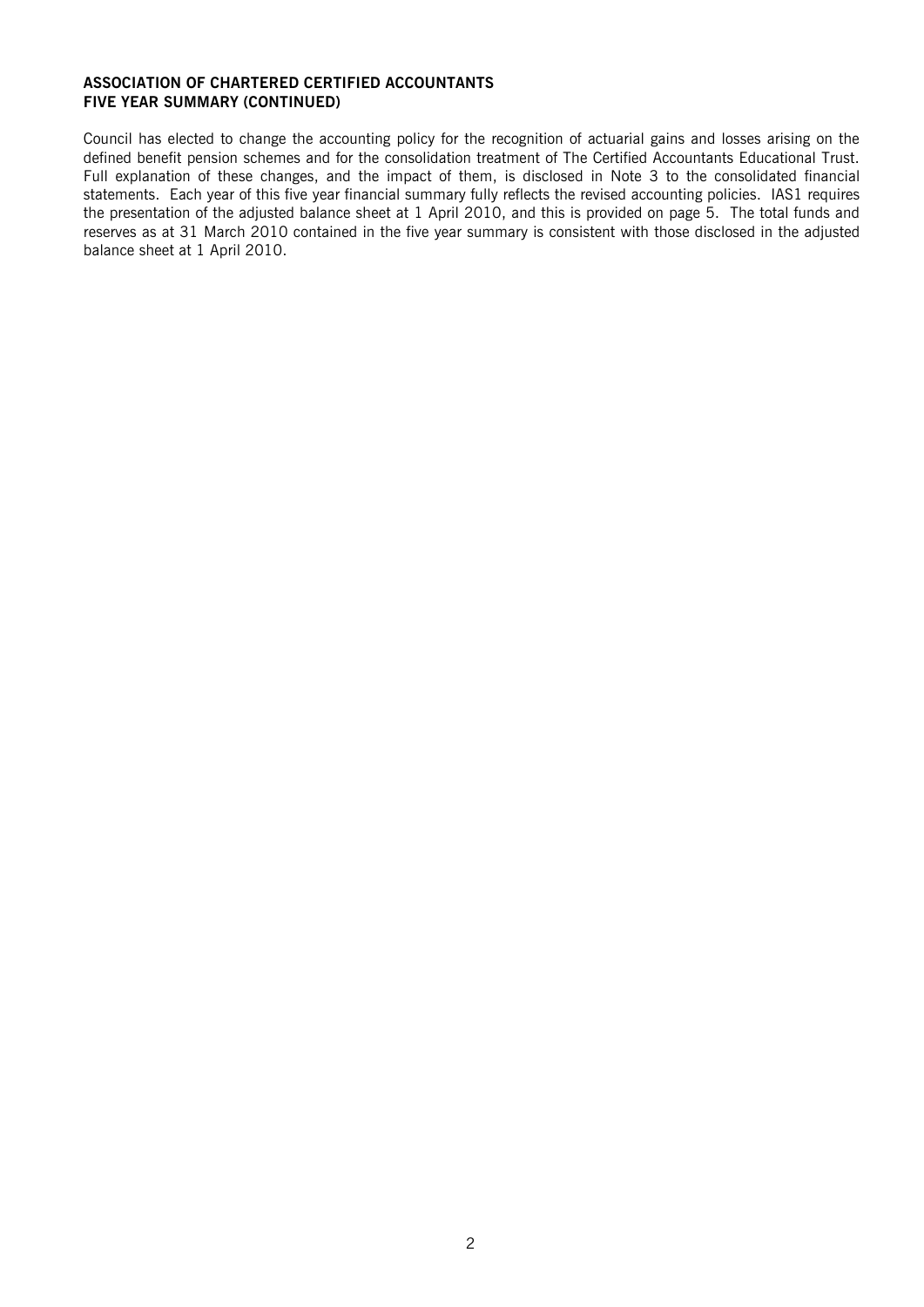**ASSOCIATION OF CHARTERED CERTIFIED ACCOUNTANTS**
**FIVE YEAR SUMMARY (CONTINUED)**

Council has elected to change the accounting policy for the recognition of actuarial gains and losses arising on the defined benefit pension schemes and for the consolidation treatment of The Certified Accountants Educational Trust. Full explanation of these changes, and the impact of them, is disclosed in Note 3 to the consolidated financial statements. Each year of this five year financial summary fully reflects the revised accounting policies. IAS1 requires the presentation of the adjusted balance sheet at 1 April 2010, and this is provided on page 5. The total funds and reserves as at 31 March 2010 contained in the five year summary is consistent with those disclosed in the adjusted balance sheet at 1 April 2010.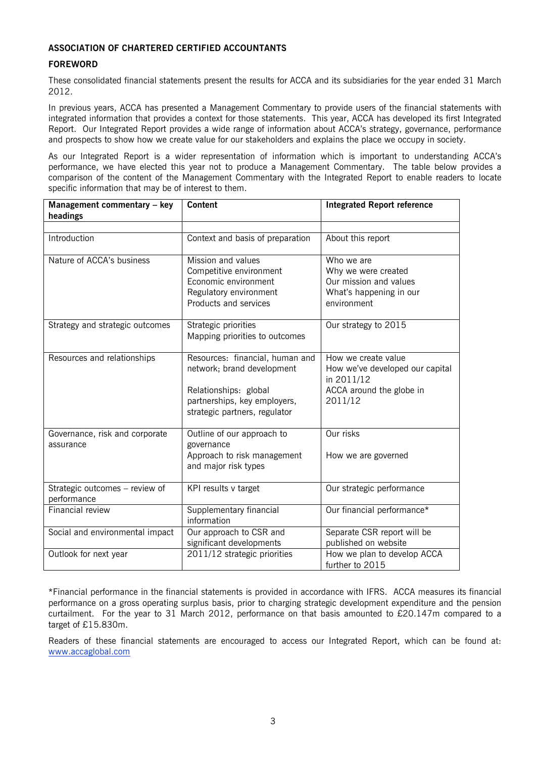**ASSOCIATION OF CHARTERED CERTIFIED ACCOUNTANTS**

**FOREWORD**

These consolidated financial statements present the results for ACCA and its subsidiaries for the year ended 31 March 2012.

In previous years, ACCA has presented a Management Commentary to provide users of the financial statements with integrated information that provides a context for those statements. This year, ACCA has developed its first Integrated Report. Our Integrated Report provides a wide range of information about ACCA's strategy, governance, performance and prospects to show how we create value for our stakeholders and explains the place we occupy in society.

As our Integrated Report is a wider representation of information which is important to understanding ACCA's performance, we have elected this year not to produce a Management Commentary. The table below provides a comparison of the content of the Management Commentary with the Integrated Report to enable readers to locate specific information that may be of interest to them.

| **Management commentary – key headings** | **Content** | **Integrated Report reference** |
|---|---|---|
| Introduction | Context and basis of preparation | About this report |
| Nature of ACCA's business | Mission and values<br>Competitive environment<br>Economic environment<br>Regulatory environment<br>Products and services | Who we are<br>Why we were created<br>Our mission and values<br>What's happening in our environment |
| Strategy and strategic outcomes | Strategic priorities<br>Mapping priorities to outcomes | Our strategy to 2015 |
| Resources and relationships | Resources: financial, human and network; brand development<br>Relationships: global partnerships, key employers, strategic partners, regulator | How we create value<br>How we've developed our capital in 2011/12<br>ACCA around the globe in 2011/12 |
| Governance, risk and corporate assurance | Outline of our approach to governance<br>Approach to risk management and major risk types | Our risks<br>How we are governed |
| Strategic outcomes – review of performance | KPI results v target | Our strategic performance |
| Financial review | Supplementary financial information | Our financial performance* |
| Social and environmental impact | Our approach to CSR and significant developments | Separate CSR report will be published on website |
| Outlook for next year | 2011/12 strategic priorities | How we plan to develop ACCA further to 2015 |

*Financial performance in the financial statements is provided in accordance with IFRS. ACCA measures its financial performance on a gross operating surplus basis, prior to charging strategic development expenditure and the pension curtailment. For the year to 31 March 2012, performance on that basis amounted to £20.147m compared to a target of £15.830m.

Readers of these financial statements are encouraged to access our Integrated Report, which can be found at: www.accaglobal.com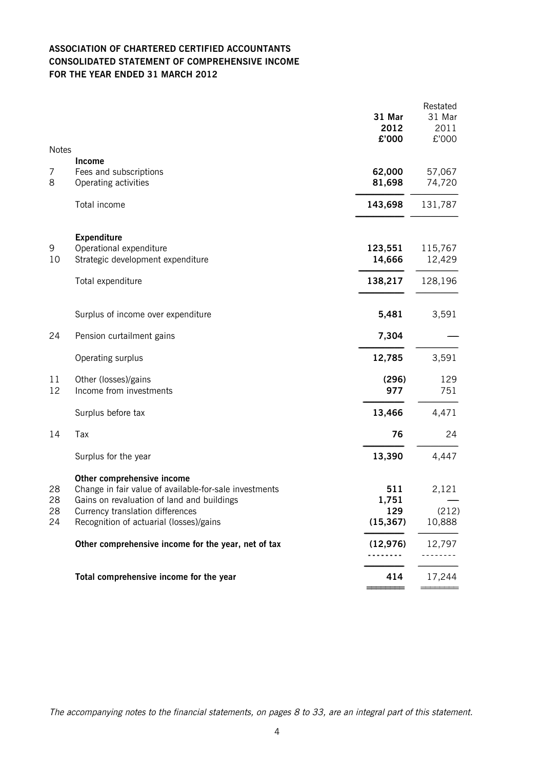**ASSOCIATION OF CHARTERED CERTIFIED ACCOUNTANTS**
**CONSOLIDATED STATEMENT OF COMPREHENSIVE INCOME**
**FOR THE YEAR ENDED 31 MARCH 2012**

| Notes | | 31 Mar 2012 £'000 | Restated 31 Mar 2011 £'000 |
|---|---|---|---|
| | **Income** | | |
| 7 | Fees and subscriptions | **62,000** | 57,067 |
| 8 | Operating activities | **81,698** | 74,720 |
| | Total income | **143,698** | 131,787 |
| | **Expenditure** | | |
| 9 | Operational expenditure | **123,551** | 115,767 |
| 10 | Strategic development expenditure | **14,666** | 12,429 |
| | Total expenditure | **138,217** | 128,196 |
| | Surplus of income over expenditure | **5,481** | 3,591 |
| 24 | Pension curtailment gains | **7,304** | — |
| | Operating surplus | **12,785** | 3,591 |
| 11 | Other (losses)/gains | **(296)** | 129 |
| 12 | Income from investments | **977** | 751 |
| | Surplus before tax | **13,466** | 4,471 |
| 14 | Tax | **76** | 24 |
| | Surplus for the year | **13,390** | 4,447 |
| | **Other comprehensive income** | | |
| 28 | Change in fair value of available-for-sale investments | **511** | 2,121 |
| 28 | Gains on revaluation of land and buildings | **1,751** | — |
| 28 | Currency translation differences | **129** | (212) |
| 24 | Recognition of actuarial (losses)/gains | **(15,367)** | 10,888 |
| | **Other comprehensive income for the year, net of tax** | **(12,976)** | 12,797 |
| | **Total comprehensive income for the year** | **414** | 17,244 |

*The accompanying notes to the financial statements, on pages 8 to 33, are an integral part of this statement.*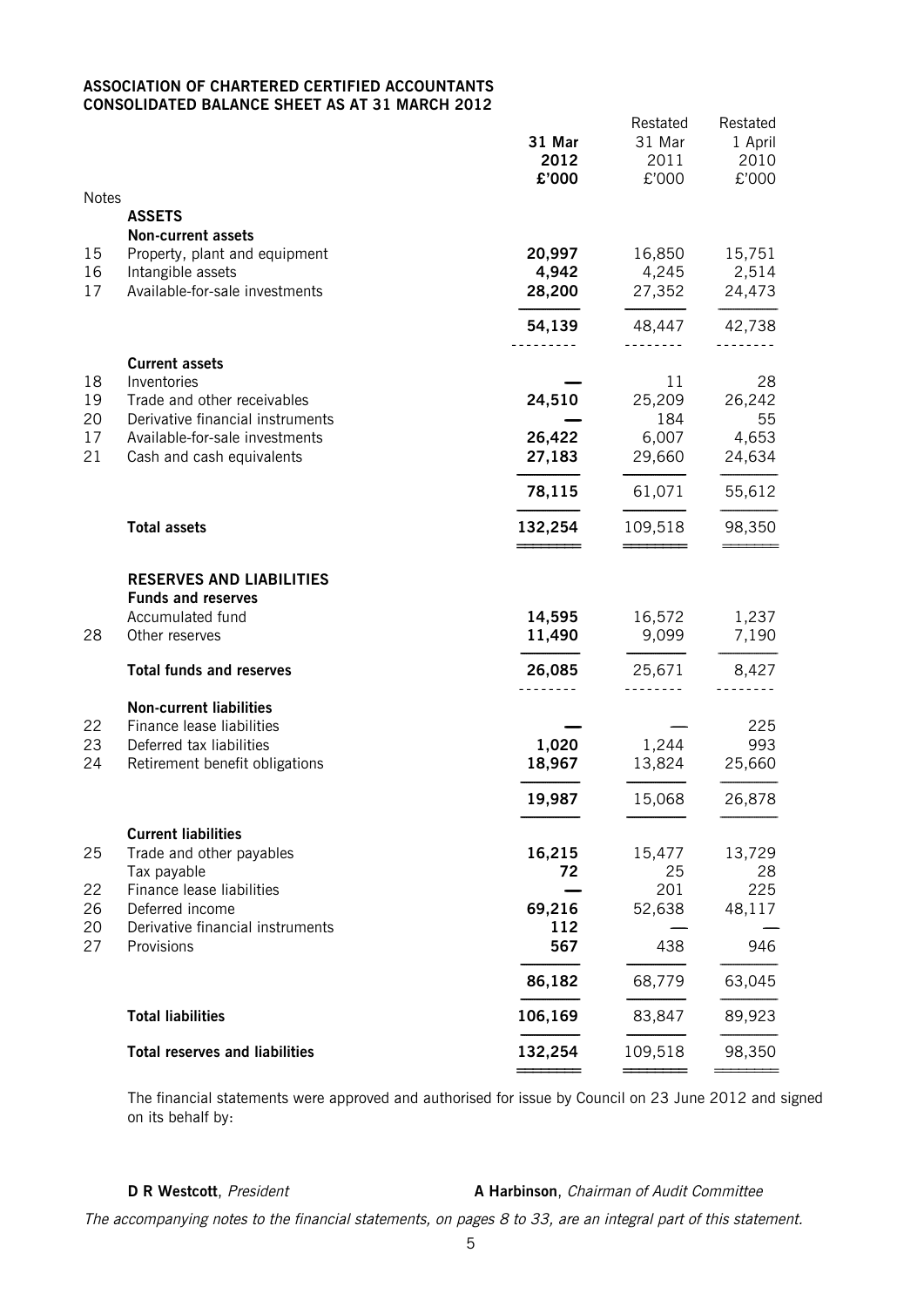**ASSOCIATION OF CHARTERED CERTIFIED ACCOUNTANTS**
**CONSOLIDATED BALANCE SHEET AS AT 31 MARCH 2012**

| Notes | | 31 Mar 2012 £'000 | Restated 31 Mar 2011 £'000 | Restated 1 April 2010 £'000 |
|---|---|---|---|---|
| | **ASSETS** | | | |
| | **Non-current assets** | | | |
| 15 | Property, plant and equipment | **20,997** | 16,850 | 15,751 |
| 16 | Intangible assets | **4,942** | 4,245 | 2,514 |
| 17 | Available-for-sale investments | **28,200** | 27,352 | 24,473 |
| | | **54,139** | 48,447 | 42,738 |
| | **Current assets** | | | |
| 18 | Inventories | **—** | 11 | 28 |
| 19 | Trade and other receivables | **24,510** | 25,209 | 26,242 |
| 20 | Derivative financial instruments | **—** | 184 | 55 |
| 17 | Available-for-sale investments | **26,422** | 6,007 | 4,653 |
| 21 | Cash and cash equivalents | **27,183** | 29,660 | 24,634 |
| | | **78,115** | 61,071 | 55,612 |
| | **Total assets** | **132,254** | 109,518 | 98,350 |
| | **RESERVES AND LIABILITIES** | | | |
| | **Funds and reserves** | | | |
| | Accumulated fund | **14,595** | 16,572 | 1,237 |
| 28 | Other reserves | **11,490** | 9,099 | 7,190 |
| | **Total funds and reserves** | **26,085** | 25,671 | 8,427 |
| | **Non-current liabilities** | | | |
| 22 | Finance lease liabilities | **—** | — | 225 |
| 23 | Deferred tax liabilities | **1,020** | 1,244 | 993 |
| 24 | Retirement benefit obligations | **18,967** | 13,824 | 25,660 |
| | | **19,987** | 15,068 | 26,878 |
| | **Current liabilities** | | | |
| 25 | Trade and other payables | **16,215** | 15,477 | 13,729 |
| | Tax payable | **72** | 25 | 28 |
| 22 | Finance lease liabilities | **—** | 201 | 225 |
| 26 | Deferred income | **69,216** | 52,638 | 48,117 |
| 20 | Derivative financial instruments | **112** | — | — |
| 27 | Provisions | **567** | 438 | 946 |
| | | **86,182** | 68,779 | 63,045 |
| | **Total liabilities** | **106,169** | 83,847 | 89,923 |
| | **Total reserves and liabilities** | **132,254** | 109,518 | 98,350 |

The financial statements were approved and authorised for issue by Council on 23 June 2012 and signed on its behalf by:

**D R Westcott**, *President* **A Harbinson**, *Chairman of Audit Committee*

*The accompanying notes to the financial statements, on pages 8 to 33, are an integral part of this statement.*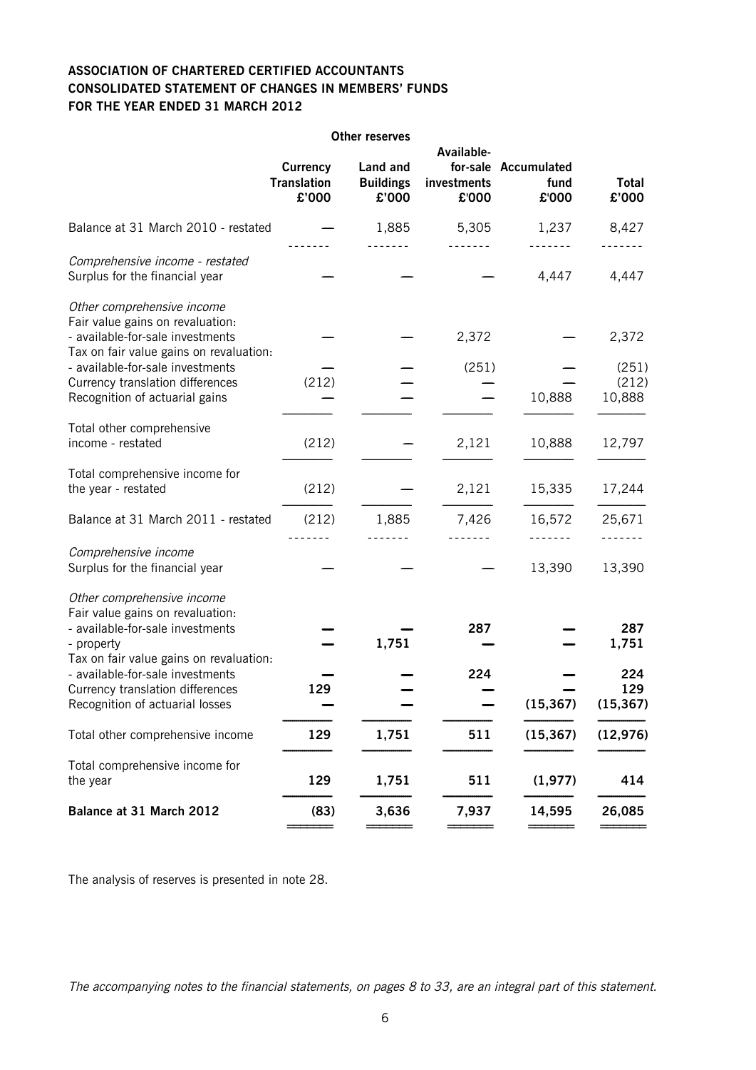**ASSOCIATION OF CHARTERED CERTIFIED ACCOUNTANTS**
**CONSOLIDATED STATEMENT OF CHANGES IN MEMBERS' FUNDS**
**FOR THE YEAR ENDED 31 MARCH 2012**

| | Other reserves | | | | |
|---|---|---|---|---|---|
| | **Currency Translation £'000** | **Land and Buildings £'000** | **Available-for-sale investments £'000** | **Accumulated fund £'000** | **Total £'000** |
| Balance at 31 March 2010 - restated | — | 1,885 | 5,305 | 1,237 | 8,427 |
| *Comprehensive income - restated* | | | | | |
| Surplus for the financial year | — | — | — | 4,447 | 4,447 |
| *Other comprehensive income* | | | | | |
| Fair value gains on revaluation: | | | | | |
| - available-for-sale investments | — | — | 2,372 | — | 2,372 |
| Tax on fair value gains on revaluation: | | | | | |
| - available-for-sale investments | — | — | (251) | — | (251) |
| Currency translation differences | (212) | — | — | — | (212) |
| Recognition of actuarial gains | — | — | — | 10,888 | 10,888 |
| Total other comprehensive income - restated | (212) | — | 2,121 | 10,888 | 12,797 |
| Total comprehensive income for the year - restated | (212) | — | 2,121 | 15,335 | 17,244 |
| Balance at 31 March 2011 - restated | (212) | 1,885 | 7,426 | 16,572 | 25,671 |
| *Comprehensive income* | | | | | |
| Surplus for the financial year | — | — | — | 13,390 | 13,390 |
| *Other comprehensive income* | | | | | |
| Fair value gains on revaluation: | | | | | |
| - available-for-sale investments | **—** | **—** | **287** | **—** | **287** |
| - property | **—** | **1,751** | **—** | **—** | **1,751** |
| Tax on fair value gains on revaluation: | | | | | |
| - available-for-sale investments | **—** | **—** | **224** | **—** | **224** |
| Currency translation differences | **129** | **—** | **—** | **—** | **129** |
| Recognition of actuarial losses | **—** | **—** | **—** | **(15,367)** | **(15,367)** |
| Total other comprehensive income | **129** | **1,751** | **511** | **(15,367)** | **(12,976)** |
| Total comprehensive income for the year | **129** | **1,751** | **511** | **(1,977)** | **414** |
| **Balance at 31 March 2012** | **(83)** | **3,636** | **7,937** | **14,595** | **26,085** |

The analysis of reserves is presented in note 28.

*The accompanying notes to the financial statements, on pages 8 to 33, are an integral part of this statement.*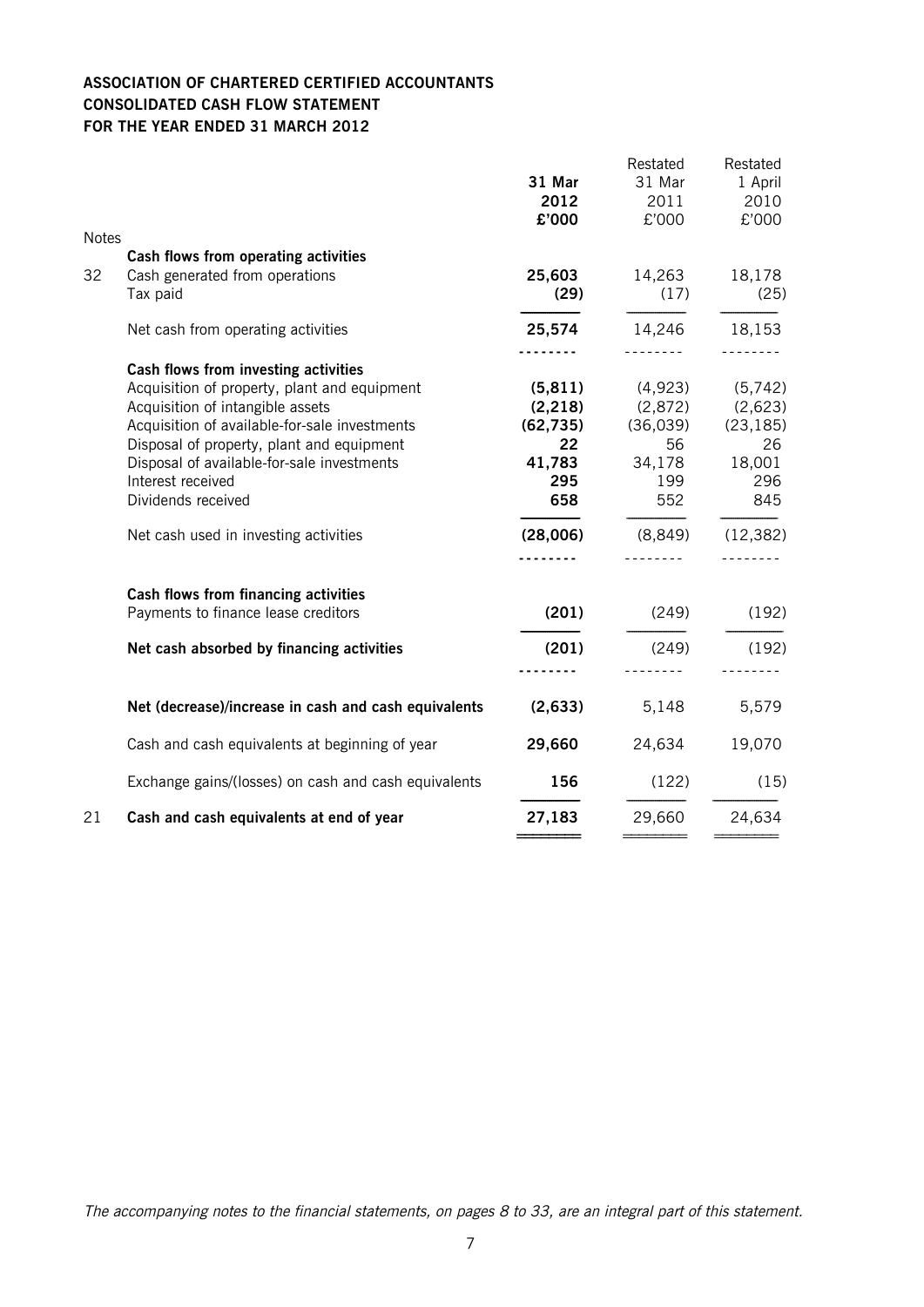**ASSOCIATION OF CHARTERED CERTIFIED ACCOUNTANTS**
**CONSOLIDATED CASH FLOW STATEMENT**
**FOR THE YEAR ENDED 31 MARCH 2012**

| Notes | | 31 Mar 2012 £'000 | Restated 31 Mar 2011 £'000 | Restated 1 April 2010 £'000 |
|---|---|---|---|---|
| | **Cash flows from operating activities** | | | |
| 32 | Cash generated from operations | **25,603** | 14,263 | 18,178 |
| | Tax paid | **(29)** | (17) | (25) |
| | Net cash from operating activities | **25,574** | 14,246 | 18,153 |
| | **Cash flows from investing activities** | | | |
| | Acquisition of property, plant and equipment | **(5,811)** | (4,923) | (5,742) |
| | Acquisition of intangible assets | **(2,218)** | (2,872) | (2,623) |
| | Acquisition of available-for-sale investments | **(62,735)** | (36,039) | (23,185) |
| | Disposal of property, plant and equipment | **22** | 56 | 26 |
| | Disposal of available-for-sale investments | **41,783** | 34,178 | 18,001 |
| | Interest received | **295** | 199 | 296 |
| | Dividends received | **658** | 552 | 845 |
| | Net cash used in investing activities | **(28,006)** | (8,849) | (12,382) |
| | **Cash flows from financing activities** | | | |
| | Payments to finance lease creditors | **(201)** | (249) | (192) |
| | **Net cash absorbed by financing activities** | **(201)** | (249) | (192) |
| | **Net (decrease)/increase in cash and cash equivalents** | **(2,633)** | 5,148 | 5,579 |
| | Cash and cash equivalents at beginning of year | **29,660** | 24,634 | 19,070 |
| | Exchange gains/(losses) on cash and cash equivalents | **156** | (122) | (15) |
| 21 | **Cash and cash equivalents at end of year** | **27,183** | 29,660 | 24,634 |

*The accompanying notes to the financial statements, on pages 8 to 33, are an integral part of this statement.*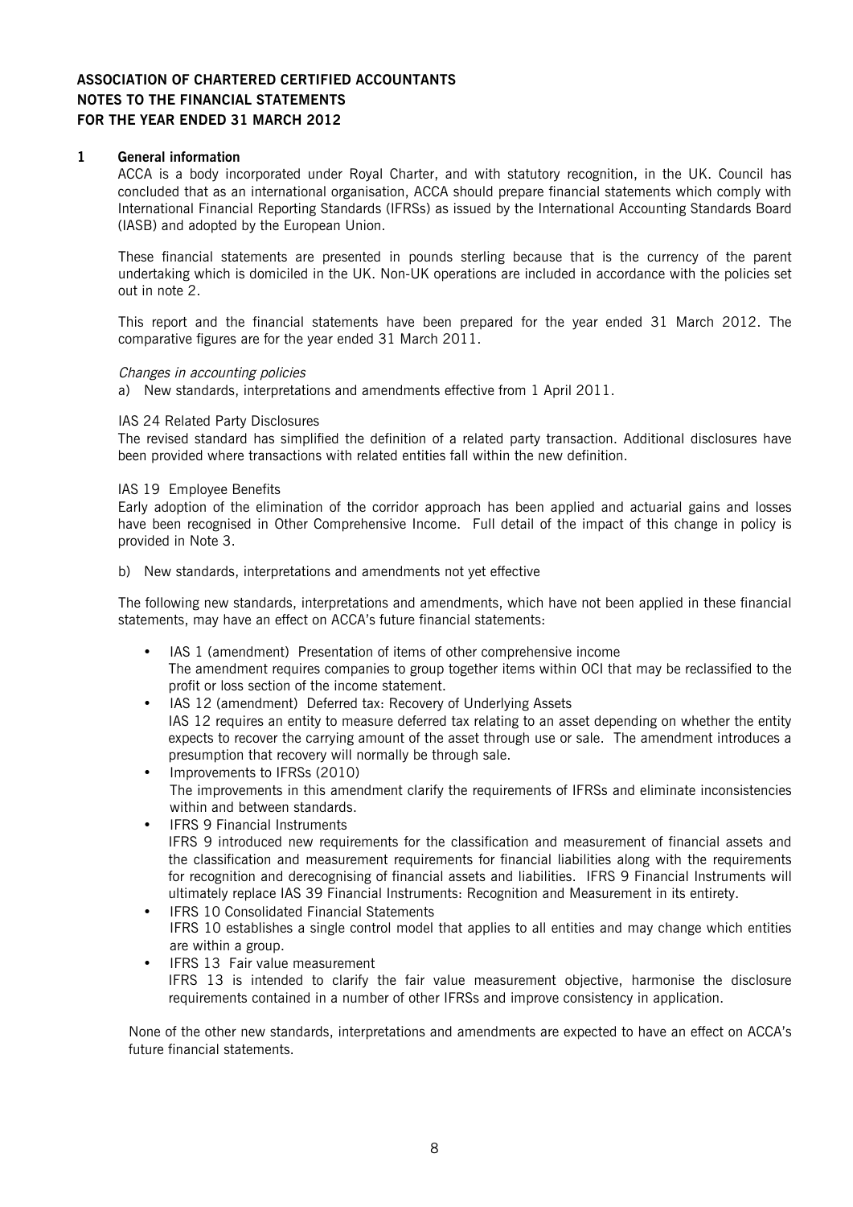# ASSOCIATION OF CHARTERED CERTIFIED ACCOUNTANTS
## NOTES TO THE FINANCIAL STATEMENTS
## FOR THE YEAR ENDED 31 MARCH 2012

### 1 General information

ACCA is a body incorporated under Royal Charter, and with statutory recognition, in the UK. Council has concluded that as an international organisation, ACCA should prepare financial statements which comply with International Financial Reporting Standards (IFRSs) as issued by the International Accounting Standards Board (IASB) and adopted by the European Union.

These financial statements are presented in pounds sterling because that is the currency of the parent undertaking which is domiciled in the UK. Non-UK operations are included in accordance with the policies set out in note 2.

This report and the financial statements have been prepared for the year ended 31 March 2012. The comparative figures are for the year ended 31 March 2011.

*Changes in accounting policies*

a) New standards, interpretations and amendments effective from 1 April 2011.

IAS 24 Related Party Disclosures

The revised standard has simplified the definition of a related party transaction. Additional disclosures have been provided where transactions with related entities fall within the new definition.

IAS 19 Employee Benefits

Early adoption of the elimination of the corridor approach has been applied and actuarial gains and losses have been recognised in Other Comprehensive Income. Full detail of the impact of this change in policy is provided in Note 3.

b) New standards, interpretations and amendments not yet effective

The following new standards, interpretations and amendments, which have not been applied in these financial statements, may have an effect on ACCA's future financial statements:

- IAS 1 (amendment) Presentation of items of other comprehensive income
  The amendment requires companies to group together items within OCI that may be reclassified to the profit or loss section of the income statement.
- IAS 12 (amendment) Deferred tax: Recovery of Underlying Assets
  IAS 12 requires an entity to measure deferred tax relating to an asset depending on whether the entity expects to recover the carrying amount of the asset through use or sale. The amendment introduces a presumption that recovery will normally be through sale.
- Improvements to IFRSs (2010)
  The improvements in this amendment clarify the requirements of IFRSs and eliminate inconsistencies within and between standards.
- IFRS 9 Financial Instruments
  IFRS 9 introduced new requirements for the classification and measurement of financial assets and the classification and measurement requirements for financial liabilities along with the requirements for recognition and derecognising of financial assets and liabilities. IFRS 9 Financial Instruments will ultimately replace IAS 39 Financial Instruments: Recognition and Measurement in its entirety.
- IFRS 10 Consolidated Financial Statements
  IFRS 10 establishes a single control model that applies to all entities and may change which entities are within a group.
- IFRS 13 Fair value measurement
  IFRS 13 is intended to clarify the fair value measurement objective, harmonise the disclosure requirements contained in a number of other IFRSs and improve consistency in application.

None of the other new standards, interpretations and amendments are expected to have an effect on ACCA's future financial statements.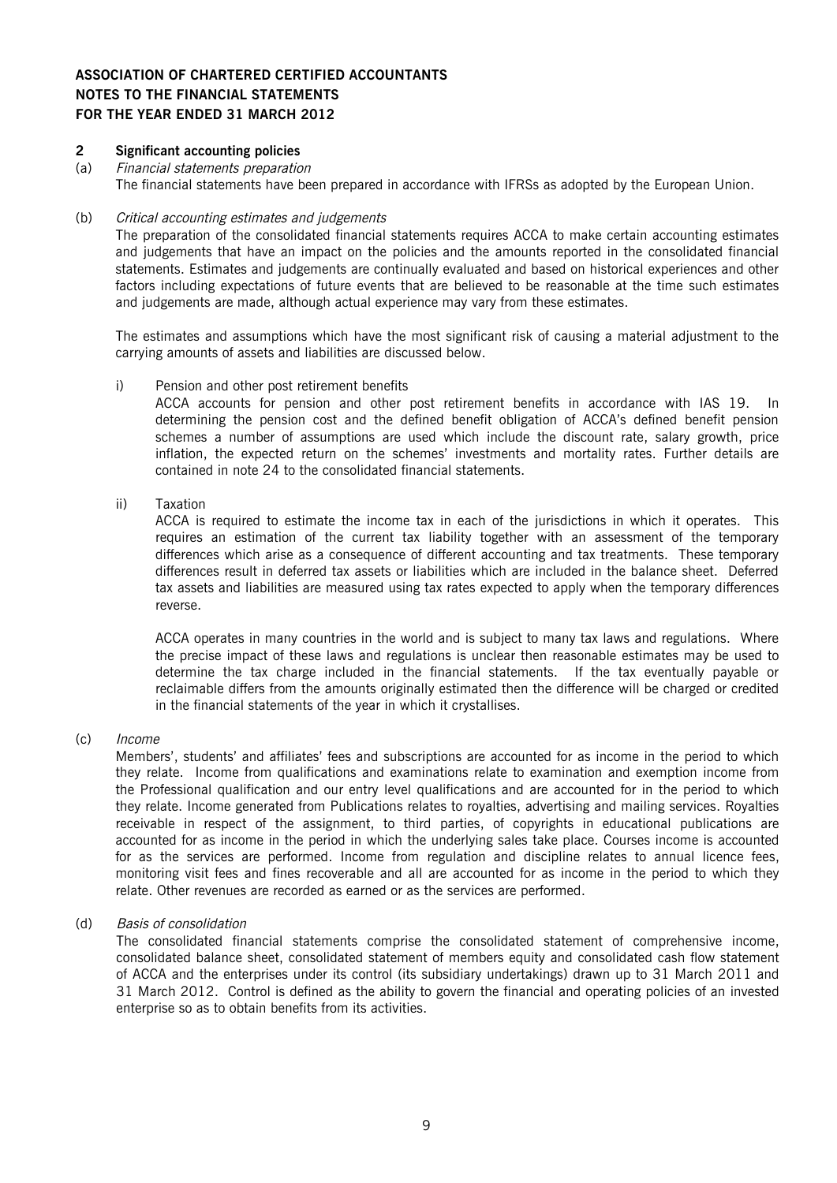**ASSOCIATION OF CHARTERED CERTIFIED ACCOUNTANTS**
**NOTES TO THE FINANCIAL STATEMENTS**
**FOR THE YEAR ENDED 31 MARCH 2012**

## 2 Significant accounting policies

(a) *Financial statements preparation*

The financial statements have been prepared in accordance with IFRSs as adopted by the European Union.

(b) *Critical accounting estimates and judgements*

The preparation of the consolidated financial statements requires ACCA to make certain accounting estimates and judgements that have an impact on the policies and the amounts reported in the consolidated financial statements. Estimates and judgements are continually evaluated and based on historical experiences and other factors including expectations of future events that are believed to be reasonable at the time such estimates and judgements are made, although actual experience may vary from these estimates.

The estimates and assumptions which have the most significant risk of causing a material adjustment to the carrying amounts of assets and liabilities are discussed below.

i) Pension and other post retirement benefits

ACCA accounts for pension and other post retirement benefits in accordance with IAS 19. In determining the pension cost and the defined benefit obligation of ACCA's defined benefit pension schemes a number of assumptions are used which include the discount rate, salary growth, price inflation, the expected return on the schemes' investments and mortality rates. Further details are contained in note 24 to the consolidated financial statements.

ii) Taxation

ACCA is required to estimate the income tax in each of the jurisdictions in which it operates. This requires an estimation of the current tax liability together with an assessment of the temporary differences which arise as a consequence of different accounting and tax treatments. These temporary differences result in deferred tax assets or liabilities which are included in the balance sheet. Deferred tax assets and liabilities are measured using tax rates expected to apply when the temporary differences reverse.

ACCA operates in many countries in the world and is subject to many tax laws and regulations. Where the precise impact of these laws and regulations is unclear then reasonable estimates may be used to determine the tax charge included in the financial statements. If the tax eventually payable or reclaimable differs from the amounts originally estimated then the difference will be charged or credited in the financial statements of the year in which it crystallises.

(c) *Income*

Members', students' and affiliates' fees and subscriptions are accounted for as income in the period to which they relate. Income from qualifications and examinations relate to examination and exemption income from the Professional qualification and our entry level qualifications and are accounted for in the period to which they relate. Income generated from Publications relates to royalties, advertising and mailing services. Royalties receivable in respect of the assignment, to third parties, of copyrights in educational publications are accounted for as income in the period in which the underlying sales take place. Courses income is accounted for as the services are performed. Income from regulation and discipline relates to annual licence fees, monitoring visit fees and fines recoverable and all are accounted for as income in the period to which they relate. Other revenues are recorded as earned or as the services are performed.

(d) *Basis of consolidation*

The consolidated financial statements comprise the consolidated statement of comprehensive income, consolidated balance sheet, consolidated statement of members equity and consolidated cash flow statement of ACCA and the enterprises under its control (its subsidiary undertakings) drawn up to 31 March 2011 and 31 March 2012. Control is defined as the ability to govern the financial and operating policies of an invested enterprise so as to obtain benefits from its activities.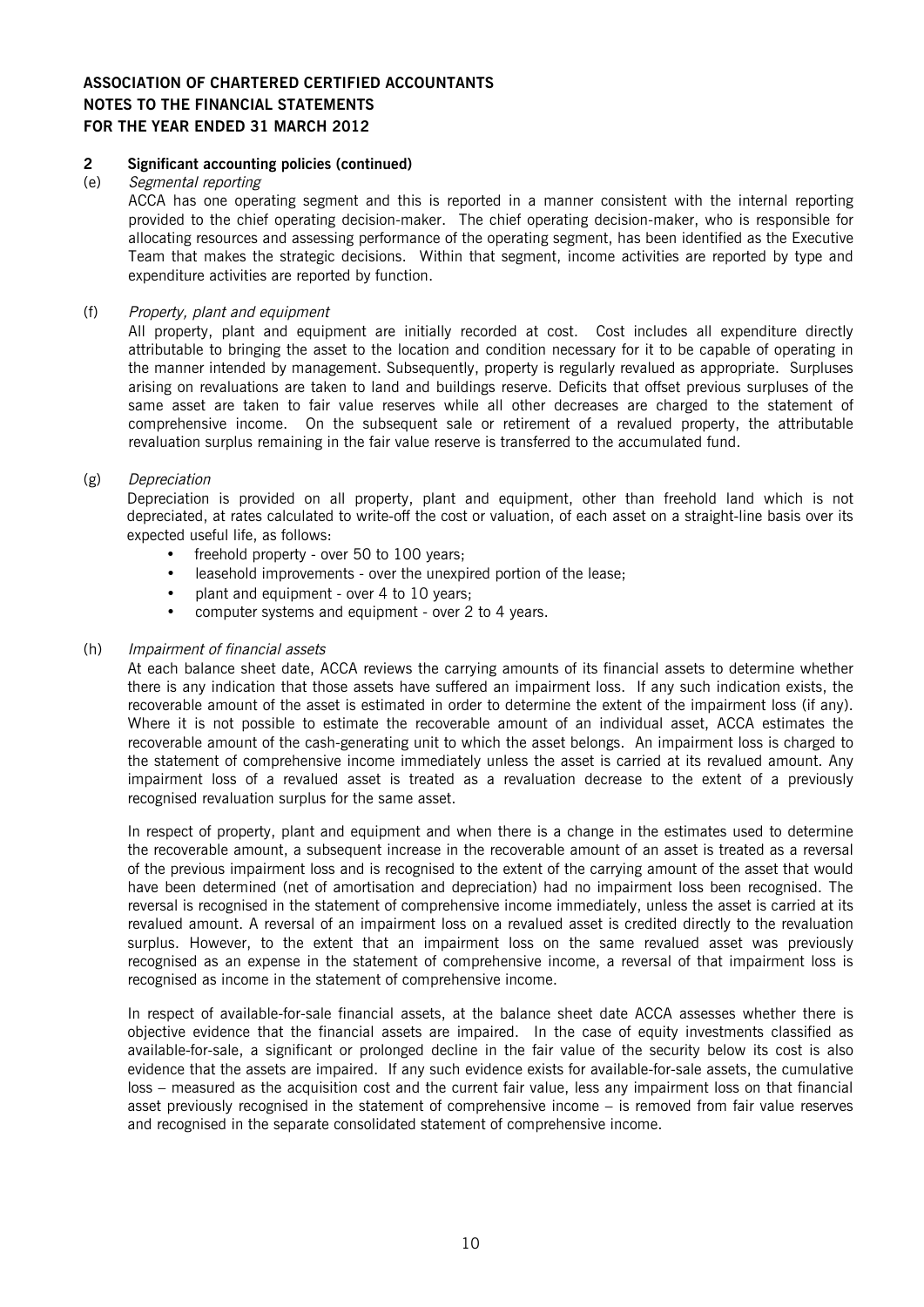**ASSOCIATION OF CHARTERED CERTIFIED ACCOUNTANTS**
**NOTES TO THE FINANCIAL STATEMENTS**
**FOR THE YEAR ENDED 31 MARCH 2012**

## 2 Significant accounting policies (continued)

(e) *Segmental reporting*

ACCA has one operating segment and this is reported in a manner consistent with the internal reporting provided to the chief operating decision-maker. The chief operating decision-maker, who is responsible for allocating resources and assessing performance of the operating segment, has been identified as the Executive Team that makes the strategic decisions. Within that segment, income activities are reported by type and expenditure activities are reported by function.

(f) *Property, plant and equipment*

All property, plant and equipment are initially recorded at cost. Cost includes all expenditure directly attributable to bringing the asset to the location and condition necessary for it to be capable of operating in the manner intended by management. Subsequently, property is regularly revalued as appropriate. Surpluses arising on revaluations are taken to land and buildings reserve. Deficits that offset previous surpluses of the same asset are taken to fair value reserves while all other decreases are charged to the statement of comprehensive income. On the subsequent sale or retirement of a revalued property, the attributable revaluation surplus remaining in the fair value reserve is transferred to the accumulated fund.

(g) *Depreciation*

Depreciation is provided on all property, plant and equipment, other than freehold land which is not depreciated, at rates calculated to write-off the cost or valuation, of each asset on a straight-line basis over its expected useful life, as follows:

- freehold property - over 50 to 100 years;
- leasehold improvements - over the unexpired portion of the lease;
- plant and equipment - over 4 to 10 years;
- computer systems and equipment - over 2 to 4 years.

(h) *Impairment of financial assets*

At each balance sheet date, ACCA reviews the carrying amounts of its financial assets to determine whether there is any indication that those assets have suffered an impairment loss. If any such indication exists, the recoverable amount of the asset is estimated in order to determine the extent of the impairment loss (if any). Where it is not possible to estimate the recoverable amount of an individual asset, ACCA estimates the recoverable amount of the cash-generating unit to which the asset belongs. An impairment loss is charged to the statement of comprehensive income immediately unless the asset is carried at its revalued amount. Any impairment loss of a revalued asset is treated as a revaluation decrease to the extent of a previously recognised revaluation surplus for the same asset.

In respect of property, plant and equipment and when there is a change in the estimates used to determine the recoverable amount, a subsequent increase in the recoverable amount of an asset is treated as a reversal of the previous impairment loss and is recognised to the extent of the carrying amount of the asset that would have been determined (net of amortisation and depreciation) had no impairment loss been recognised. The reversal is recognised in the statement of comprehensive income immediately, unless the asset is carried at its revalued amount. A reversal of an impairment loss on a revalued asset is credited directly to the revaluation surplus. However, to the extent that an impairment loss on the same revalued asset was previously recognised as an expense in the statement of comprehensive income, a reversal of that impairment loss is recognised as income in the statement of comprehensive income.

In respect of available-for-sale financial assets, at the balance sheet date ACCA assesses whether there is objective evidence that the financial assets are impaired. In the case of equity investments classified as available-for-sale, a significant or prolonged decline in the fair value of the security below its cost is also evidence that the assets are impaired. If any such evidence exists for available-for-sale assets, the cumulative loss – measured as the acquisition cost and the current fair value, less any impairment loss on that financial asset previously recognised in the statement of comprehensive income – is removed from fair value reserves and recognised in the separate consolidated statement of comprehensive income.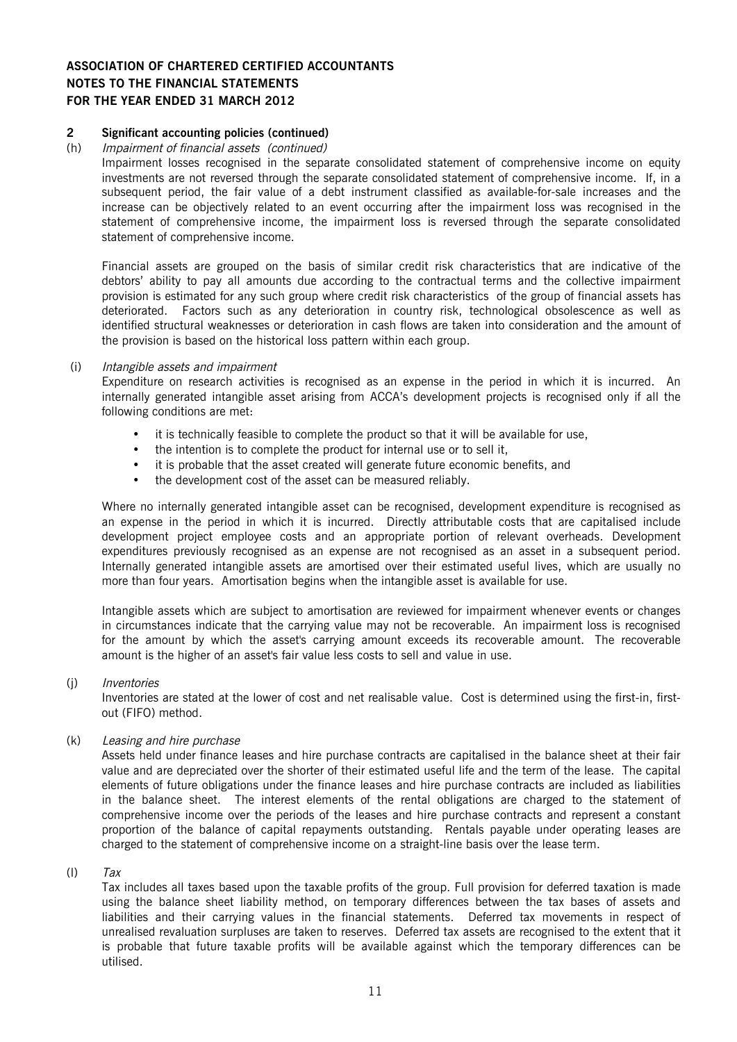**ASSOCIATION OF CHARTERED CERTIFIED ACCOUNTANTS**
**NOTES TO THE FINANCIAL STATEMENTS**
**FOR THE YEAR ENDED 31 MARCH 2012**

## 2 Significant accounting policies (continued)

(h) *Impairment of financial assets (continued)*

Impairment losses recognised in the separate consolidated statement of comprehensive income on equity investments are not reversed through the separate consolidated statement of comprehensive income. If, in a subsequent period, the fair value of a debt instrument classified as available-for-sale increases and the increase can be objectively related to an event occurring after the impairment loss was recognised in the statement of comprehensive income, the impairment loss is reversed through the separate consolidated statement of comprehensive income.

Financial assets are grouped on the basis of similar credit risk characteristics that are indicative of the debtors' ability to pay all amounts due according to the contractual terms and the collective impairment provision is estimated for any such group where credit risk characteristics of the group of financial assets has deteriorated. Factors such as any deterioration in country risk, technological obsolescence as well as identified structural weaknesses or deterioration in cash flows are taken into consideration and the amount of the provision is based on the historical loss pattern within each group.

(i) *Intangible assets and impairment*

Expenditure on research activities is recognised as an expense in the period in which it is incurred. An internally generated intangible asset arising from ACCA's development projects is recognised only if all the following conditions are met:

- it is technically feasible to complete the product so that it will be available for use,
- the intention is to complete the product for internal use or to sell it,
- it is probable that the asset created will generate future economic benefits, and
- the development cost of the asset can be measured reliably.

Where no internally generated intangible asset can be recognised, development expenditure is recognised as an expense in the period in which it is incurred. Directly attributable costs that are capitalised include development project employee costs and an appropriate portion of relevant overheads. Development expenditures previously recognised as an expense are not recognised as an asset in a subsequent period. Internally generated intangible assets are amortised over their estimated useful lives, which are usually no more than four years. Amortisation begins when the intangible asset is available for use.

Intangible assets which are subject to amortisation are reviewed for impairment whenever events or changes in circumstances indicate that the carrying value may not be recoverable. An impairment loss is recognised for the amount by which the asset's carrying amount exceeds its recoverable amount. The recoverable amount is the higher of an asset's fair value less costs to sell and value in use.

(j) *Inventories*

Inventories are stated at the lower of cost and net realisable value. Cost is determined using the first-in, first-out (FIFO) method.

(k) *Leasing and hire purchase*

Assets held under finance leases and hire purchase contracts are capitalised in the balance sheet at their fair value and are depreciated over the shorter of their estimated useful life and the term of the lease. The capital elements of future obligations under the finance leases and hire purchase contracts are included as liabilities in the balance sheet. The interest elements of the rental obligations are charged to the statement of comprehensive income over the periods of the leases and hire purchase contracts and represent a constant proportion of the balance of capital repayments outstanding. Rentals payable under operating leases are charged to the statement of comprehensive income on a straight-line basis over the lease term.

(l) *Tax*

Tax includes all taxes based upon the taxable profits of the group. Full provision for deferred taxation is made using the balance sheet liability method, on temporary differences between the tax bases of assets and liabilities and their carrying values in the financial statements. Deferred tax movements in respect of unrealised revaluation surpluses are taken to reserves. Deferred tax assets are recognised to the extent that it is probable that future taxable profits will be available against which the temporary differences can be utilised.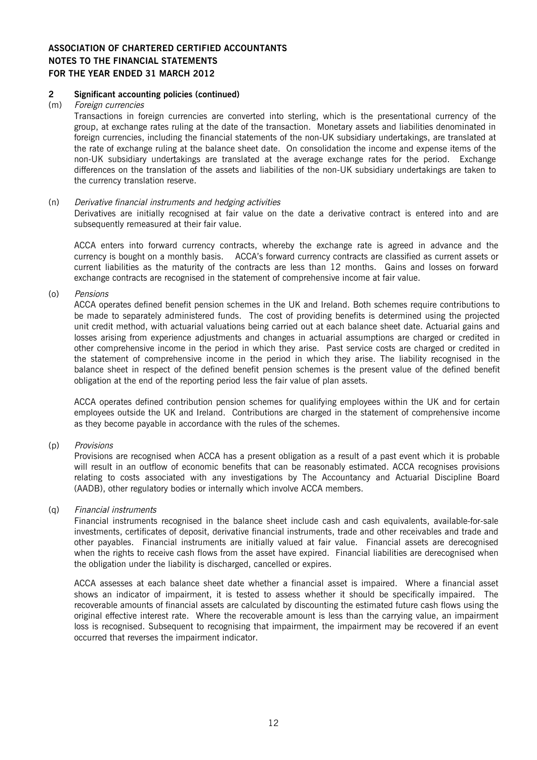**ASSOCIATION OF CHARTERED CERTIFIED ACCOUNTANTS**
**NOTES TO THE FINANCIAL STATEMENTS**
**FOR THE YEAR ENDED 31 MARCH 2012**

## 2 Significant accounting policies (continued)

(m) *Foreign currencies*

Transactions in foreign currencies are converted into sterling, which is the presentational currency of the group, at exchange rates ruling at the date of the transaction. Monetary assets and liabilities denominated in foreign currencies, including the financial statements of the non-UK subsidiary undertakings, are translated at the rate of exchange ruling at the balance sheet date. On consolidation the income and expense items of the non-UK subsidiary undertakings are translated at the average exchange rates for the period. Exchange differences on the translation of the assets and liabilities of the non-UK subsidiary undertakings are taken to the currency translation reserve.

(n) *Derivative financial instruments and hedging activities*

Derivatives are initially recognised at fair value on the date a derivative contract is entered into and are subsequently remeasured at their fair value.

ACCA enters into forward currency contracts, whereby the exchange rate is agreed in advance and the currency is bought on a monthly basis. ACCA's forward currency contracts are classified as current assets or current liabilities as the maturity of the contracts are less than 12 months. Gains and losses on forward exchange contracts are recognised in the statement of comprehensive income at fair value.

(o) *Pensions*

ACCA operates defined benefit pension schemes in the UK and Ireland. Both schemes require contributions to be made to separately administered funds. The cost of providing benefits is determined using the projected unit credit method, with actuarial valuations being carried out at each balance sheet date. Actuarial gains and losses arising from experience adjustments and changes in actuarial assumptions are charged or credited in other comprehensive income in the period in which they arise. Past service costs are charged or credited in the statement of comprehensive income in the period in which they arise. The liability recognised in the balance sheet in respect of the defined benefit pension schemes is the present value of the defined benefit obligation at the end of the reporting period less the fair value of plan assets.

ACCA operates defined contribution pension schemes for qualifying employees within the UK and for certain employees outside the UK and Ireland. Contributions are charged in the statement of comprehensive income as they become payable in accordance with the rules of the schemes.

(p) *Provisions*

Provisions are recognised when ACCA has a present obligation as a result of a past event which it is probable will result in an outflow of economic benefits that can be reasonably estimated. ACCA recognises provisions relating to costs associated with any investigations by The Accountancy and Actuarial Discipline Board (AADB), other regulatory bodies or internally which involve ACCA members.

(q) *Financial instruments*

Financial instruments recognised in the balance sheet include cash and cash equivalents, available-for-sale investments, certificates of deposit, derivative financial instruments, trade and other receivables and trade and other payables. Financial instruments are initially valued at fair value. Financial assets are derecognised when the rights to receive cash flows from the asset have expired. Financial liabilities are derecognised when the obligation under the liability is discharged, cancelled or expires.

ACCA assesses at each balance sheet date whether a financial asset is impaired. Where a financial asset shows an indicator of impairment, it is tested to assess whether it should be specifically impaired. The recoverable amounts of financial assets are calculated by discounting the estimated future cash flows using the original effective interest rate. Where the recoverable amount is less than the carrying value, an impairment loss is recognised. Subsequent to recognising that impairment, the impairment may be recovered if an event occurred that reverses the impairment indicator.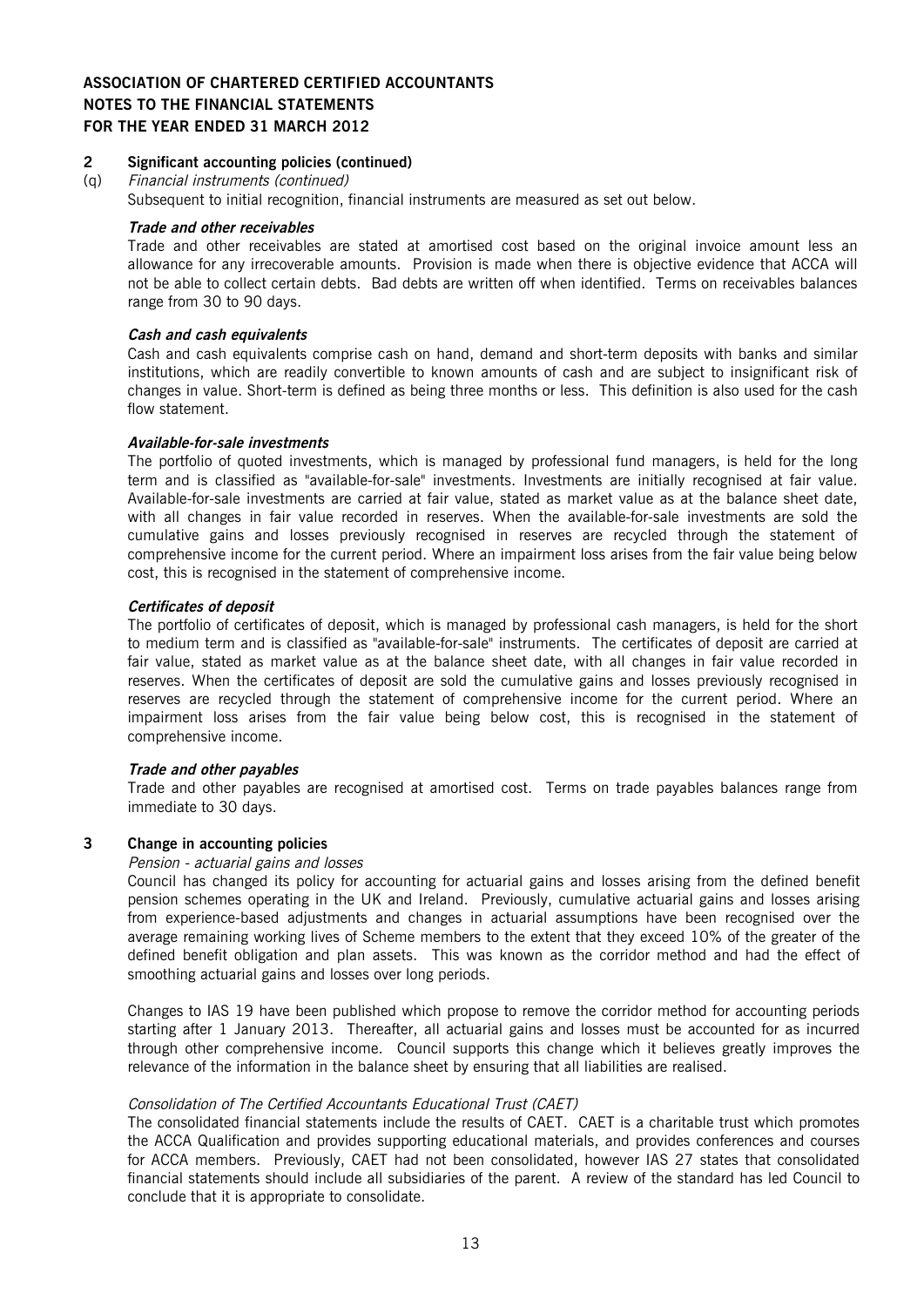## 2 Significant accounting policies (continued)

(q) *Financial instruments (continued)*

Subsequent to initial recognition, financial instruments are measured as set out below.

***Trade and other receivables***

Trade and other receivables are stated at amortised cost based on the original invoice amount less an allowance for any irrecoverable amounts. Provision is made when there is objective evidence that ACCA will not be able to collect certain debts. Bad debts are written off when identified. Terms on receivables balances range from 30 to 90 days.

***Cash and cash equivalents***

Cash and cash equivalents comprise cash on hand, demand and short-term deposits with banks and similar institutions, which are readily convertible to known amounts of cash and are subject to insignificant risk of changes in value. Short-term is defined as being three months or less. This definition is also used for the cash flow statement.

***Available-for-sale investments***

The portfolio of quoted investments, which is managed by professional fund managers, is held for the long term and is classified as "available-for-sale" investments. Investments are initially recognised at fair value. Available-for-sale investments are carried at fair value, stated as market value as at the balance sheet date, with all changes in fair value recorded in reserves. When the available-for-sale investments are sold the cumulative gains and losses previously recognised in reserves are recycled through the statement of comprehensive income for the current period. Where an impairment loss arises from the fair value being below cost, this is recognised in the statement of comprehensive income.

***Certificates of deposit***

The portfolio of certificates of deposit, which is managed by professional cash managers, is held for the short to medium term and is classified as "available-for-sale" instruments. The certificates of deposit are carried at fair value, stated as market value as at the balance sheet date, with all changes in fair value recorded in reserves. When the certificates of deposit are sold the cumulative gains and losses previously recognised in reserves are recycled through the statement of comprehensive income for the current period. Where an impairment loss arises from the fair value being below cost, this is recognised in the statement of comprehensive income.

***Trade and other payables***

Trade and other payables are recognised at amortised cost. Terms on trade payables balances range from immediate to 30 days.

## 3 Change in accounting policies

*Pension - actuarial gains and losses*

Council has changed its policy for accounting for actuarial gains and losses arising from the defined benefit pension schemes operating in the UK and Ireland. Previously, cumulative actuarial gains and losses arising from experience-based adjustments and changes in actuarial assumptions have been recognised over the average remaining working lives of Scheme members to the extent that they exceed 10% of the greater of the defined benefit obligation and plan assets. This was known as the corridor method and had the effect of smoothing actuarial gains and losses over long periods.

Changes to IAS 19 have been published which propose to remove the corridor method for accounting periods starting after 1 January 2013. Thereafter, all actuarial gains and losses must be accounted for as incurred through other comprehensive income. Council supports this change which it believes greatly improves the relevance of the information in the balance sheet by ensuring that all liabilities are realised.

*Consolidation of The Certified Accountants Educational Trust (CAET)*

The consolidated financial statements include the results of CAET. CAET is a charitable trust which promotes the ACCA Qualification and provides supporting educational materials, and provides conferences and courses for ACCA members. Previously, CAET had not been consolidated, however IAS 27 states that consolidated financial statements should include all subsidiaries of the parent. A review of the standard has led Council to conclude that it is appropriate to consolidate.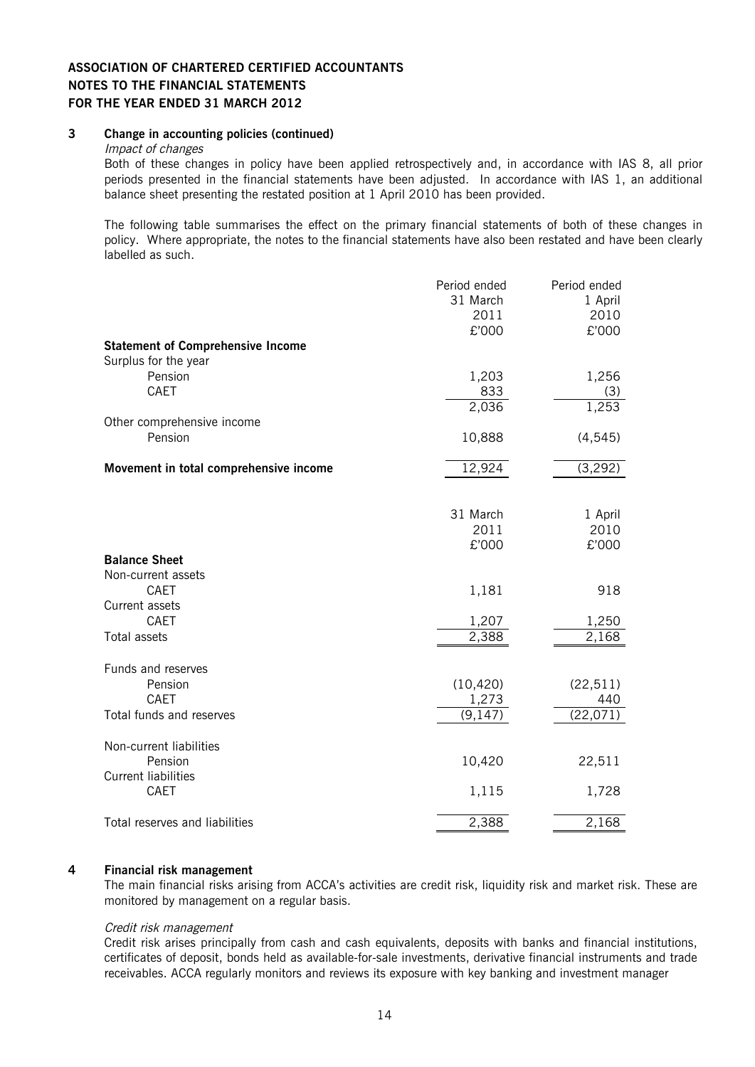## 3 Change in accounting policies (continued)

*Impact of changes*

Both of these changes in policy have been applied retrospectively and, in accordance with IAS 8, all prior periods presented in the financial statements have been adjusted. In accordance with IAS 1, an additional balance sheet presenting the restated position at 1 April 2010 has been provided.

The following table summarises the effect on the primary financial statements of both of these changes in policy. Where appropriate, the notes to the financial statements have also been restated and have been clearly labelled as such.

| | Period ended 31 March 2011 £'000 | Period ended 1 April 2010 £'000 |
|---|---|---|
| **Statement of Comprehensive Income** | | |
| Surplus for the year | | |
| Pension | 1,203 | 1,256 |
| CAET | 833 | (3) |
| | 2,036 | 1,253 |
| Other comprehensive income | | |
| Pension | 10,888 | (4,545) |
| **Movement in total comprehensive income** | 12,924 | (3,292) |

| | 31 March 2011 £'000 | 1 April 2010 £'000 |
|---|---|---|
| **Balance Sheet** | | |
| Non-current assets | | |
| CAET | 1,181 | 918 |
| Current assets | | |
| CAET | 1,207 | 1,250 |
| Total assets | 2,388 | 2,168 |
| Funds and reserves | | |
| Pension | (10,420) | (22,511) |
| CAET | 1,273 | 440 |
| Total funds and reserves | (9,147) | (22,071) |
| Non-current liabilities | | |
| Pension | 10,420 | 22,511 |
| Current liabilities | | |
| CAET | 1,115 | 1,728 |
| Total reserves and liabilities | 2,388 | 2,168 |

## 4 Financial risk management

The main financial risks arising from ACCA's activities are credit risk, liquidity risk and market risk. These are monitored by management on a regular basis.

*Credit risk management*

Credit risk arises principally from cash and cash equivalents, deposits with banks and financial institutions, certificates of deposit, bonds held as available-for-sale investments, derivative financial instruments and trade receivables. ACCA regularly monitors and reviews its exposure with key banking and investment manager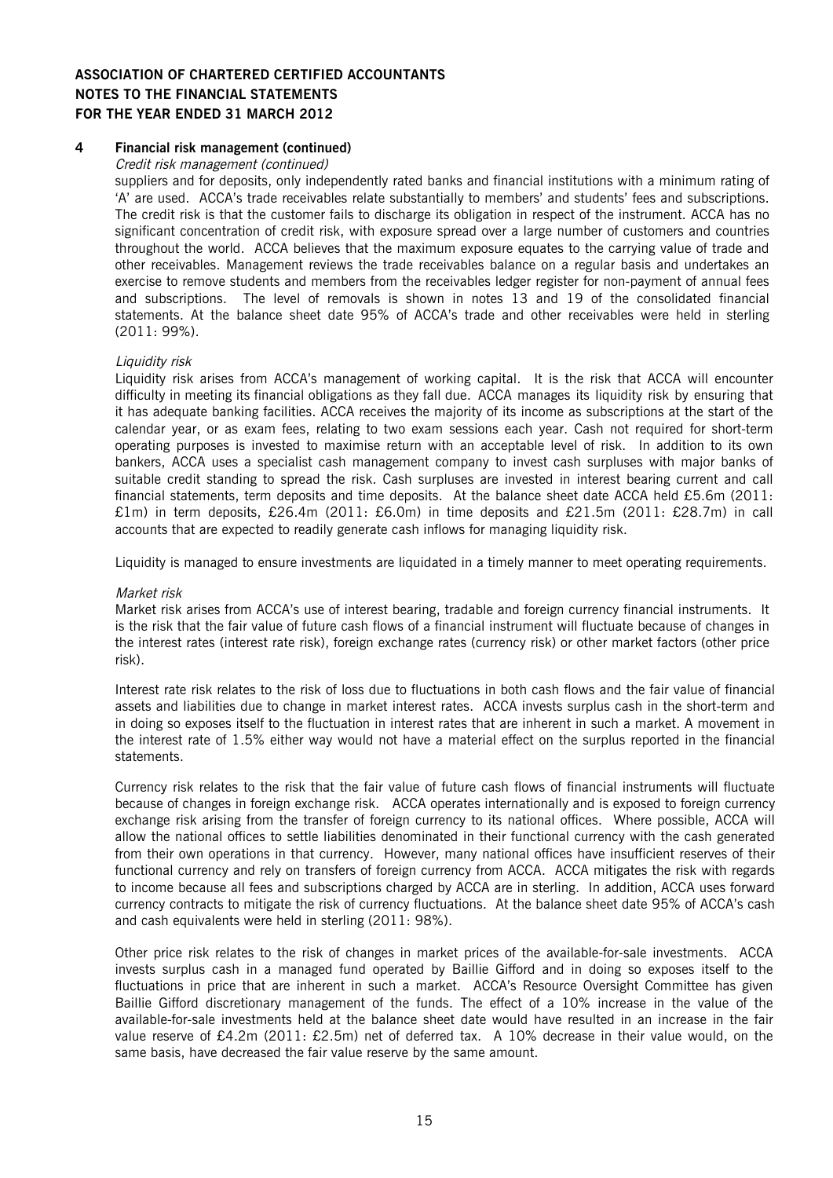## 4 Financial risk management (continued)

*Credit risk management (continued)*

suppliers and for deposits, only independently rated banks and financial institutions with a minimum rating of 'A' are used. ACCA's trade receivables relate substantially to members' and students' fees and subscriptions. The credit risk is that the customer fails to discharge its obligation in respect of the instrument. ACCA has no significant concentration of credit risk, with exposure spread over a large number of customers and countries throughout the world. ACCA believes that the maximum exposure equates to the carrying value of trade and other receivables. Management reviews the trade receivables balance on a regular basis and undertakes an exercise to remove students and members from the receivables ledger register for non-payment of annual fees and subscriptions. The level of removals is shown in notes 13 and 19 of the consolidated financial statements. At the balance sheet date 95% of ACCA's trade and other receivables were held in sterling (2011: 99%).

*Liquidity risk*

Liquidity risk arises from ACCA's management of working capital. It is the risk that ACCA will encounter difficulty in meeting its financial obligations as they fall due. ACCA manages its liquidity risk by ensuring that it has adequate banking facilities. ACCA receives the majority of its income as subscriptions at the start of the calendar year, or as exam fees, relating to two exam sessions each year. Cash not required for short-term operating purposes is invested to maximise return with an acceptable level of risk. In addition to its own bankers, ACCA uses a specialist cash management company to invest cash surpluses with major banks of suitable credit standing to spread the risk. Cash surpluses are invested in interest bearing current and call financial statements, term deposits and time deposits. At the balance sheet date ACCA held £5.6m (2011: £1m) in term deposits, £26.4m (2011: £6.0m) in time deposits and £21.5m (2011: £28.7m) in call accounts that are expected to readily generate cash inflows for managing liquidity risk.

Liquidity is managed to ensure investments are liquidated in a timely manner to meet operating requirements.

*Market risk*

Market risk arises from ACCA's use of interest bearing, tradable and foreign currency financial instruments. It is the risk that the fair value of future cash flows of a financial instrument will fluctuate because of changes in the interest rates (interest rate risk), foreign exchange rates (currency risk) or other market factors (other price risk).

Interest rate risk relates to the risk of loss due to fluctuations in both cash flows and the fair value of financial assets and liabilities due to change in market interest rates. ACCA invests surplus cash in the short-term and in doing so exposes itself to the fluctuation in interest rates that are inherent in such a market. A movement in the interest rate of 1.5% either way would not have a material effect on the surplus reported in the financial statements.

Currency risk relates to the risk that the fair value of future cash flows of financial instruments will fluctuate because of changes in foreign exchange risk. ACCA operates internationally and is exposed to foreign currency exchange risk arising from the transfer of foreign currency to its national offices. Where possible, ACCA will allow the national offices to settle liabilities denominated in their functional currency with the cash generated from their own operations in that currency. However, many national offices have insufficient reserves of their functional currency and rely on transfers of foreign currency from ACCA. ACCA mitigates the risk with regards to income because all fees and subscriptions charged by ACCA are in sterling. In addition, ACCA uses forward currency contracts to mitigate the risk of currency fluctuations. At the balance sheet date 95% of ACCA's cash and cash equivalents were held in sterling (2011: 98%).

Other price risk relates to the risk of changes in market prices of the available-for-sale investments. ACCA invests surplus cash in a managed fund operated by Baillie Gifford and in doing so exposes itself to the fluctuations in price that are inherent in such a market. ACCA's Resource Oversight Committee has given Baillie Gifford discretionary management of the funds. The effect of a 10% increase in the value of the available-for-sale investments held at the balance sheet date would have resulted in an increase in the fair value reserve of £4.2m (2011: £2.5m) net of deferred tax. A 10% decrease in their value would, on the same basis, have decreased the fair value reserve by the same amount.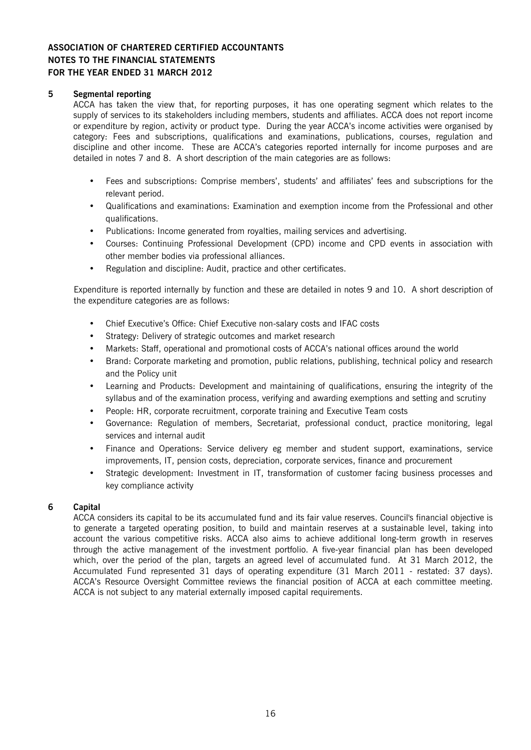**ASSOCIATION OF CHARTERED CERTIFIED ACCOUNTANTS**
**NOTES TO THE FINANCIAL STATEMENTS**
**FOR THE YEAR ENDED 31 MARCH 2012**

## 5 Segmental reporting

ACCA has taken the view that, for reporting purposes, it has one operating segment which relates to the supply of services to its stakeholders including members, students and affiliates. ACCA does not report income or expenditure by region, activity or product type. During the year ACCA's income activities were organised by category: Fees and subscriptions, qualifications and examinations, publications, courses, regulation and discipline and other income. These are ACCA's categories reported internally for income purposes and are detailed in notes 7 and 8. A short description of the main categories are as follows:

- Fees and subscriptions: Comprise members', students' and affiliates' fees and subscriptions for the relevant period.
- Qualifications and examinations: Examination and exemption income from the Professional and other qualifications.
- Publications: Income generated from royalties, mailing services and advertising.
- Courses: Continuing Professional Development (CPD) income and CPD events in association with other member bodies via professional alliances.
- Regulation and discipline: Audit, practice and other certificates.

Expenditure is reported internally by function and these are detailed in notes 9 and 10. A short description of the expenditure categories are as follows:

- Chief Executive's Office: Chief Executive non-salary costs and IFAC costs
- Strategy: Delivery of strategic outcomes and market research
- Markets: Staff, operational and promotional costs of ACCA's national offices around the world
- Brand: Corporate marketing and promotion, public relations, publishing, technical policy and research and the Policy unit
- Learning and Products: Development and maintaining of qualifications, ensuring the integrity of the syllabus and of the examination process, verifying and awarding exemptions and setting and scrutiny
- People: HR, corporate recruitment, corporate training and Executive Team costs
- Governance: Regulation of members, Secretariat, professional conduct, practice monitoring, legal services and internal audit
- Finance and Operations: Service delivery eg member and student support, examinations, service improvements, IT, pension costs, depreciation, corporate services, finance and procurement
- Strategic development: Investment in IT, transformation of customer facing business processes and key compliance activity

## 6 Capital

ACCA considers its capital to be its accumulated fund and its fair value reserves. Council's financial objective is to generate a targeted operating position, to build and maintain reserves at a sustainable level, taking into account the various competitive risks. ACCA also aims to achieve additional long-term growth in reserves through the active management of the investment portfolio. A five-year financial plan has been developed which, over the period of the plan, targets an agreed level of accumulated fund. At 31 March 2012, the Accumulated Fund represented 31 days of operating expenditure (31 March 2011 - restated: 37 days). ACCA's Resource Oversight Committee reviews the financial position of ACCA at each committee meeting. ACCA is not subject to any material externally imposed capital requirements.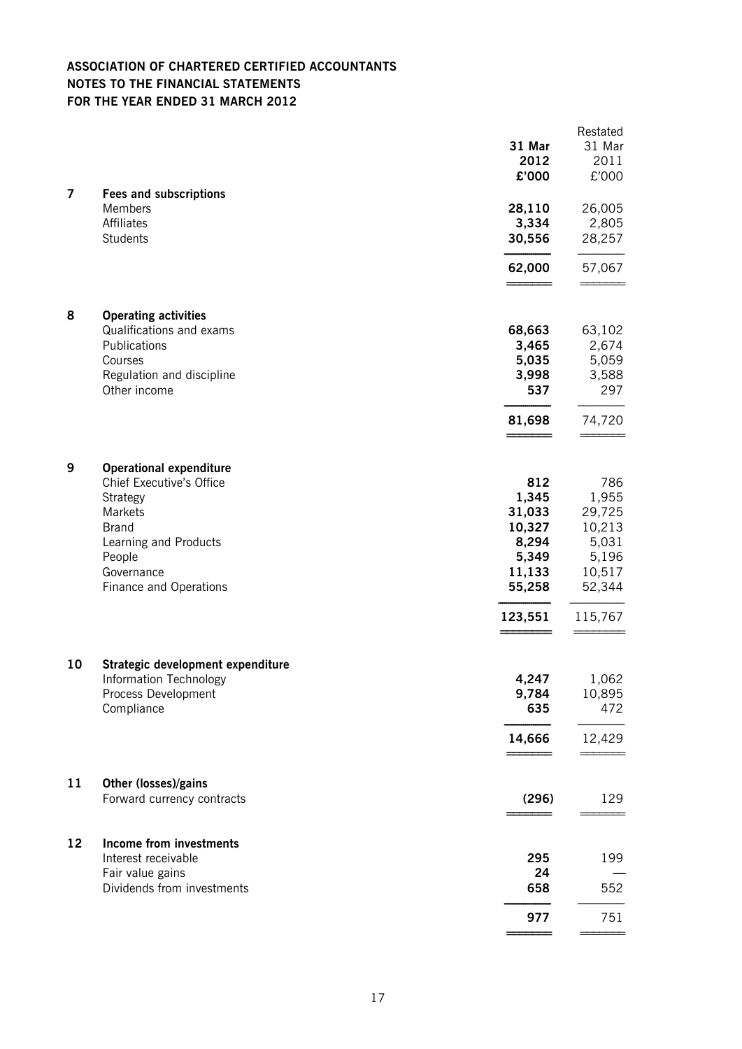**ASSOCIATION OF CHARTERED CERTIFIED ACCOUNTANTS**
**NOTES TO THE FINANCIAL STATEMENTS**
**FOR THE YEAR ENDED 31 MARCH 2012**

| | | 31 Mar 2012 £'000 | Restated 31 Mar 2011 £'000 |
|---|---|---|---|
| **7** | **Fees and subscriptions** | | |
| | Members | **28,110** | 26,005 |
| | Affiliates | **3,334** | 2,805 |
| | Students | **30,556** | 28,257 |
| | | **62,000** | 57,067 |
| **8** | **Operating activities** | | |
| | Qualifications and exams | **68,663** | 63,102 |
| | Publications | **3,465** | 2,674 |
| | Courses | **5,035** | 5,059 |
| | Regulation and discipline | **3,998** | 3,588 |
| | Other income | **537** | 297 |
| | | **81,698** | 74,720 |
| **9** | **Operational expenditure** | | |
| | Chief Executive's Office | **812** | 786 |
| | Strategy | **1,345** | 1,955 |
| | Markets | **31,033** | 29,725 |
| | Brand | **10,327** | 10,213 |
| | Learning and Products | **8,294** | 5,031 |
| | People | **5,349** | 5,196 |
| | Governance | **11,133** | 10,517 |
| | Finance and Operations | **55,258** | 52,344 |
| | | **123,551** | 115,767 |
| **10** | **Strategic development expenditure** | | |
| | Information Technology | **4,247** | 1,062 |
| | Process Development | **9,784** | 10,895 |
| | Compliance | **635** | 472 |
| | | **14,666** | 12,429 |
| **11** | **Other (losses)/gains** | | |
| | Forward currency contracts | **(296)** | 129 |
| **12** | **Income from investments** | | |
| | Interest receivable | **295** | 199 |
| | Fair value gains | **24** | — |
| | Dividends from investments | **658** | 552 |
| | | **977** | 751 |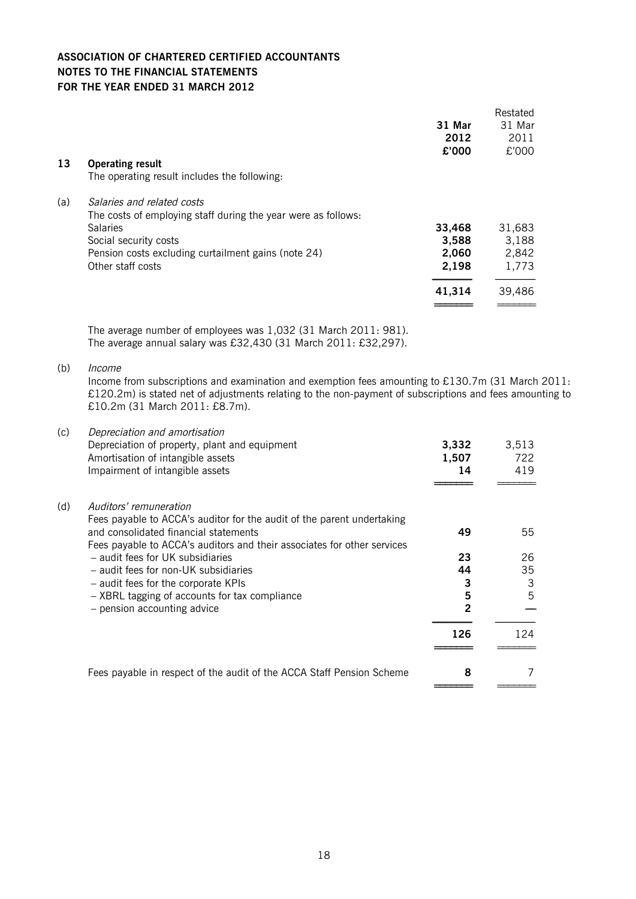**ASSOCIATION OF CHARTERED CERTIFIED ACCOUNTANTS**
**NOTES TO THE FINANCIAL STATEMENTS**
**FOR THE YEAR ENDED 31 MARCH 2012**

| | | 31 Mar 2012 £'000 | Restated 31 Mar 2011 £'000 |
|---|---|---|---|
| **13** | **Operating result** | | |
| | The operating result includes the following: | | |
| (a) | *Salaries and related costs* | | |
| | The costs of employing staff during the year were as follows: | | |
| | Salaries | **33,468** | 31,683 |
| | Social security costs | **3,588** | 3,188 |
| | Pension costs excluding curtailment gains (note 24) | **2,060** | 2,842 |
| | Other staff costs | **2,198** | 1,773 |
| | | **41,314** | 39,486 |

The average number of employees was 1,032 (31 March 2011: 981).
The average annual salary was £32,430 (31 March 2011: £32,297).

(b) *Income*

Income from subscriptions and examination and exemption fees amounting to £130.7m (31 March 2011: £120.2m) is stated net of adjustments relating to the non-payment of subscriptions and fees amounting to £10.2m (31 March 2011: £8.7m).

| | | 31 Mar 2012 £'000 | Restated 31 Mar 2011 £'000 |
|---|---|---|---|
| (c) | *Depreciation and amortisation* | | |
| | Depreciation of property, plant and equipment | **3,332** | 3,513 |
| | Amortisation of intangible assets | **1,507** | 722 |
| | Impairment of intangible assets | **14** | 419 |
| (d) | *Auditors' remuneration* | | |
| | Fees payable to ACCA's auditor for the audit of the parent undertaking and consolidated financial statements | **49** | 55 |
| | Fees payable to ACCA's auditors and their associates for other services | | |
| | – audit fees for UK subsidiaries | **23** | 26 |
| | – audit fees for non-UK subsidiaries | **44** | 35 |
| | – audit fees for the corporate KPIs | **3** | 3 |
| | – XBRL tagging of accounts for tax compliance | **5** | 5 |
| | – pension accounting advice | **2** | — |
| | | **126** | 124 |
| | Fees payable in respect of the audit of the ACCA Staff Pension Scheme | **8** | 7 |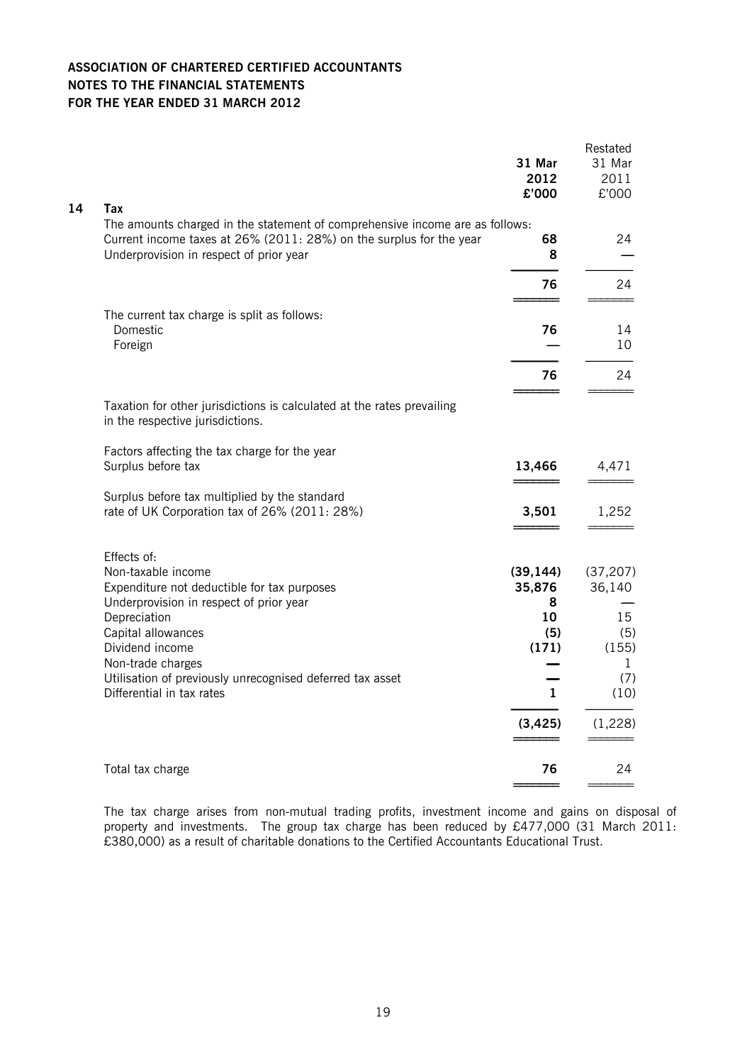**ASSOCIATION OF CHARTERED CERTIFIED ACCOUNTANTS**
**NOTES TO THE FINANCIAL STATEMENTS**
**FOR THE YEAR ENDED 31 MARCH 2012**

| | **31 Mar 2012 £'000** | Restated 31 Mar 2011 £'000 |
|---|---|---|
| **14 Tax** | | |
| The amounts charged in the statement of comprehensive income are as follows: | | |
| Current income taxes at 26% (2011: 28%) on the surplus for the year | **68** | 24 |
| Underprovision in respect of prior year | **8** | — |
| | **76** | 24 |
| The current tax charge is split as follows: | | |
| Domestic | **76** | 14 |
| Foreign | **—** | 10 |
| | **76** | 24 |
| Taxation for other jurisdictions is calculated at the rates prevailing in the respective jurisdictions. | | |
| Factors affecting the tax charge for the year | | |
| Surplus before tax | **13,466** | 4,471 |
| Surplus before tax multiplied by the standard rate of UK Corporation tax of 26% (2011: 28%) | **3,501** | 1,252 |
| Effects of: | | |
| Non-taxable income | **(39,144)** | (37,207) |
| Expenditure not deductible for tax purposes | **35,876** | 36,140 |
| Underprovision in respect of prior year | **8** | — |
| Depreciation | **10** | 15 |
| Capital allowances | **(5)** | (5) |
| Dividend income | **(171)** | (155) |
| Non-trade charges | **—** | 1 |
| Utilisation of previously unrecognised deferred tax asset | **—** | (7) |
| Differential in tax rates | **1** | (10) |
| | **(3,425)** | (1,228) |
| Total tax charge | **76** | 24 |

The tax charge arises from non-mutual trading profits, investment income and gains on disposal of property and investments. The group tax charge has been reduced by £477,000 (31 March 2011: £380,000) as a result of charitable donations to the Certified Accountants Educational Trust.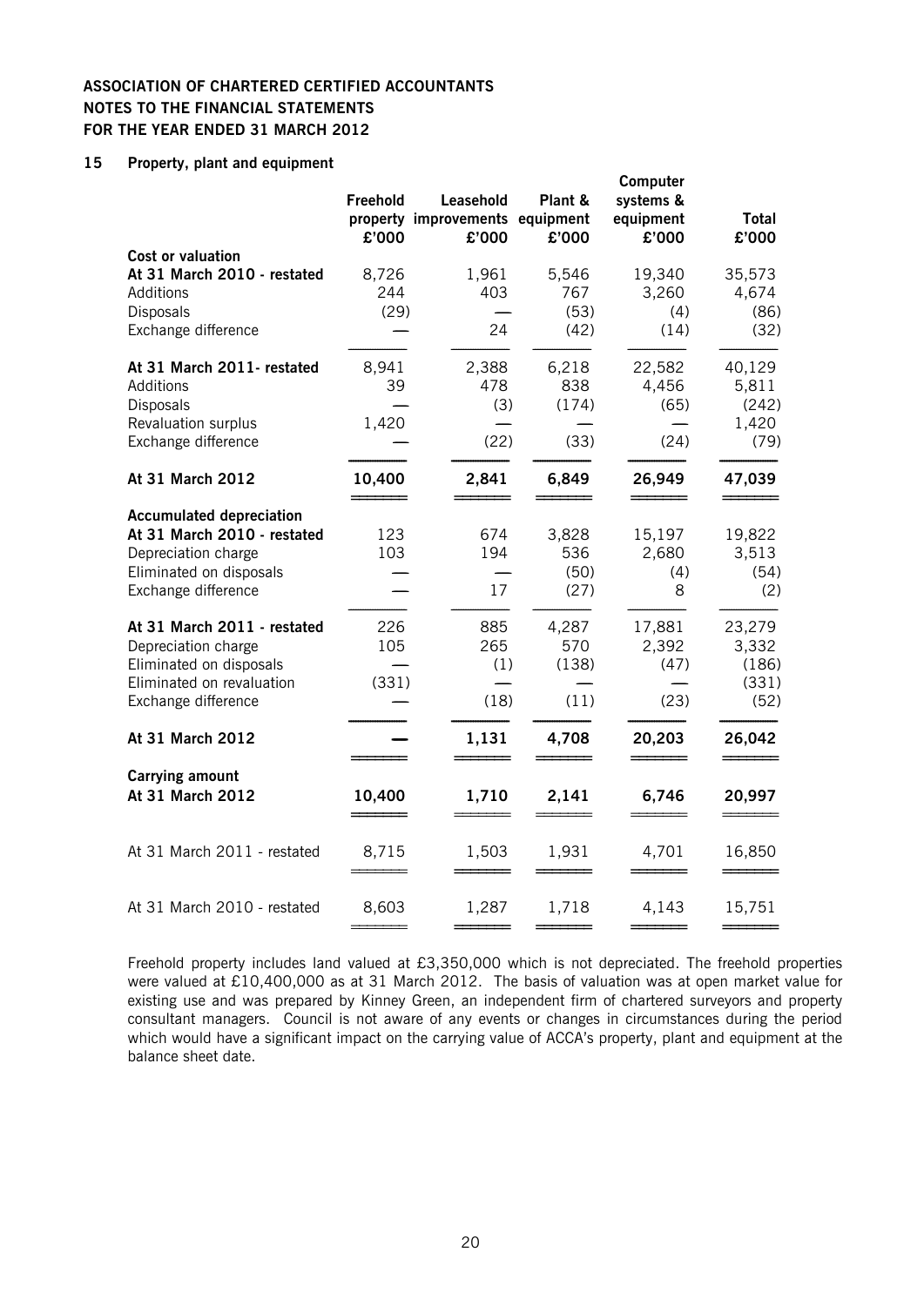**ASSOCIATION OF CHARTERED CERTIFIED ACCOUNTANTS**
**NOTES TO THE FINANCIAL STATEMENTS**
**FOR THE YEAR ENDED 31 MARCH 2012**

## 15 Property, plant and equipment

| | Freehold property £'000 | Leasehold improvements £'000 | Plant & equipment £'000 | Computer systems & equipment £'000 | Total £'000 |
|---|---|---|---|---|---|
| **Cost or valuation** | | | | | |
| **At 31 March 2010 - restated** | 8,726 | 1,961 | 5,546 | 19,340 | 35,573 |
| Additions | 244 | 403 | 767 | 3,260 | 4,674 |
| Disposals | (29) | — | (53) | (4) | (86) |
| Exchange difference | — | 24 | (42) | (14) | (32) |
| **At 31 March 2011- restated** | 8,941 | 2,388 | 6,218 | 22,582 | 40,129 |
| Additions | 39 | 478 | 838 | 4,456 | 5,811 |
| Disposals | — | (3) | (174) | (65) | (242) |
| Revaluation surplus | 1,420 | — | — | — | 1,420 |
| Exchange difference | — | (22) | (33) | (24) | (79) |
| **At 31 March 2012** | **10,400** | **2,841** | **6,849** | **26,949** | **47,039** |
| **Accumulated depreciation** | | | | | |
| **At 31 March 2010 - restated** | 123 | 674 | 3,828 | 15,197 | 19,822 |
| Depreciation charge | 103 | 194 | 536 | 2,680 | 3,513 |
| Eliminated on disposals | — | — | (50) | (4) | (54) |
| Exchange difference | — | 17 | (27) | 8 | (2) |
| **At 31 March 2011 - restated** | 226 | 885 | 4,287 | 17,881 | 23,279 |
| Depreciation charge | 105 | 265 | 570 | 2,392 | 3,332 |
| Eliminated on disposals | — | (1) | (138) | (47) | (186) |
| Eliminated on revaluation | (331) | — | — | — | (331) |
| Exchange difference | — | (18) | (11) | (23) | (52) |
| **At 31 March 2012** | **—** | **1,131** | **4,708** | **20,203** | **26,042** |
| **Carrying amount** | | | | | |
| **At 31 March 2012** | **10,400** | **1,710** | **2,141** | **6,746** | **20,997** |
| At 31 March 2011 - restated | 8,715 | 1,503 | 1,931 | 4,701 | 16,850 |
| At 31 March 2010 - restated | 8,603 | 1,287 | 1,718 | 4,143 | 15,751 |

Freehold property includes land valued at £3,350,000 which is not depreciated. The freehold properties were valued at £10,400,000 as at 31 March 2012. The basis of valuation was at open market value for existing use and was prepared by Kinney Green, an independent firm of chartered surveyors and property consultant managers. Council is not aware of any events or changes in circumstances during the period which would have a significant impact on the carrying value of ACCA's property, plant and equipment at the balance sheet date.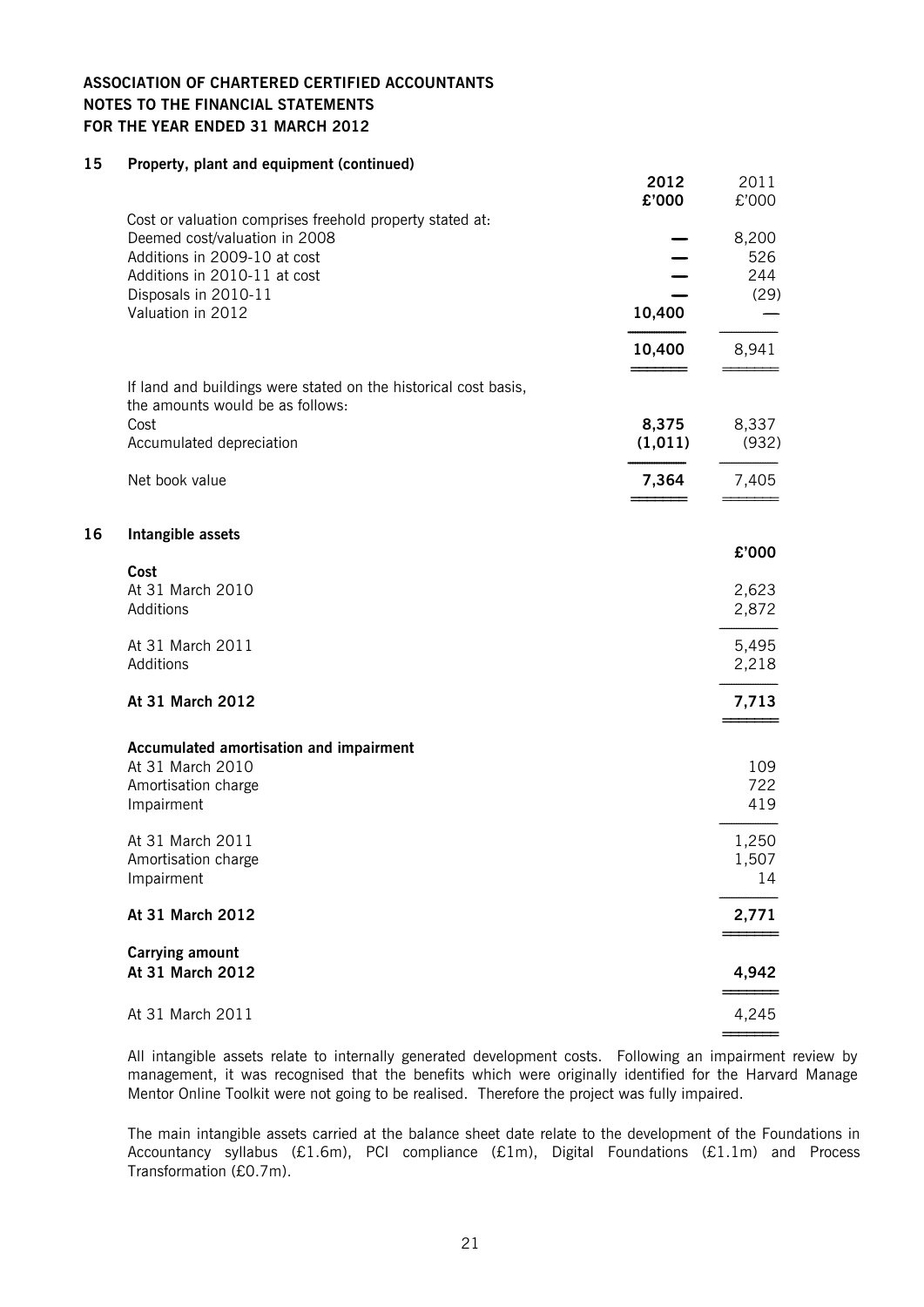**ASSOCIATION OF CHARTERED CERTIFIED ACCOUNTANTS**
**NOTES TO THE FINANCIAL STATEMENTS**
**FOR THE YEAR ENDED 31 MARCH 2012**

## 15 Property, plant and equipment (continued)

| | **2012** | 2011 |
|---|---|---|
| | **£'000** | £'000 |
| Cost or valuation comprises freehold property stated at: | | |
| Deemed cost/valuation in 2008 | **—** | 8,200 |
| Additions in 2009-10 at cost | **—** | 526 |
| Additions in 2010-11 at cost | **—** | 244 |
| Disposals in 2010-11 | **—** | (29) |
| Valuation in 2012 | **10,400** | — |
| | **10,400** | 8,941 |
| If land and buildings were stated on the historical cost basis, the amounts would be as follows: | | |
| Cost | **8,375** | 8,337 |
| Accumulated depreciation | **(1,011)** | (932) |
| Net book value | **7,364** | 7,405 |

## 16 Intangible assets

| | **£'000** |
|---|---|
| **Cost** | |
| At 31 March 2010 | 2,623 |
| Additions | 2,872 |
| At 31 March 2011 | 5,495 |
| Additions | 2,218 |
| **At 31 March 2012** | **7,713** |
| **Accumulated amortisation and impairment** | |
| At 31 March 2010 | 109 |
| Amortisation charge | 722 |
| Impairment | 419 |
| At 31 March 2011 | 1,250 |
| Amortisation charge | 1,507 |
| Impairment | 14 |
| **At 31 March 2012** | **2,771** |
| **Carrying amount** | |
| **At 31 March 2012** | **4,942** |
| At 31 March 2011 | 4,245 |

All intangible assets relate to internally generated development costs. Following an impairment review by management, it was recognised that the benefits which were originally identified for the Harvard Manage Mentor Online Toolkit were not going to be realised. Therefore the project was fully impaired.

The main intangible assets carried at the balance sheet date relate to the development of the Foundations in Accountancy syllabus (£1.6m), PCI compliance (£1m), Digital Foundations (£1.1m) and Process Transformation (£0.7m).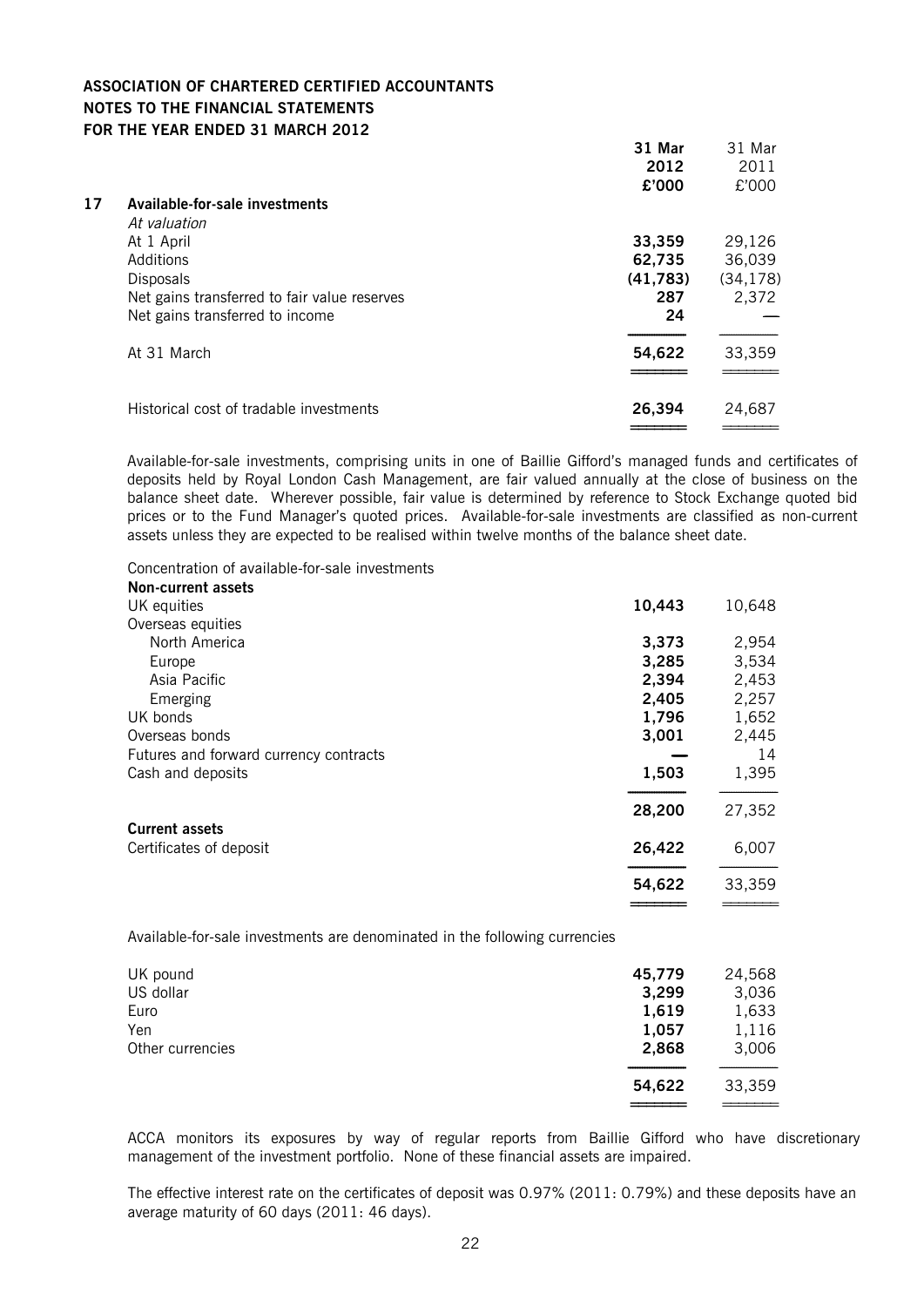**ASSOCIATION OF CHARTERED CERTIFIED ACCOUNTANTS**
**NOTES TO THE FINANCIAL STATEMENTS**
**FOR THE YEAR ENDED 31 MARCH 2012**

| | | 31 Mar 2012 £'000 | 31 Mar 2011 £'000 |
|---|---|---|---|
| **17** | **Available-for-sale investments** | | |
| | *At valuation* | | |
| | At 1 April | **33,359** | 29,126 |
| | Additions | **62,735** | 36,039 |
| | Disposals | **(41,783)** | (34,178) |
| | Net gains transferred to fair value reserves | **287** | 2,372 |
| | Net gains transferred to income | **24** | — |
| | At 31 March | **54,622** | 33,359 |
| | Historical cost of tradable investments | **26,394** | 24,687 |

Available-for-sale investments, comprising units in one of Baillie Gifford's managed funds and certificates of deposits held by Royal London Cash Management, are fair valued annually at the close of business on the balance sheet date. Wherever possible, fair value is determined by reference to Stock Exchange quoted bid prices or to the Fund Manager's quoted prices. Available-for-sale investments are classified as non-current assets unless they are expected to be realised within twelve months of the balance sheet date.

Concentration of available-for-sale investments

| | 31 Mar 2012 £'000 | 31 Mar 2011 £'000 |
|---|---|---|
| **Non-current assets** | | |
| UK equities | **10,443** | 10,648 |
| Overseas equities | | |
| North America | **3,373** | 2,954 |
| Europe | **3,285** | 3,534 |
| Asia Pacific | **2,394** | 2,453 |
| Emerging | **2,405** | 2,257 |
| UK bonds | **1,796** | 1,652 |
| Overseas bonds | **3,001** | 2,445 |
| Futures and forward currency contracts | **—** | 14 |
| Cash and deposits | **1,503** | 1,395 |
| | **28,200** | 27,352 |
| **Current assets** | | |
| Certificates of deposit | **26,422** | 6,007 |
| | **54,622** | 33,359 |

Available-for-sale investments are denominated in the following currencies

| | 31 Mar 2012 £'000 | 31 Mar 2011 £'000 |
|---|---|---|
| UK pound | **45,779** | 24,568 |
| US dollar | **3,299** | 3,036 |
| Euro | **1,619** | 1,633 |
| Yen | **1,057** | 1,116 |
| Other currencies | **2,868** | 3,006 |
| | **54,622** | 33,359 |

ACCA monitors its exposures by way of regular reports from Baillie Gifford who have discretionary management of the investment portfolio. None of these financial assets are impaired.

The effective interest rate on the certificates of deposit was 0.97% (2011: 0.79%) and these deposits have an average maturity of 60 days (2011: 46 days).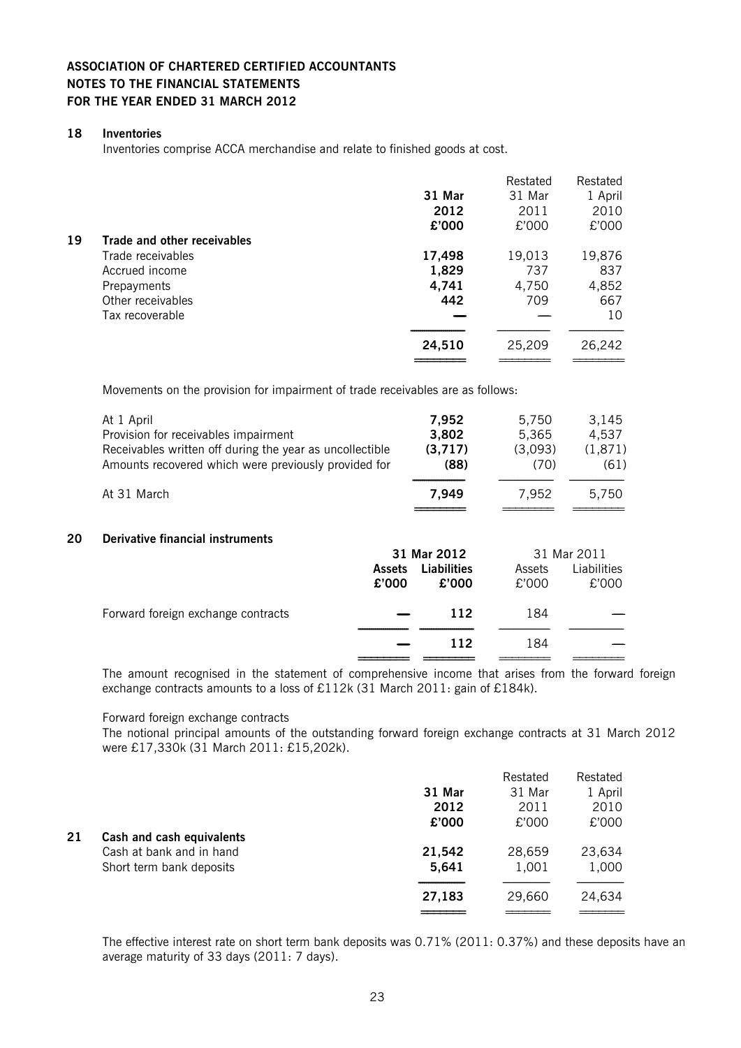# ASSOCIATION OF CHARTERED CERTIFIED ACCOUNTANTS
## NOTES TO THE FINANCIAL STATEMENTS
## FOR THE YEAR ENDED 31 MARCH 2012

### 18 Inventories

Inventories comprise ACCA merchandise and relate to finished goods at cost.

### 19 Trade and other receivables

| | **31 Mar 2012 £'000** | Restated 31 Mar 2011 £'000 | Restated 1 April 2010 £'000 |
|---|---|---|---|
| Trade receivables | **17,498** | 19,013 | 19,876 |
| Accrued income | **1,829** | 737 | 837 |
| Prepayments | **4,741** | 4,750 | 4,852 |
| Other receivables | **442** | 709 | 667 |
| Tax recoverable | **—** | — | 10 |
| | **24,510** | 25,209 | 26,242 |

Movements on the provision for impairment of trade receivables are as follows:

| | | | |
|---|---|---|---|
| At 1 April | **7,952** | 5,750 | 3,145 |
| Provision for receivables impairment | **3,802** | 5,365 | 4,537 |
| Receivables written off during the year as uncollectible | **(3,717)** | (3,093) | (1,871) |
| Amounts recovered which were previously provided for | **(88)** | (70) | (61) |
| At 31 March | **7,949** | 7,952 | 5,750 |

### 20 Derivative financial instruments

| | **31 Mar 2012** | | 31 Mar 2011 | |
|---|---|---|---|---|
| | **Assets £'000** | **Liabilities £'000** | Assets £'000 | Liabilities £'000 |
| Forward foreign exchange contracts | **—** | **112** | 184 | — |
| | **—** | **112** | 184 | — |

The amount recognised in the statement of comprehensive income that arises from the forward foreign exchange contracts amounts to a loss of £112k (31 March 2011: gain of £184k).

Forward foreign exchange contracts

The notional principal amounts of the outstanding forward foreign exchange contracts at 31 March 2012 were £17,330k (31 March 2011: £15,202k).

### 21 Cash and cash equivalents

| | **31 Mar 2012 £'000** | Restated 31 Mar 2011 £'000 | Restated 1 April 2010 £'000 |
|---|---|---|---|
| Cash at bank and in hand | **21,542** | 28,659 | 23,634 |
| Short term bank deposits | **5,641** | 1,001 | 1,000 |
| | **27,183** | 29,660 | 24,634 |

The effective interest rate on short term bank deposits was 0.71% (2011: 0.37%) and these deposits have an average maturity of 33 days (2011: 7 days).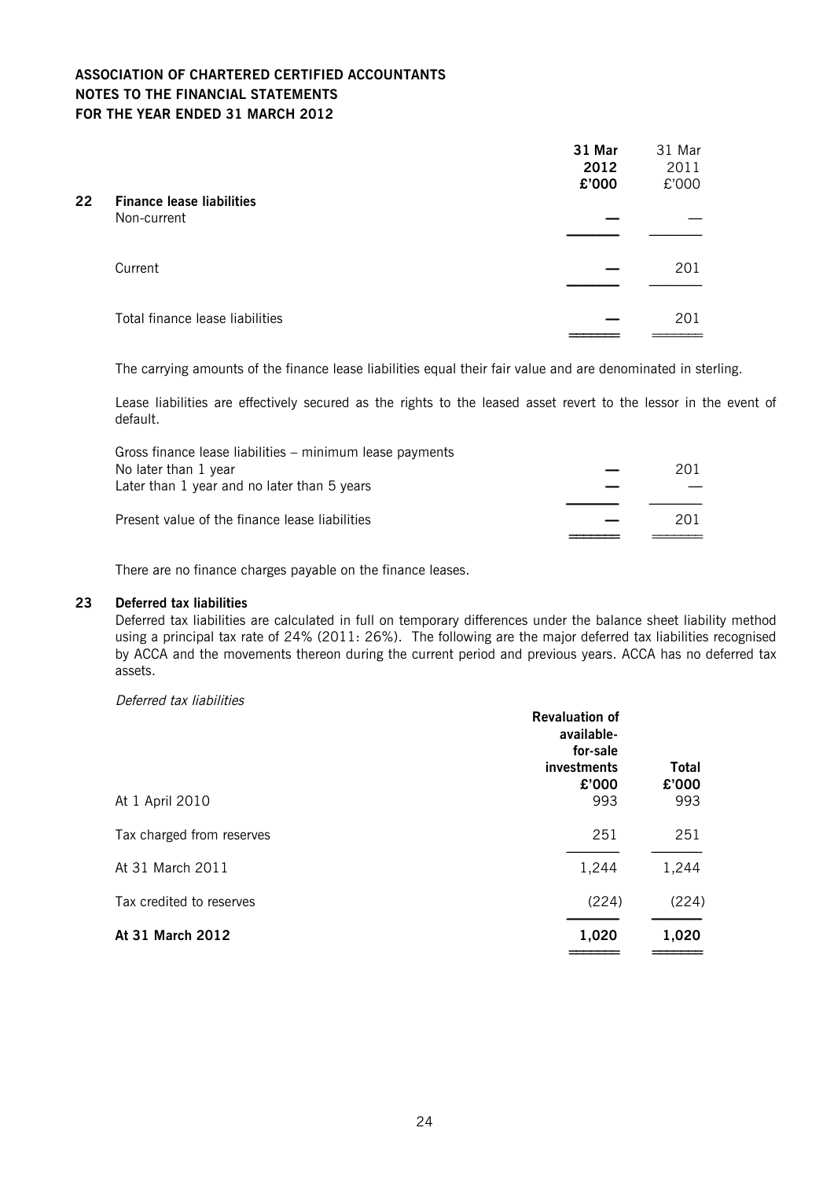**ASSOCIATION OF CHARTERED CERTIFIED ACCOUNTANTS**
**NOTES TO THE FINANCIAL STATEMENTS**
**FOR THE YEAR ENDED 31 MARCH 2012**

## 22 Finance lease liabilities

| | **31 Mar 2012 £'000** | 31 Mar 2011 £'000 |
|---|---|---|
| Non-current | — | — |
| Current | — | 201 |
| Total finance lease liabilities | — | 201 |

The carrying amounts of the finance lease liabilities equal their fair value and are denominated in sterling.

Lease liabilities are effectively secured as the rights to the leased asset revert to the lessor in the event of default.

| | **31 Mar 2012 £'000** | 31 Mar 2011 £'000 |
|---|---|---|
| Gross finance lease liabilities – minimum lease payments | | |
| No later than 1 year | — | 201 |
| Later than 1 year and no later than 5 years | — | — |
| Present value of the finance lease liabilities | — | 201 |

There are no finance charges payable on the finance leases.

## 23 Deferred tax liabilities

Deferred tax liabilities are calculated in full on temporary differences under the balance sheet liability method using a principal tax rate of 24% (2011: 26%). The following are the major deferred tax liabilities recognised by ACCA and the movements thereon during the current period and previous years. ACCA has no deferred tax assets.

*Deferred tax liabilities*

| | **Revaluation of available-for-sale investments £'000** | **Total £'000** |
|---|---|---|
| At 1 April 2010 | 993 | 993 |
| Tax charged from reserves | 251 | 251 |
| At 31 March 2011 | 1,244 | 1,244 |
| Tax credited to reserves | (224) | (224) |
| **At 31 March 2012** | **1,020** | **1,020** |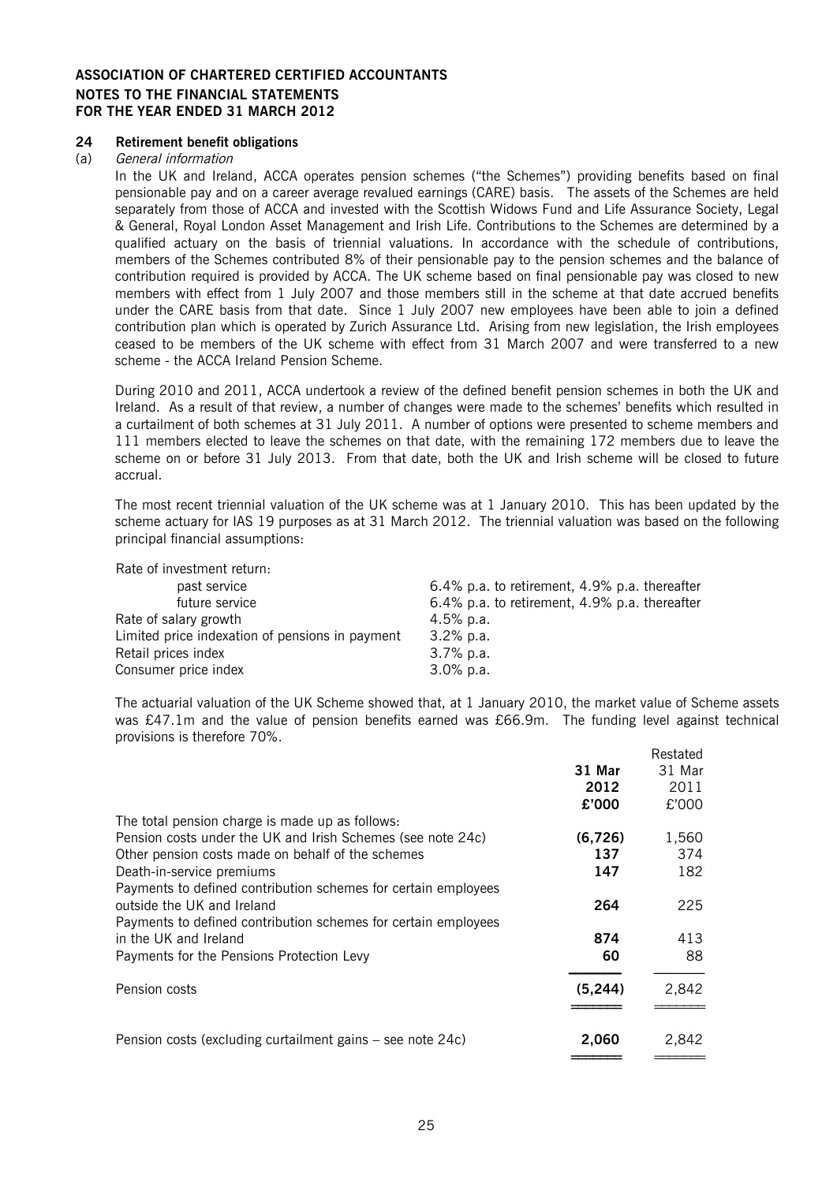**ASSOCIATION OF CHARTERED CERTIFIED ACCOUNTANTS**
**NOTES TO THE FINANCIAL STATEMENTS**
**FOR THE YEAR ENDED 31 MARCH 2012**

## 24 Retirement benefit obligations

(a) *General information*

In the UK and Ireland, ACCA operates pension schemes ("the Schemes") providing benefits based on final pensionable pay and on a career average revalued earnings (CARE) basis. The assets of the Schemes are held separately from those of ACCA and invested with the Scottish Widows Fund and Life Assurance Society, Legal & General, Royal London Asset Management and Irish Life. Contributions to the Schemes are determined by a qualified actuary on the basis of triennial valuations. In accordance with the schedule of contributions, members of the Schemes contributed 8% of their pensionable pay to the pension schemes and the balance of contribution required is provided by ACCA. The UK scheme based on final pensionable pay was closed to new members with effect from 1 July 2007 and those members still in the scheme at that date accrued benefits under the CARE basis from that date. Since 1 July 2007 new employees have been able to join a defined contribution plan which is operated by Zurich Assurance Ltd. Arising from new legislation, the Irish employees ceased to be members of the UK scheme with effect from 31 March 2007 and were transferred to a new scheme - the ACCA Ireland Pension Scheme.

During 2010 and 2011, ACCA undertook a review of the defined benefit pension schemes in both the UK and Ireland. As a result of that review, a number of changes were made to the schemes' benefits which resulted in a curtailment of both schemes at 31 July 2011. A number of options were presented to scheme members and 111 members elected to leave the schemes on that date, with the remaining 172 members due to leave the scheme on or before 31 July 2013. From that date, both the UK and Irish scheme will be closed to future accrual.

The most recent triennial valuation of the UK scheme was at 1 January 2010. This has been updated by the scheme actuary for IAS 19 purposes as at 31 March 2012. The triennial valuation was based on the following principal financial assumptions:

| | |
|---|---|
| Rate of investment return: | |
| past service | 6.4% p.a. to retirement, 4.9% p.a. thereafter |
| future service | 6.4% p.a. to retirement, 4.9% p.a. thereafter |
| Rate of salary growth | 4.5% p.a. |
| Limited price indexation of pensions in payment | 3.2% p.a. |
| Retail prices index | 3.7% p.a. |
| Consumer price index | 3.0% p.a. |

The actuarial valuation of the UK Scheme showed that, at 1 January 2010, the market value of Scheme assets was £47.1m and the value of pension benefits earned was £66.9m. The funding level against technical provisions is therefore 70%.

| | **31 Mar 2012 £'000** | Restated 31 Mar 2011 £'000 |
|---|---|---|
| The total pension charge is made up as follows: | | |
| Pension costs under the UK and Irish Schemes (see note 24c) | **(6,726)** | 1,560 |
| Other pension costs made on behalf of the schemes | **137** | 374 |
| Death-in-service premiums | **147** | 182 |
| Payments to defined contribution schemes for certain employees outside the UK and Ireland | **264** | 225 |
| Payments to defined contribution schemes for certain employees in the UK and Ireland | **874** | 413 |
| Payments for the Pensions Protection Levy | **60** | 88 |
| Pension costs | **(5,244)** | 2,842 |
| Pension costs (excluding curtailment gains – see note 24c) | **2,060** | 2,842 |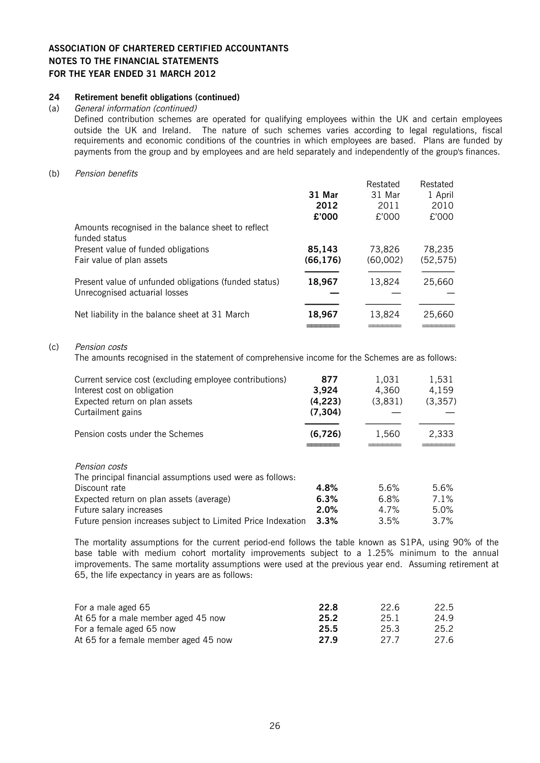## ASSOCIATION OF CHARTERED CERTIFIED ACCOUNTANTS
## NOTES TO THE FINANCIAL STATEMENTS
## FOR THE YEAR ENDED 31 MARCH 2012

### 24 Retirement benefit obligations (continued)

(a) *General information (continued)*

Defined contribution schemes are operated for qualifying employees within the UK and certain employees outside the UK and Ireland. The nature of such schemes varies according to legal regulations, fiscal requirements and economic conditions of the countries in which employees are based. Plans are funded by payments from the group and by employees and are held separately and independently of the group's finances.

(b) *Pension benefits*

| | **31 Mar 2012 £'000** | Restated 31 Mar 2011 £'000 | Restated 1 April 2010 £'000 |
|---|---|---|---|
| Amounts recognised in the balance sheet to reflect funded status | | | |
| Present value of funded obligations | **85,143** | 73,826 | 78,235 |
| Fair value of plan assets | **(66,176)** | (60,002) | (52,575) |
| Present value of unfunded obligations (funded status) | **18,967** | 13,824 | 25,660 |
| Unrecognised actuarial losses | **—** | — | — |
| Net liability in the balance sheet at 31 March | **18,967** | 13,824 | 25,660 |

(c) *Pension costs*

The amounts recognised in the statement of comprehensive income for the Schemes are as follows:

| | | | |
|---|---|---|---|
| Current service cost (excluding employee contributions) | **877** | 1,031 | 1,531 |
| Interest cost on obligation | **3,924** | 4,360 | 4,159 |
| Expected return on plan assets | **(4,223)** | (3,831) | (3,357) |
| Curtailment gains | **(7,304)** | — | — |
| Pension costs under the Schemes | **(6,726)** | 1,560 | 2,333 |

*Pension costs*

| The principal financial assumptions used were as follows: | | | |
|---|---|---|---|
| Discount rate | **4.8%** | 5.6% | 5.6% |
| Expected return on plan assets (average) | **6.3%** | 6.8% | 7.1% |
| Future salary increases | **2.0%** | 4.7% | 5.0% |
| Future pension increases subject to Limited Price Indexation | **3.3%** | 3.5% | 3.7% |

The mortality assumptions for the current period-end follows the table known as S1PA, using 90% of the base table with medium cohort mortality improvements subject to a 1.25% minimum to the annual improvements. The same mortality assumptions were used at the previous year end. Assuming retirement at 65, the life expectancy in years are as follows:

| | | | |
|---|---|---|---|
| For a male aged 65 | **22.8** | 22.6 | 22.5 |
| At 65 for a male member aged 45 now | **25.2** | 25.1 | 24.9 |
| For a female aged 65 now | **25.5** | 25.3 | 25.2 |
| At 65 for a female member aged 45 now | **27.9** | 27.7 | 27.6 |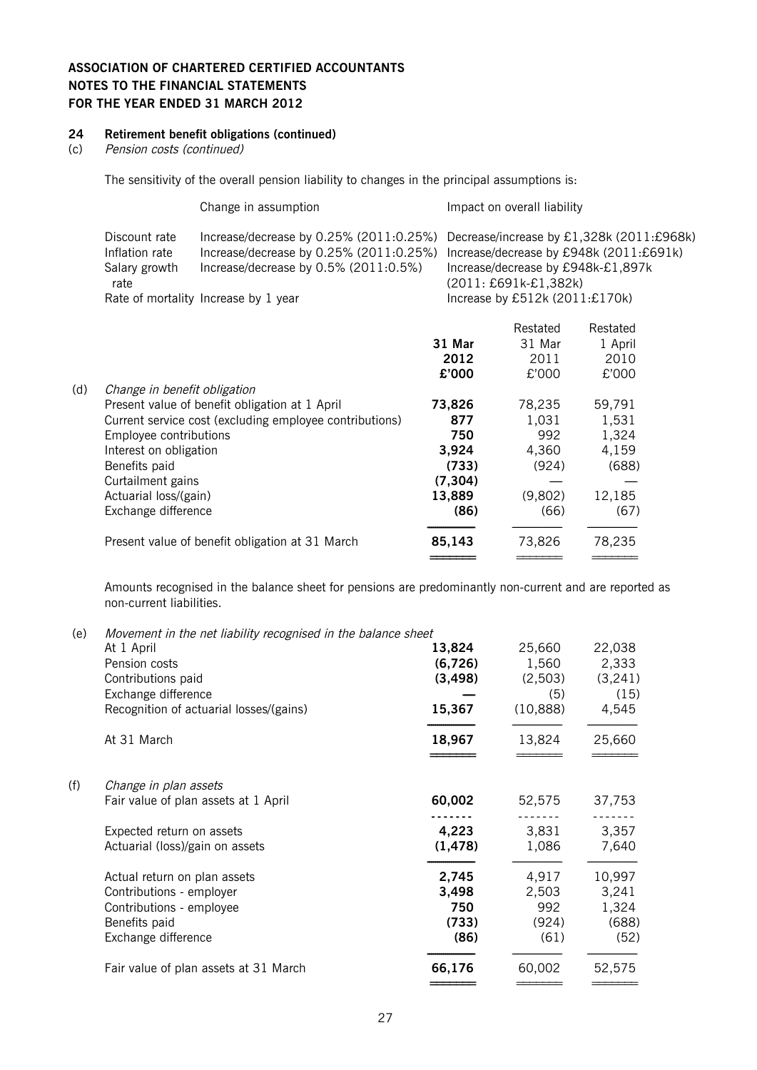**ASSOCIATION OF CHARTERED CERTIFIED ACCOUNTANTS**
**NOTES TO THE FINANCIAL STATEMENTS**
**FOR THE YEAR ENDED 31 MARCH 2012**

## 24 Retirement benefit obligations (continued)

(c) *Pension costs (continued)*

The sensitivity of the overall pension liability to changes in the principal assumptions is:

| | Change in assumption | Impact on overall liability |
|---|---|---|
| Discount rate | Increase/decrease by 0.25% (2011:0.25%) | Decrease/increase by £1,328k (2011:£968k) |
| Inflation rate | Increase/decrease by 0.25% (2011:0.25%) | Increase/decrease by £948k (2011:£691k) |
| Salary growth rate | Increase/decrease by 0.5% (2011:0.5%) | Increase/decrease by £948k-£1,897k (2011: £691k-£1,382k) |
| Rate of mortality | Increase by 1 year | Increase by £512k (2011:£170k) |

| | | **31 Mar 2012 £'000** | Restated 31 Mar 2011 £'000 | Restated 1 April 2010 £'000 |
|---|---|---|---|---|
| (d) | *Change in benefit obligation* | | | |
| | Present value of benefit obligation at 1 April | **73,826** | 78,235 | 59,791 |
| | Current service cost (excluding employee contributions) | **877** | 1,031 | 1,531 |
| | Employee contributions | **750** | 992 | 1,324 |
| | Interest on obligation | **3,924** | 4,360 | 4,159 |
| | Benefits paid | **(733)** | (924) | (688) |
| | Curtailment gains | **(7,304)** | — | — |
| | Actuarial loss/(gain) | **13,889** | (9,802) | 12,185 |
| | Exchange difference | **(86)** | (66) | (67) |
| | Present value of benefit obligation at 31 March | **85,143** | 73,826 | 78,235 |

Amounts recognised in the balance sheet for pensions are predominantly non-current and are reported as non-current liabilities.

| | | **31 Mar 2012 £'000** | Restated 31 Mar 2011 £'000 | Restated 1 April 2010 £'000 |
|---|---|---|---|---|
| (e) | *Movement in the net liability recognised in the balance sheet* | | | |
| | At 1 April | **13,824** | 25,660 | 22,038 |
| | Pension costs | **(6,726)** | 1,560 | 2,333 |
| | Contributions paid | **(3,498)** | (2,503) | (3,241) |
| | Exchange difference | **—** | (5) | (15) |
| | Recognition of actuarial losses/(gains) | **15,367** | (10,888) | 4,545 |
| | At 31 March | **18,967** | 13,824 | 25,660 |
| (f) | *Change in plan assets* | | | |
| | Fair value of plan assets at 1 April | **60,002** | 52,575 | 37,753 |
| | Expected return on assets | **4,223** | 3,831 | 3,357 |
| | Actuarial (loss)/gain on assets | **(1,478)** | 1,086 | 7,640 |
| | Actual return on plan assets | **2,745** | 4,917 | 10,997 |
| | Contributions - employer | **3,498** | 2,503 | 3,241 |
| | Contributions - employee | **750** | 992 | 1,324 |
| | Benefits paid | **(733)** | (924) | (688) |
| | Exchange difference | **(86)** | (61) | (52) |
| | Fair value of plan assets at 31 March | **66,176** | 60,002 | 52,575 |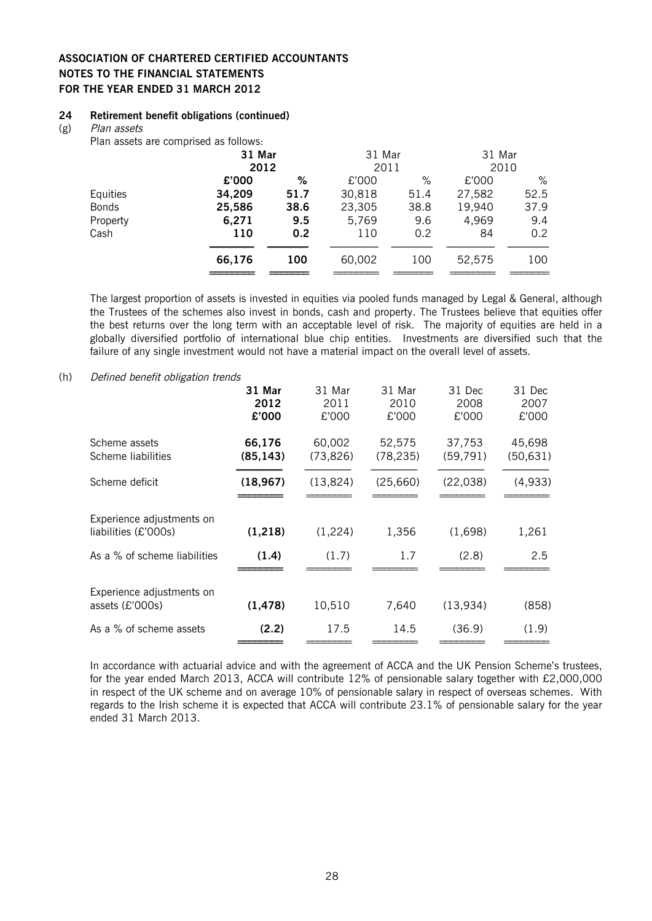**ASSOCIATION OF CHARTERED CERTIFIED ACCOUNTANTS**
**NOTES TO THE FINANCIAL STATEMENTS**
**FOR THE YEAR ENDED 31 MARCH 2012**

## 24 Retirement benefit obligations (continued)

(g) *Plan assets*

Plan assets are comprised as follows:

| | **31 Mar 2012** | | 31 Mar 2011 | | 31 Mar 2010 | |
|---|---|---|---|---|---|---|
| | **£'000** | **%** | £'000 | % | £'000 | % |
| Equities | **34,209** | **51.7** | 30,818 | 51.4 | 27,582 | 52.5 |
| Bonds | **25,586** | **38.6** | 23,305 | 38.8 | 19,940 | 37.9 |
| Property | **6,271** | **9.5** | 5,769 | 9.6 | 4,969 | 9.4 |
| Cash | **110** | **0.2** | 110 | 0.2 | 84 | 0.2 |
| | **66,176** | **100** | 60,002 | 100 | 52,575 | 100 |

The largest proportion of assets is invested in equities via pooled funds managed by Legal & General, although the Trustees of the schemes also invest in bonds, cash and property. The Trustees believe that equities offer the best returns over the long term with an acceptable level of risk. The majority of equities are held in a globally diversified portfolio of international blue chip entities. Investments are diversified such that the failure of any single investment would not have a material impact on the overall level of assets.

(h) *Defined benefit obligation trends*

| | **31 Mar 2012 £'000** | 31 Mar 2011 £'000 | 31 Mar 2010 £'000 | 31 Dec 2008 £'000 | 31 Dec 2007 £'000 |
|---|---|---|---|---|---|
| Scheme assets | **66,176** | 60,002 | 52,575 | 37,753 | 45,698 |
| Scheme liabilities | **(85,143)** | (73,826) | (78,235) | (59,791) | (50,631) |
| Scheme deficit | **(18,967)** | (13,824) | (25,660) | (22,038) | (4,933) |
| Experience adjustments on liabilities (£'000s) | **(1,218)** | (1,224) | 1,356 | (1,698) | 1,261 |
| As a % of scheme liabilities | **(1.4)** | (1.7) | 1.7 | (2.8) | 2.5 |
| Experience adjustments on assets (£'000s) | **(1,478)** | 10,510 | 7,640 | (13,934) | (858) |
| As a % of scheme assets | **(2.2)** | 17.5 | 14.5 | (36.9) | (1.9) |

In accordance with actuarial advice and with the agreement of ACCA and the UK Pension Scheme's trustees, for the year ended March 2013, ACCA will contribute 12% of pensionable salary together with £2,000,000 in respect of the UK scheme and on average 10% of pensionable salary in respect of overseas schemes. With regards to the Irish scheme it is expected that ACCA will contribute 23.1% of pensionable salary for the year ended 31 March 2013.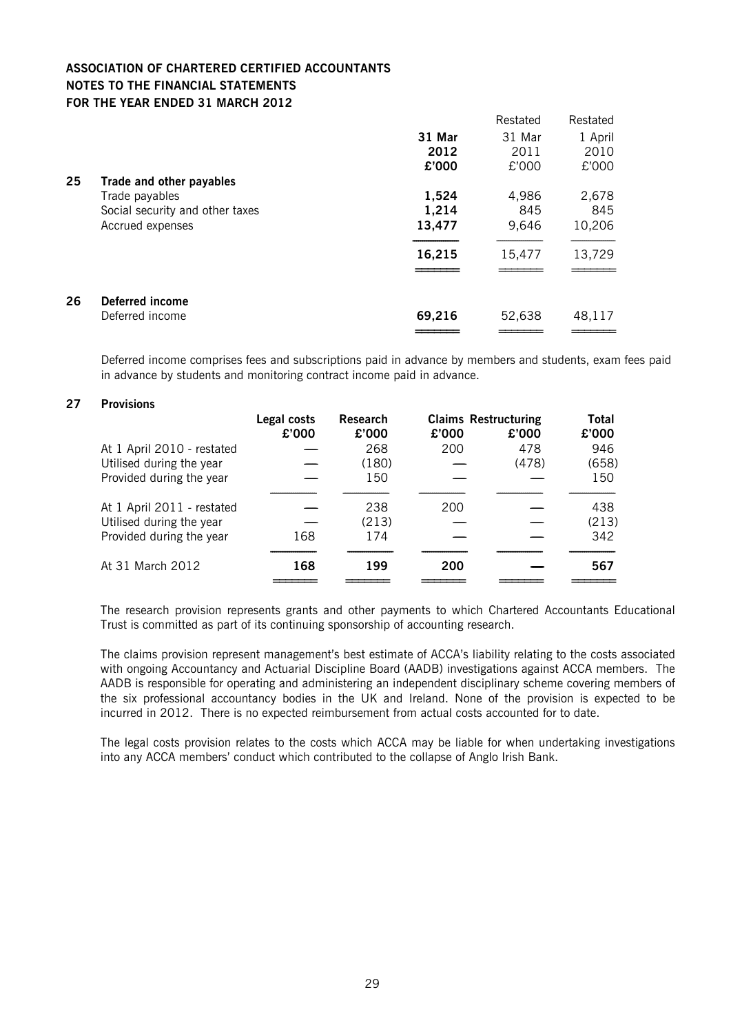**ASSOCIATION OF CHARTERED CERTIFIED ACCOUNTANTS**
**NOTES TO THE FINANCIAL STATEMENTS**
**FOR THE YEAR ENDED 31 MARCH 2012**

| | | 31 Mar 2012 £'000 | Restated 31 Mar 2011 £'000 | Restated 1 April 2010 £'000 |
|---|---|---|---|---|
| **25** | **Trade and other payables** | | | |
| | Trade payables | **1,524** | 4,986 | 2,678 |
| | Social security and other taxes | **1,214** | 845 | 845 |
| | Accrued expenses | **13,477** | 9,646 | 10,206 |
| | | **16,215** | 15,477 | 13,729 |
| **26** | **Deferred income** | | | |
| | Deferred income | **69,216** | 52,638 | 48,117 |

Deferred income comprises fees and subscriptions paid in advance by members and students, exam fees paid in advance by students and monitoring contract income paid in advance.

## 27 Provisions

| | Legal costs £'000 | Research £'000 | Claims £'000 | Restructuring £'000 | Total £'000 |
|---|---|---|---|---|---|
| At 1 April 2010 - restated | — | 268 | 200 | 478 | 946 |
| Utilised during the year | — | (180) | — | (478) | (658) |
| Provided during the year | — | 150 | — | — | 150 |
| At 1 April 2011 - restated | — | 238 | 200 | — | 438 |
| Utilised during the year | — | (213) | — | — | (213) |
| Provided during the year | 168 | 174 | — | — | 342 |
| At 31 March 2012 | **168** | **199** | **200** | **—** | **567** |

The research provision represents grants and other payments to which Chartered Accountants Educational Trust is committed as part of its continuing sponsorship of accounting research.

The claims provision represent management's best estimate of ACCA's liability relating to the costs associated with ongoing Accountancy and Actuarial Discipline Board (AADB) investigations against ACCA members. The AADB is responsible for operating and administering an independent disciplinary scheme covering members of the six professional accountancy bodies in the UK and Ireland. None of the provision is expected to be incurred in 2012. There is no expected reimbursement from actual costs accounted for to date.

The legal costs provision relates to the costs which ACCA may be liable for when undertaking investigations into any ACCA members' conduct which contributed to the collapse of Anglo Irish Bank.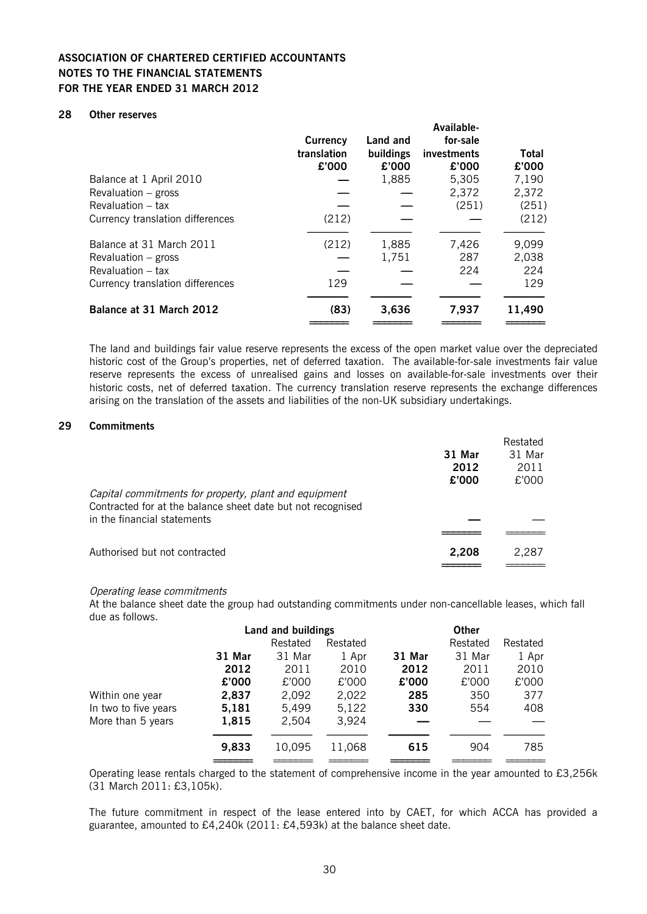**ASSOCIATION OF CHARTERED CERTIFIED ACCOUNTANTS**
**NOTES TO THE FINANCIAL STATEMENTS**
**FOR THE YEAR ENDED 31 MARCH 2012**

## 28 Other reserves

| | Currency translation £'000 | Land and buildings £'000 | Available-for-sale investments £'000 | Total £'000 |
|---|---|---|---|---|
| Balance at 1 April 2010 | — | 1,885 | 5,305 | 7,190 |
| Revaluation – gross | — | — | 2,372 | 2,372 |
| Revaluation – tax | — | — | (251) | (251) |
| Currency translation differences | (212) | — | — | (212) |
| Balance at 31 March 2011 | (212) | 1,885 | 7,426 | 9,099 |
| Revaluation – gross | — | 1,751 | 287 | 2,038 |
| Revaluation – tax | — | — | 224 | 224 |
| Currency translation differences | 129 | — | — | 129 |
| **Balance at 31 March 2012** | **(83)** | **3,636** | **7,937** | **11,490** |

The land and buildings fair value reserve represents the excess of the open market value over the depreciated historic cost of the Group's properties, net of deferred taxation. The available-for-sale investments fair value reserve represents the excess of unrealised gains and losses on available-for-sale investments over their historic costs, net of deferred taxation. The currency translation reserve represents the exchange differences arising on the translation of the assets and liabilities of the non-UK subsidiary undertakings.

## 29 Commitments

| | 31 Mar 2012 £'000 | Restated 31 Mar 2011 £'000 |
|---|---|---|
| *Capital commitments for property, plant and equipment* | | |
| Contracted for at the balance sheet date but not recognised in the financial statements | — | — |
| Authorised but not contracted | **2,208** | 2,287 |

*Operating lease commitments*

At the balance sheet date the group had outstanding commitments under non-cancellable leases, which fall due as follows.

| | Land and buildings | | | Other | | |
|---|---|---|---|---|---|---|
| | 31 Mar 2012 £'000 | Restated 31 Mar 2011 £'000 | Restated 1 Apr 2010 £'000 | 31 Mar 2012 £'000 | Restated 31 Mar 2011 £'000 | Restated 1 Apr 2010 £'000 |
| Within one year | **2,837** | 2,092 | 2,022 | **285** | 350 | 377 |
| In two to five years | **5,181** | 5,499 | 5,122 | **330** | 554 | 408 |
| More than 5 years | **1,815** | 2,504 | 3,924 | — | — | — |
| | **9,833** | 10,095 | 11,068 | **615** | 904 | 785 |

Operating lease rentals charged to the statement of comprehensive income in the year amounted to £3,256k (31 March 2011: £3,105k).

The future commitment in respect of the lease entered into by CAET, for which ACCA has provided a guarantee, amounted to £4,240k (2011: £4,593k) at the balance sheet date.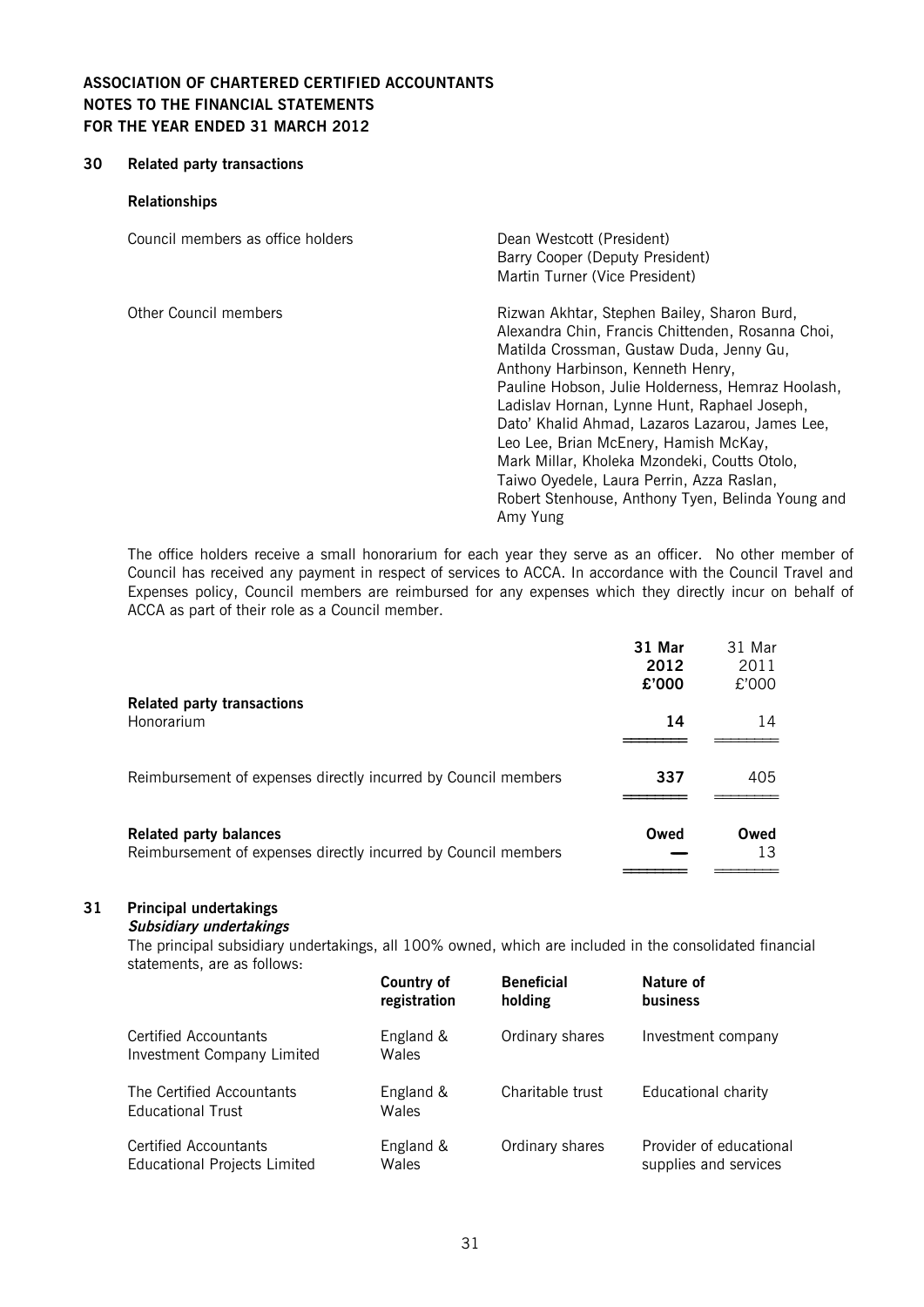**ASSOCIATION OF CHARTERED CERTIFIED ACCOUNTANTS**
**NOTES TO THE FINANCIAL STATEMENTS**
**FOR THE YEAR ENDED 31 MARCH 2012**

## 30 Related party transactions

### Relationships

| | |
|---|---|
| Council members as office holders | Dean Westcott (President)<br>Barry Cooper (Deputy President)<br>Martin Turner (Vice President) |
| Other Council members | Rizwan Akhtar, Stephen Bailey, Sharon Burd, Alexandra Chin, Francis Chittenden, Rosanna Choi, Matilda Crossman, Gustaw Duda, Jenny Gu, Anthony Harbinson, Kenneth Henry, Pauline Hobson, Julie Holderness, Hemraz Hoolash, Ladislav Hornan, Lynne Hunt, Raphael Joseph, Dato' Khalid Ahmad, Lazaros Lazarou, James Lee, Leo Lee, Brian McEnery, Hamish McKay, Mark Millar, Kholeka Mzondeki, Coutts Otolo, Taiwo Oyedele, Laura Perrin, Azza Raslan, Robert Stenhouse, Anthony Tyen, Belinda Young and Amy Yung |

The office holders receive a small honorarium for each year they serve as an officer. No other member of Council has received any payment in respect of services to ACCA. In accordance with the Council Travel and Expenses policy, Council members are reimbursed for any expenses which they directly incur on behalf of ACCA as part of their role as a Council member.

| | **31 Mar 2012 £'000** | 31 Mar 2011 £'000 |
|---|---|---|
| **Related party transactions** | | |
| Honorarium | **14** | 14 |
| Reimbursement of expenses directly incurred by Council members | **337** | 405 |
| **Related party balances** | **Owed** | **Owed** |
| Reimbursement of expenses directly incurred by Council members | **—** | 13 |

## 31 Principal undertakings

***Subsidiary undertakings***

The principal subsidiary undertakings, all 100% owned, which are included in the consolidated financial statements, are as follows:

| | **Country of registration** | **Beneficial holding** | **Nature of business** |
|---|---|---|---|
| Certified Accountants Investment Company Limited | England & Wales | Ordinary shares | Investment company |
| The Certified Accountants Educational Trust | England & Wales | Charitable trust | Educational charity |
| Certified Accountants Educational Projects Limited | England & Wales | Ordinary shares | Provider of educational supplies and services |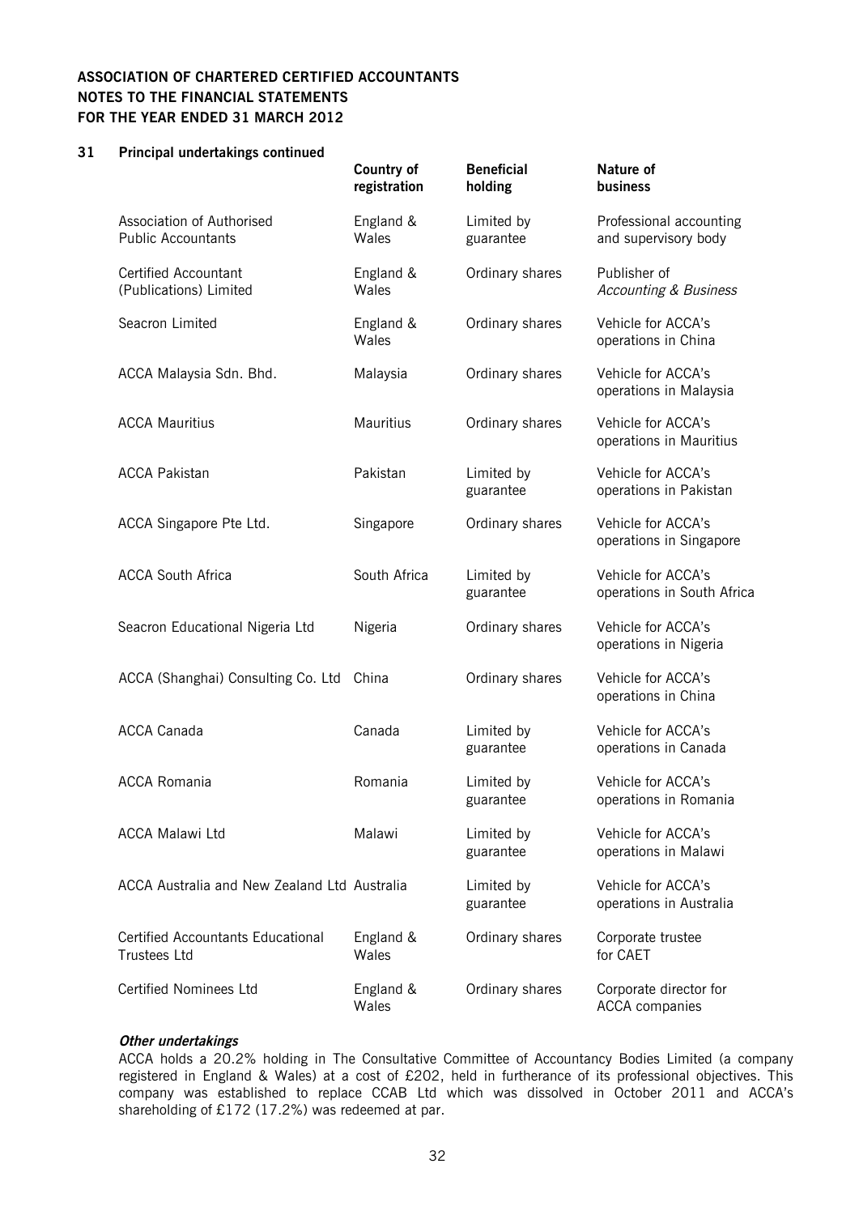**ASSOCIATION OF CHARTERED CERTIFIED ACCOUNTANTS**
**NOTES TO THE FINANCIAL STATEMENTS**
**FOR THE YEAR ENDED 31 MARCH 2012**

## 31 Principal undertakings continued

| | Country of registration | Beneficial holding | Nature of business |
|---|---|---|---|
| Association of Authorised Public Accountants | England & Wales | Limited by guarantee | Professional accounting and supervisory body |
| Certified Accountant (Publications) Limited | England & Wales | Ordinary shares | Publisher of *Accounting & Business* |
| Seacron Limited | England & Wales | Ordinary shares | Vehicle for ACCA's operations in China |
| ACCA Malaysia Sdn. Bhd. | Malaysia | Ordinary shares | Vehicle for ACCA's operations in Malaysia |
| ACCA Mauritius | Mauritius | Ordinary shares | Vehicle for ACCA's operations in Mauritius |
| ACCA Pakistan | Pakistan | Limited by guarantee | Vehicle for ACCA's operations in Pakistan |
| ACCA Singapore Pte Ltd. | Singapore | Ordinary shares | Vehicle for ACCA's operations in Singapore |
| ACCA South Africa | South Africa | Limited by guarantee | Vehicle for ACCA's operations in South Africa |
| Seacron Educational Nigeria Ltd | Nigeria | Ordinary shares | Vehicle for ACCA's operations in Nigeria |
| ACCA (Shanghai) Consulting Co. Ltd | China | Ordinary shares | Vehicle for ACCA's operations in China |
| ACCA Canada | Canada | Limited by guarantee | Vehicle for ACCA's operations in Canada |
| ACCA Romania | Romania | Limited by guarantee | Vehicle for ACCA's operations in Romania |
| ACCA Malawi Ltd | Malawi | Limited by guarantee | Vehicle for ACCA's operations in Malawi |
| ACCA Australia and New Zealand Ltd | Australia | Limited by guarantee | Vehicle for ACCA's operations in Australia |
| Certified Accountants Educational Trustees Ltd | England & Wales | Ordinary shares | Corporate trustee for CAET |
| Certified Nominees Ltd | England & Wales | Ordinary shares | Corporate director for ACCA companies |

***Other undertakings***

ACCA holds a 20.2% holding in The Consultative Committee of Accountancy Bodies Limited (a company registered in England & Wales) at a cost of £202, held in furtherance of its professional objectives. This company was established to replace CCAB Ltd which was dissolved in October 2011 and ACCA's shareholding of £172 (17.2%) was redeemed at par.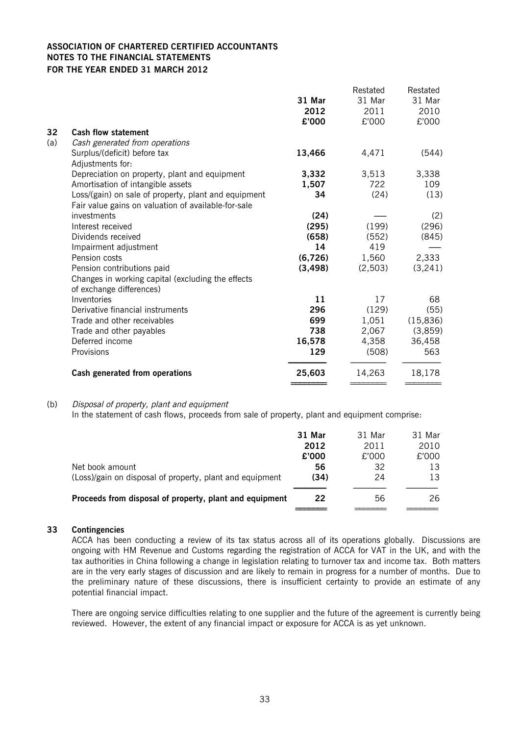**ASSOCIATION OF CHARTERED CERTIFIED ACCOUNTANTS**
**NOTES TO THE FINANCIAL STATEMENTS**
**FOR THE YEAR ENDED 31 MARCH 2012**

## 32 Cash flow statement

### (a) *Cash generated from operations*

| | **31 Mar 2012 £'000** | Restated 31 Mar 2011 £'000 | Restated 31 Mar 2010 £'000 |
|---|---|---|---|
| Surplus/(deficit) before tax | **13,466** | 4,471 | (544) |
| Adjustments for: | | | |
| Depreciation on property, plant and equipment | **3,332** | 3,513 | 3,338 |
| Amortisation of intangible assets | **1,507** | 722 | 109 |
| Loss/(gain) on sale of property, plant and equipment | **34** | (24) | (13) |
| Fair value gains on valuation of available-for-sale investments | **(24)** | — | (2) |
| Interest received | **(295)** | (199) | (296) |
| Dividends received | **(658)** | (552) | (845) |
| Impairment adjustment | **14** | 419 | — |
| Pension costs | **(6,726)** | 1,560 | 2,333 |
| Pension contributions paid | **(3,498)** | (2,503) | (3,241) |
| Changes in working capital (excluding the effects of exchange differences) | | | |
| Inventories | **11** | 17 | 68 |
| Derivative financial instruments | **296** | (129) | (55) |
| Trade and other receivables | **699** | 1,051 | (15,836) |
| Trade and other payables | **738** | 2,067 | (3,859) |
| Deferred income | **16,578** | 4,358 | 36,458 |
| Provisions | **129** | (508) | 563 |
| **Cash generated from operations** | **25,603** | 14,263 | 18,178 |

### (b) *Disposal of property, plant and equipment*

In the statement of cash flows, proceeds from sale of property, plant and equipment comprise:

| | **31 Mar 2012 £'000** | 31 Mar 2011 £'000 | 31 Mar 2010 £'000 |
|---|---|---|---|
| Net book amount | **56** | 32 | 13 |
| (Loss)/gain on disposal of property, plant and equipment | **(34)** | 24 | 13 |
| **Proceeds from disposal of property, plant and equipment** | **22** | 56 | 26 |

## 33 Contingencies

ACCA has been conducting a review of its tax status across all of its operations globally. Discussions are ongoing with HM Revenue and Customs regarding the registration of ACCA for VAT in the UK, and with the tax authorities in China following a change in legislation relating to turnover tax and income tax. Both matters are in the very early stages of discussion and are likely to remain in progress for a number of months. Due to the preliminary nature of these discussions, there is insufficient certainty to provide an estimate of any potential financial impact.

There are ongoing service difficulties relating to one supplier and the future of the agreement is currently being reviewed. However, the extent of any financial impact or exposure for ACCA is as yet unknown.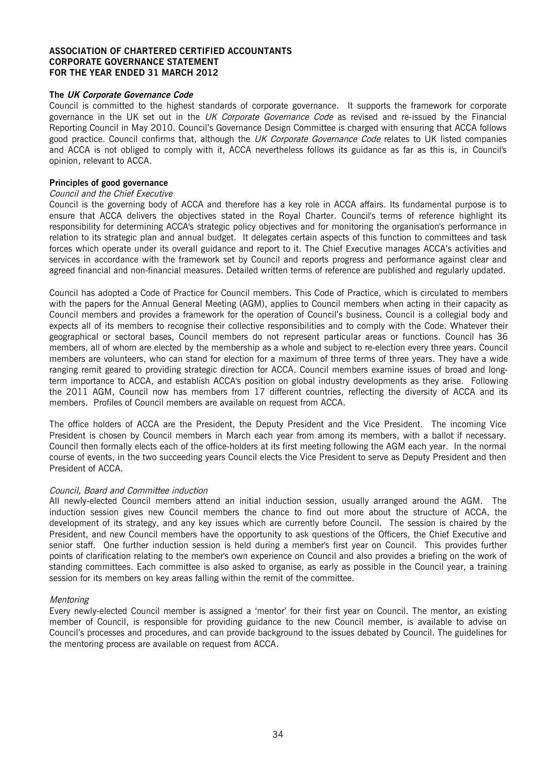**ASSOCIATION OF CHARTERED CERTIFIED ACCOUNTANTS**
**CORPORATE GOVERNANCE STATEMENT**
**FOR THE YEAR ENDED 31 MARCH 2012**

## The *UK Corporate Governance Code*

Council is committed to the highest standards of corporate governance. It supports the framework for corporate governance in the UK set out in the *UK Corporate Governance Code* as revised and re-issued by the Financial Reporting Council in May 2010. Council's Governance Design Committee is charged with ensuring that ACCA follows good practice. Council confirms that, although the *UK Corporate Governance Code* relates to UK listed companies and ACCA is not obliged to comply with it, ACCA nevertheless follows its guidance as far as this is, in Council's opinion, relevant to ACCA.

## Principles of good governance

### *Council and the Chief Executive*

Council is the governing body of ACCA and therefore has a key role in ACCA affairs. Its fundamental purpose is to ensure that ACCA delivers the objectives stated in the Royal Charter. Council's terms of reference highlight its responsibility for determining ACCA's strategic policy objectives and for monitoring the organisation's performance in relation to its strategic plan and annual budget. It delegates certain aspects of this function to committees and task forces which operate under its overall guidance and report to it. The Chief Executive manages ACCA's activities and services in accordance with the framework set by Council and reports progress and performance against clear and agreed financial and non-financial measures. Detailed written terms of reference are published and regularly updated.

Council has adopted a Code of Practice for Council members. This Code of Practice, which is circulated to members with the papers for the Annual General Meeting (AGM), applies to Council members when acting in their capacity as Council members and provides a framework for the operation of Council's business. Council is a collegial body and expects all of its members to recognise their collective responsibilities and to comply with the Code. Whatever their geographical or sectoral bases, Council members do not represent particular areas or functions. Council has 36 members, all of whom are elected by the membership as a whole and subject to re-election every three years. Council members are volunteers, who can stand for election for a maximum of three terms of three years. They have a wide ranging remit geared to providing strategic direction for ACCA. Council members examine issues of broad and long-term importance to ACCA, and establish ACCA's position on global industry developments as they arise. Following the 2011 AGM, Council now has members from 17 different countries, reflecting the diversity of ACCA and its members. Profiles of Council members are available on request from ACCA.

The office holders of ACCA are the President, the Deputy President and the Vice President. The incoming Vice President is chosen by Council members in March each year from among its members, with a ballot if necessary. Council then formally elects each of the office-holders at its first meeting following the AGM each year. In the normal course of events, in the two succeeding years Council elects the Vice President to serve as Deputy President and then President of ACCA.

### *Council, Board and Committee induction*

All newly-elected Council members attend an initial induction session, usually arranged around the AGM. The induction session gives new Council members the chance to find out more about the structure of ACCA, the development of its strategy, and any key issues which are currently before Council. The session is chaired by the President, and new Council members have the opportunity to ask questions of the Officers, the Chief Executive and senior staff. One further induction session is held during a member's first year on Council. This provides further points of clarification relating to the member's own experience on Council and also provides a briefing on the work of standing committees. Each committee is also asked to organise, as early as possible in the Council year, a training session for its members on key areas falling within the remit of the committee.

### *Mentoring*

Every newly-elected Council member is assigned a 'mentor' for their first year on Council. The mentor, an existing member of Council, is responsible for providing guidance to the new Council member, is available to advise on Council's processes and procedures, and can provide background to the issues debated by Council. The guidelines for the mentoring process are available on request from ACCA.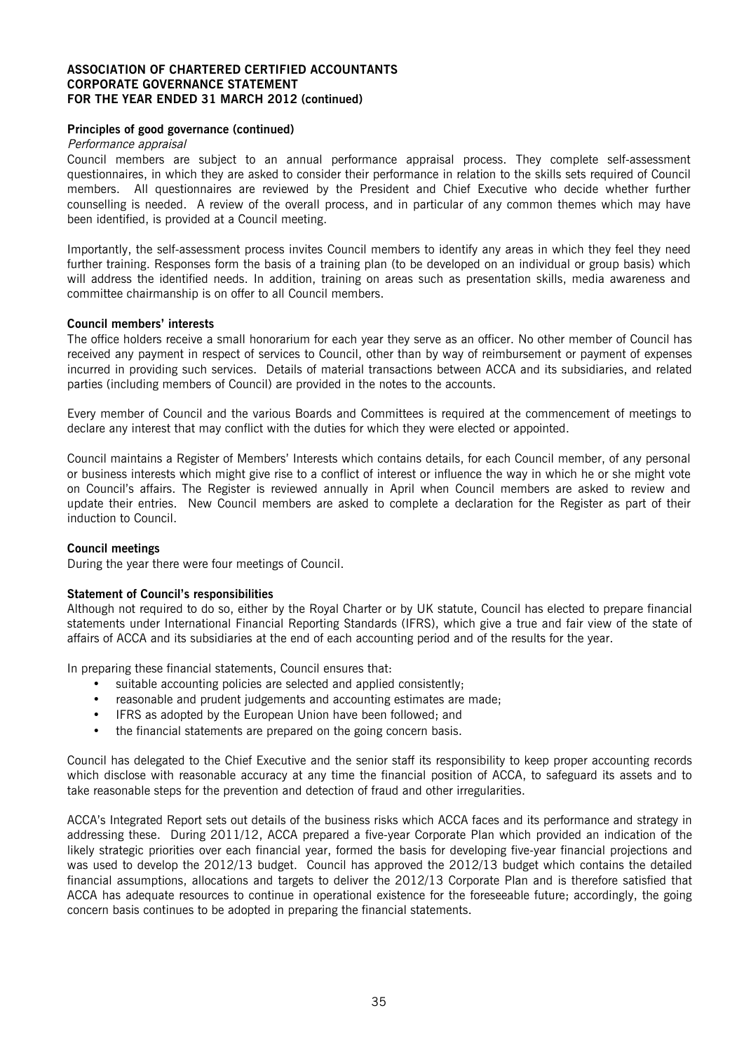**ASSOCIATION OF CHARTERED CERTIFIED ACCOUNTANTS**
**CORPORATE GOVERNANCE STATEMENT**
**FOR THE YEAR ENDED 31 MARCH 2012 (continued)**

**Principles of good governance (continued)**

*Performance appraisal*

Council members are subject to an annual performance appraisal process. They complete self-assessment questionnaires, in which they are asked to consider their performance in relation to the skills sets required of Council members. All questionnaires are reviewed by the President and Chief Executive who decide whether further counselling is needed. A review of the overall process, and in particular of any common themes which may have been identified, is provided at a Council meeting.

Importantly, the self-assessment process invites Council members to identify any areas in which they feel they need further training. Responses form the basis of a training plan (to be developed on an individual or group basis) which will address the identified needs. In addition, training on areas such as presentation skills, media awareness and committee chairmanship is on offer to all Council members.

**Council members' interests**

The office holders receive a small honorarium for each year they serve as an officer. No other member of Council has received any payment in respect of services to Council, other than by way of reimbursement or payment of expenses incurred in providing such services. Details of material transactions between ACCA and its subsidiaries, and related parties (including members of Council) are provided in the notes to the accounts.

Every member of Council and the various Boards and Committees is required at the commencement of meetings to declare any interest that may conflict with the duties for which they were elected or appointed.

Council maintains a Register of Members' Interests which contains details, for each Council member, of any personal or business interests which might give rise to a conflict of interest or influence the way in which he or she might vote on Council's affairs. The Register is reviewed annually in April when Council members are asked to review and update their entries. New Council members are asked to complete a declaration for the Register as part of their induction to Council.

**Council meetings**

During the year there were four meetings of Council.

**Statement of Council's responsibilities**

Although not required to do so, either by the Royal Charter or by UK statute, Council has elected to prepare financial statements under International Financial Reporting Standards (IFRS), which give a true and fair view of the state of affairs of ACCA and its subsidiaries at the end of each accounting period and of the results for the year.

In preparing these financial statements, Council ensures that:

- suitable accounting policies are selected and applied consistently;
- reasonable and prudent judgements and accounting estimates are made;
- IFRS as adopted by the European Union have been followed; and
- the financial statements are prepared on the going concern basis.

Council has delegated to the Chief Executive and the senior staff its responsibility to keep proper accounting records which disclose with reasonable accuracy at any time the financial position of ACCA, to safeguard its assets and to take reasonable steps for the prevention and detection of fraud and other irregularities.

ACCA's Integrated Report sets out details of the business risks which ACCA faces and its performance and strategy in addressing these. During 2011/12, ACCA prepared a five-year Corporate Plan which provided an indication of the likely strategic priorities over each financial year, formed the basis for developing five-year financial projections and was used to develop the 2012/13 budget. Council has approved the 2012/13 budget which contains the detailed financial assumptions, allocations and targets to deliver the 2012/13 Corporate Plan and is therefore satisfied that ACCA has adequate resources to continue in operational existence for the foreseeable future; accordingly, the going concern basis continues to be adopted in preparing the financial statements.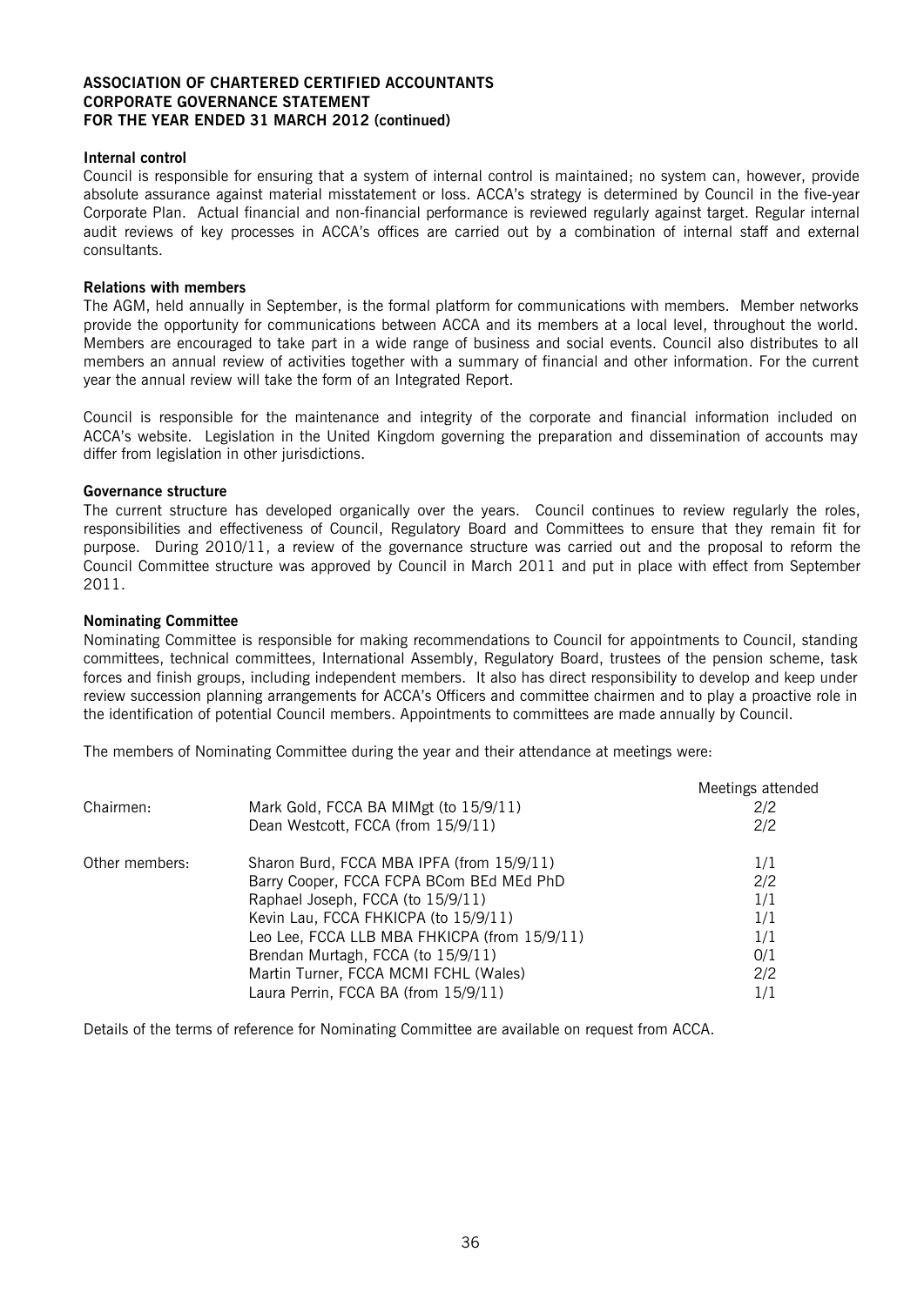**ASSOCIATION OF CHARTERED CERTIFIED ACCOUNTANTS**
**CORPORATE GOVERNANCE STATEMENT**
**FOR THE YEAR ENDED 31 MARCH 2012 (continued)**

**Internal control**

Council is responsible for ensuring that a system of internal control is maintained; no system can, however, provide absolute assurance against material misstatement or loss. ACCA's strategy is determined by Council in the five-year Corporate Plan. Actual financial and non-financial performance is reviewed regularly against target. Regular internal audit reviews of key processes in ACCA's offices are carried out by a combination of internal staff and external consultants.

**Relations with members**

The AGM, held annually in September, is the formal platform for communications with members. Member networks provide the opportunity for communications between ACCA and its members at a local level, throughout the world. Members are encouraged to take part in a wide range of business and social events. Council also distributes to all members an annual review of activities together with a summary of financial and other information. For the current year the annual review will take the form of an Integrated Report.

Council is responsible for the maintenance and integrity of the corporate and financial information included on ACCA's website. Legislation in the United Kingdom governing the preparation and dissemination of accounts may differ from legislation in other jurisdictions.

**Governance structure**

The current structure has developed organically over the years. Council continues to review regularly the roles, responsibilities and effectiveness of Council, Regulatory Board and Committees to ensure that they remain fit for purpose. During 2010/11, a review of the governance structure was carried out and the proposal to reform the Council Committee structure was approved by Council in March 2011 and put in place with effect from September 2011.

**Nominating Committee**

Nominating Committee is responsible for making recommendations to Council for appointments to Council, standing committees, technical committees, International Assembly, Regulatory Board, trustees of the pension scheme, task forces and finish groups, including independent members. It also has direct responsibility to develop and keep under review succession planning arrangements for ACCA's Officers and committee chairmen and to play a proactive role in the identification of potential Council members. Appointments to committees are made annually by Council.

The members of Nominating Committee during the year and their attendance at meetings were:

| | | Meetings attended |
|---|---|---|
| Chairmen: | Mark Gold, FCCA BA MIMgt (to 15/9/11) | 2/2 |
| | Dean Westcott, FCCA (from 15/9/11) | 2/2 |
| Other members: | Sharon Burd, FCCA MBA IPFA (from 15/9/11) | 1/1 |
| | Barry Cooper, FCCA FCPA BCom BEd MEd PhD | 2/2 |
| | Raphael Joseph, FCCA (to 15/9/11) | 1/1 |
| | Kevin Lau, FCCA FHKICPA (to 15/9/11) | 1/1 |
| | Leo Lee, FCCA LLB MBA FHKICPA (from 15/9/11) | 1/1 |
| | Brendan Murtagh, FCCA (to 15/9/11) | 0/1 |
| | Martin Turner, FCCA MCMI FCHL (Wales) | 2/2 |
| | Laura Perrin, FCCA BA (from 15/9/11) | 1/1 |

Details of the terms of reference for Nominating Committee are available on request from ACCA.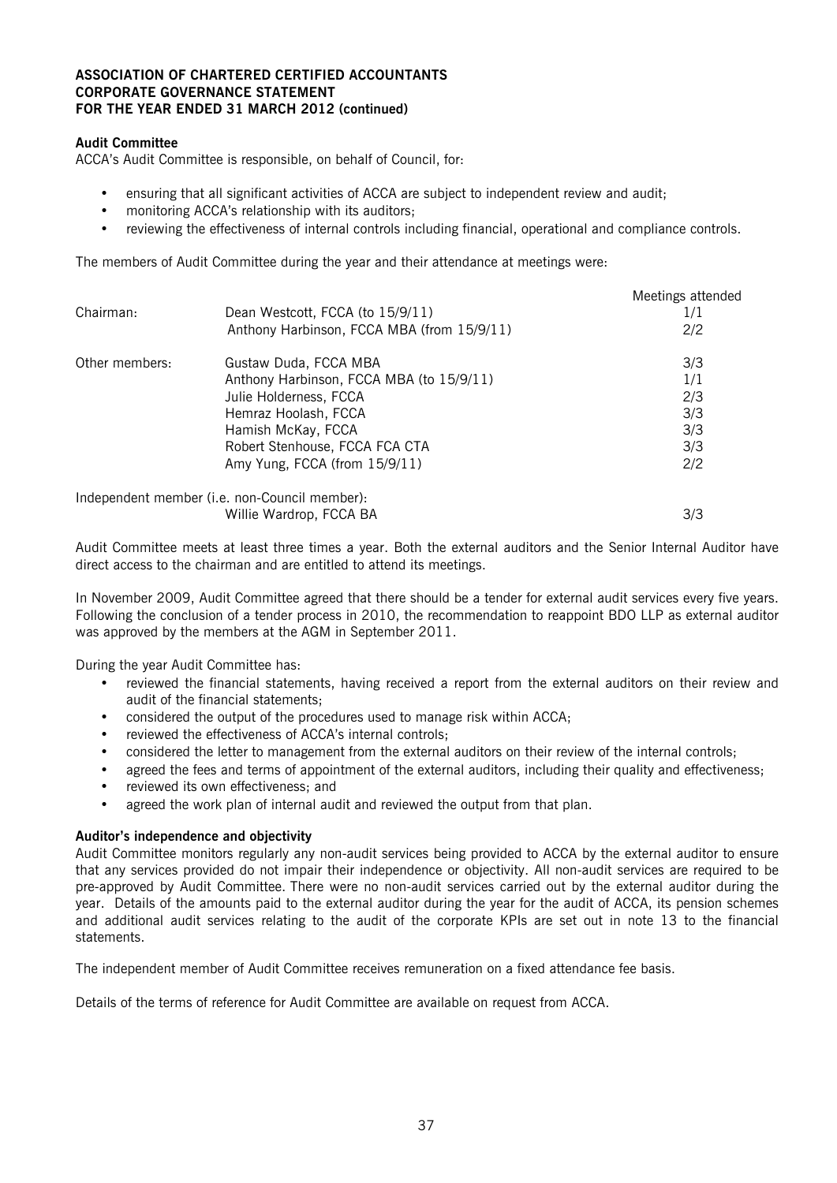**ASSOCIATION OF CHARTERED CERTIFIED ACCOUNTANTS**
**CORPORATE GOVERNANCE STATEMENT**
**FOR THE YEAR ENDED 31 MARCH 2012 (continued)**

**Audit Committee**

ACCA's Audit Committee is responsible, on behalf of Council, for:

- ensuring that all significant activities of ACCA are subject to independent review and audit;
- monitoring ACCA's relationship with its auditors;
- reviewing the effectiveness of internal controls including financial, operational and compliance controls.

The members of Audit Committee during the year and their attendance at meetings were:

| | | Meetings attended |
|---|---|---|
| Chairman: | Dean Westcott, FCCA (to 15/9/11) | 1/1 |
| | Anthony Harbinson, FCCA MBA (from 15/9/11) | 2/2 |
| Other members: | Gustaw Duda, FCCA MBA | 3/3 |
| | Anthony Harbinson, FCCA MBA (to 15/9/11) | 1/1 |
| | Julie Holderness, FCCA | 2/3 |
| | Hemraz Hoolash, FCCA | 3/3 |
| | Hamish McKay, FCCA | 3/3 |
| | Robert Stenhouse, FCCA FCA CTA | 3/3 |
| | Amy Yung, FCCA (from 15/9/11) | 2/2 |
| Independent member (i.e. non-Council member): | | |
| | Willie Wardrop, FCCA BA | 3/3 |

Audit Committee meets at least three times a year. Both the external auditors and the Senior Internal Auditor have direct access to the chairman and are entitled to attend its meetings.

In November 2009, Audit Committee agreed that there should be a tender for external audit services every five years. Following the conclusion of a tender process in 2010, the recommendation to reappoint BDO LLP as external auditor was approved by the members at the AGM in September 2011.

During the year Audit Committee has:

- reviewed the financial statements, having received a report from the external auditors on their review and audit of the financial statements;
- considered the output of the procedures used to manage risk within ACCA;
- reviewed the effectiveness of ACCA's internal controls;
- considered the letter to management from the external auditors on their review of the internal controls;
- agreed the fees and terms of appointment of the external auditors, including their quality and effectiveness;
- reviewed its own effectiveness; and
- agreed the work plan of internal audit and reviewed the output from that plan.

**Auditor's independence and objectivity**

Audit Committee monitors regularly any non-audit services being provided to ACCA by the external auditor to ensure that any services provided do not impair their independence or objectivity. All non-audit services are required to be pre-approved by Audit Committee. There were no non-audit services carried out by the external auditor during the year. Details of the amounts paid to the external auditor during the year for the audit of ACCA, its pension schemes and additional audit services relating to the audit of the corporate KPIs are set out in note 13 to the financial statements.

The independent member of Audit Committee receives remuneration on a fixed attendance fee basis.

Details of the terms of reference for Audit Committee are available on request from ACCA.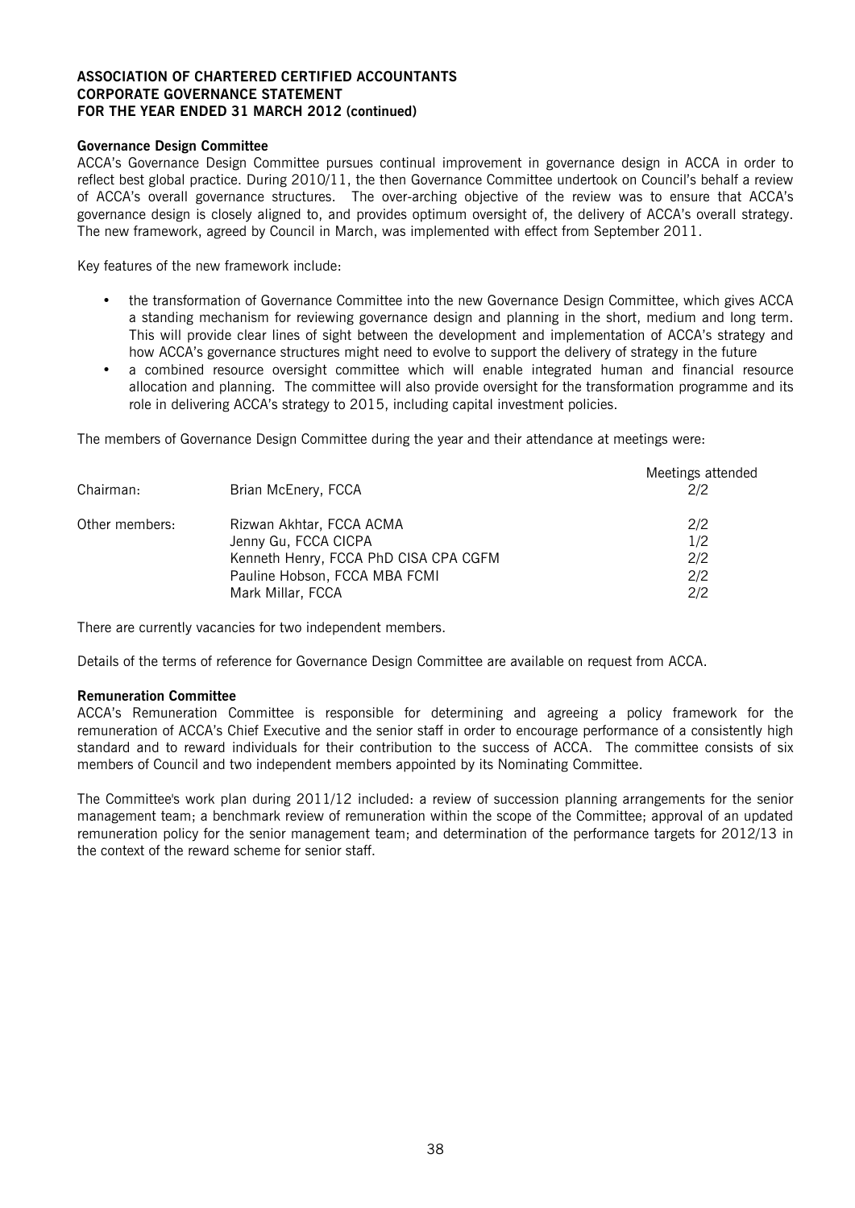**ASSOCIATION OF CHARTERED CERTIFIED ACCOUNTANTS**
**CORPORATE GOVERNANCE STATEMENT**
**FOR THE YEAR ENDED 31 MARCH 2012 (continued)**

### Governance Design Committee

ACCA's Governance Design Committee pursues continual improvement in governance design in ACCA in order to reflect best global practice. During 2010/11, the then Governance Committee undertook on Council's behalf a review of ACCA's overall governance structures. The over-arching objective of the review was to ensure that ACCA's governance design is closely aligned to, and provides optimum oversight of, the delivery of ACCA's overall strategy. The new framework, agreed by Council in March, was implemented with effect from September 2011.

Key features of the new framework include:

- the transformation of Governance Committee into the new Governance Design Committee, which gives ACCA a standing mechanism for reviewing governance design and planning in the short, medium and long term. This will provide clear lines of sight between the development and implementation of ACCA's strategy and how ACCA's governance structures might need to evolve to support the delivery of strategy in the future
- a combined resource oversight committee which will enable integrated human and financial resource allocation and planning. The committee will also provide oversight for the transformation programme and its role in delivering ACCA's strategy to 2015, including capital investment policies.

The members of Governance Design Committee during the year and their attendance at meetings were:

| | | Meetings attended |
|---|---|---|
| Chairman: | Brian McEnery, FCCA | 2/2 |
| Other members: | Rizwan Akhtar, FCCA ACMA | 2/2 |
| | Jenny Gu, FCCA CICPA | 1/2 |
| | Kenneth Henry, FCCA PhD CISA CPA CGFM | 2/2 |
| | Pauline Hobson, FCCA MBA FCMI | 2/2 |
| | Mark Millar, FCCA | 2/2 |

There are currently vacancies for two independent members.

Details of the terms of reference for Governance Design Committee are available on request from ACCA.

### Remuneration Committee

ACCA's Remuneration Committee is responsible for determining and agreeing a policy framework for the remuneration of ACCA's Chief Executive and the senior staff in order to encourage performance of a consistently high standard and to reward individuals for their contribution to the success of ACCA. The committee consists of six members of Council and two independent members appointed by its Nominating Committee.

The Committee's work plan during 2011/12 included: a review of succession planning arrangements for the senior management team; a benchmark review of remuneration within the scope of the Committee; approval of an updated remuneration policy for the senior management team; and determination of the performance targets for 2012/13 in the context of the reward scheme for senior staff.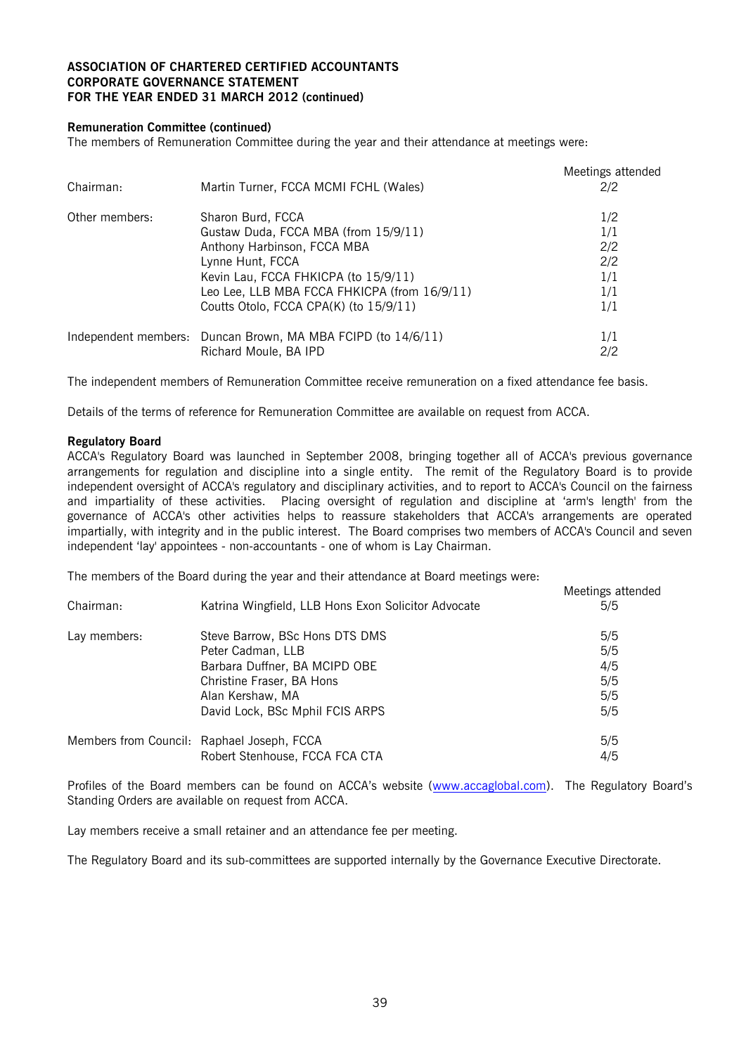**ASSOCIATION OF CHARTERED CERTIFIED ACCOUNTANTS**
**CORPORATE GOVERNANCE STATEMENT**
**FOR THE YEAR ENDED 31 MARCH 2012 (continued)**

**Remuneration Committee (continued)**

The members of Remuneration Committee during the year and their attendance at meetings were:

| | | Meetings attended |
|---|---|---|
| Chairman: | Martin Turner, FCCA MCMI FCHL (Wales) | 2/2 |
| Other members: | Sharon Burd, FCCA | 1/2 |
| | Gustaw Duda, FCCA MBA (from 15/9/11) | 1/1 |
| | Anthony Harbinson, FCCA MBA | 2/2 |
| | Lynne Hunt, FCCA | 2/2 |
| | Kevin Lau, FCCA FHKICPA (to 15/9/11) | 1/1 |
| | Leo Lee, LLB MBA FCCA FHKICPA (from 16/9/11) | 1/1 |
| | Coutts Otolo, FCCA CPA(K) (to 15/9/11) | 1/1 |
| Independent members: | Duncan Brown, MA MBA FCIPD (to 14/6/11) | 1/1 |
| | Richard Moule, BA IPD | 2/2 |

The independent members of Remuneration Committee receive remuneration on a fixed attendance fee basis.

Details of the terms of reference for Remuneration Committee are available on request from ACCA.

**Regulatory Board**

ACCA's Regulatory Board was launched in September 2008, bringing together all of ACCA's previous governance arrangements for regulation and discipline into a single entity. The remit of the Regulatory Board is to provide independent oversight of ACCA's regulatory and disciplinary activities, and to report to ACCA's Council on the fairness and impartiality of these activities. Placing oversight of regulation and discipline at 'arm's length' from the governance of ACCA's other activities helps to reassure stakeholders that ACCA's arrangements are operated impartially, with integrity and in the public interest. The Board comprises two members of ACCA's Council and seven independent 'lay' appointees - non-accountants - one of whom is Lay Chairman.

The members of the Board during the year and their attendance at Board meetings were:

| | | Meetings attended |
|---|---|---|
| Chairman: | Katrina Wingfield, LLB Hons Exon Solicitor Advocate | 5/5 |
| Lay members: | Steve Barrow, BSc Hons DTS DMS | 5/5 |
| | Peter Cadman, LLB | 5/5 |
| | Barbara Duffner, BA MCIPD OBE | 4/5 |
| | Christine Fraser, BA Hons | 5/5 |
| | Alan Kershaw, MA | 5/5 |
| | David Lock, BSc Mphil FCIS ARPS | 5/5 |
| Members from Council: | Raphael Joseph, FCCA | 5/5 |
| | Robert Stenhouse, FCCA FCA CTA | 4/5 |

Profiles of the Board members can be found on ACCA's website (www.accaglobal.com). The Regulatory Board's Standing Orders are available on request from ACCA.

Lay members receive a small retainer and an attendance fee per meeting.

The Regulatory Board and its sub-committees are supported internally by the Governance Executive Directorate.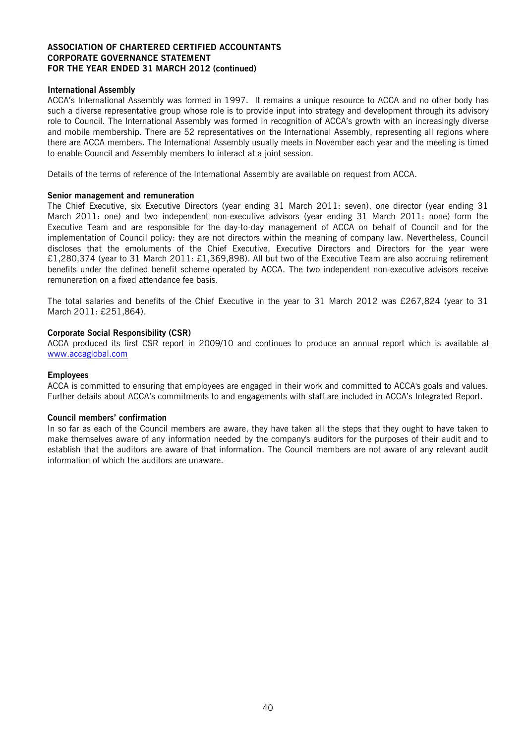**ASSOCIATION OF CHARTERED CERTIFIED ACCOUNTANTS**
**CORPORATE GOVERNANCE STATEMENT**
**FOR THE YEAR ENDED 31 MARCH 2012 (continued)**

### International Assembly

ACCA's International Assembly was formed in 1997. It remains a unique resource to ACCA and no other body has such a diverse representative group whose role is to provide input into strategy and development through its advisory role to Council. The International Assembly was formed in recognition of ACCA's growth with an increasingly diverse and mobile membership. There are 52 representatives on the International Assembly, representing all regions where there are ACCA members. The International Assembly usually meets in November each year and the meeting is timed to enable Council and Assembly members to interact at a joint session.

Details of the terms of reference of the International Assembly are available on request from ACCA.

### Senior management and remuneration

The Chief Executive, six Executive Directors (year ending 31 March 2011: seven), one director (year ending 31 March 2011: one) and two independent non-executive advisors (year ending 31 March 2011: none) form the Executive Team and are responsible for the day-to-day management of ACCA on behalf of Council and for the implementation of Council policy: they are not directors within the meaning of company law. Nevertheless, Council discloses that the emoluments of the Chief Executive, Executive Directors and Directors for the year were £1,280,374 (year to 31 March 2011: £1,369,898). All but two of the Executive Team are also accruing retirement benefits under the defined benefit scheme operated by ACCA. The two independent non-executive advisors receive remuneration on a fixed attendance fee basis.

The total salaries and benefits of the Chief Executive in the year to 31 March 2012 was £267,824 (year to 31 March 2011: £251,864).

### Corporate Social Responsibility (CSR)

ACCA produced its first CSR report in 2009/10 and continues to produce an annual report which is available at www.accaglobal.com

### Employees

ACCA is committed to ensuring that employees are engaged in their work and committed to ACCA's goals and values. Further details about ACCA's commitments to and engagements with staff are included in ACCA's Integrated Report.

### Council members' confirmation

In so far as each of the Council members are aware, they have taken all the steps that they ought to have taken to make themselves aware of any information needed by the company's auditors for the purposes of their audit and to establish that the auditors are aware of that information. The Council members are not aware of any relevant audit information of which the auditors are unaware.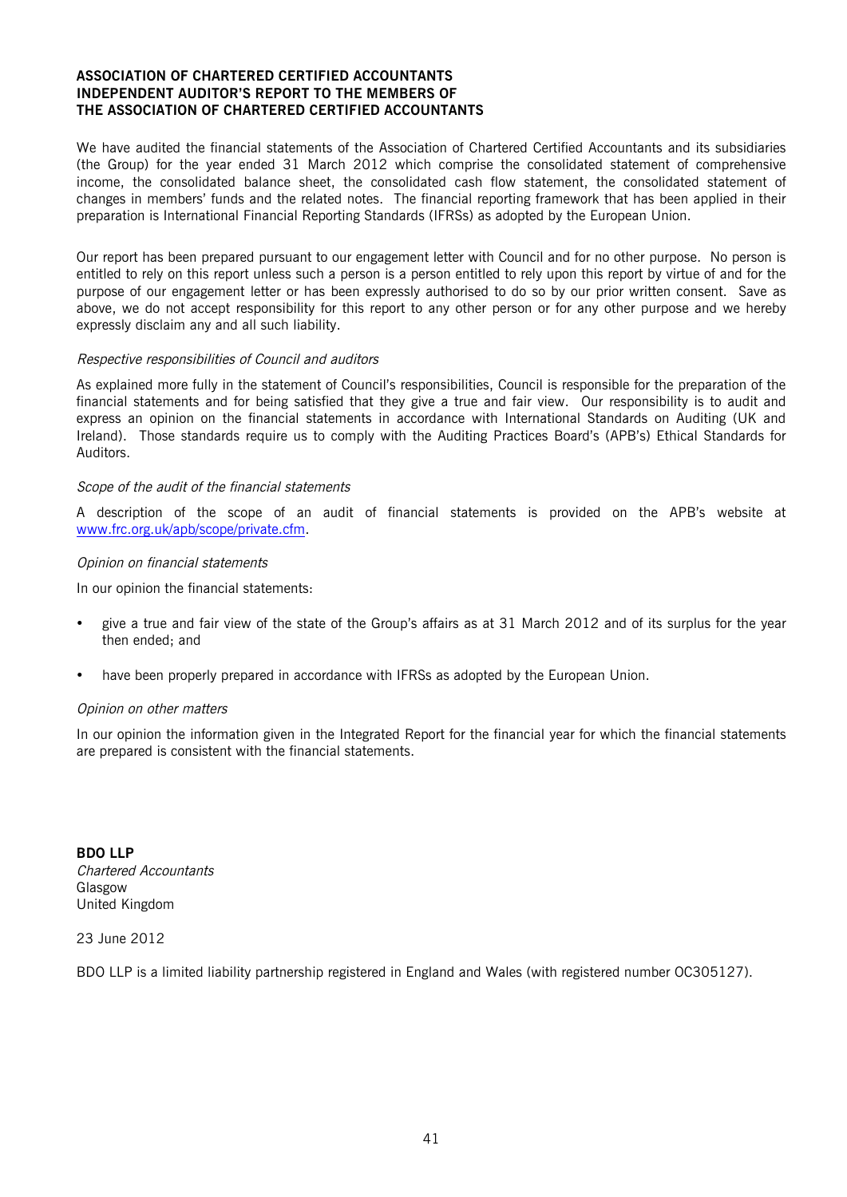**ASSOCIATION OF CHARTERED CERTIFIED ACCOUNTANTS**
**INDEPENDENT AUDITOR'S REPORT TO THE MEMBERS OF**
**THE ASSOCIATION OF CHARTERED CERTIFIED ACCOUNTANTS**

We have audited the financial statements of the Association of Chartered Certified Accountants and its subsidiaries (the Group) for the year ended 31 March 2012 which comprise the consolidated statement of comprehensive income, the consolidated balance sheet, the consolidated cash flow statement, the consolidated statement of changes in members' funds and the related notes. The financial reporting framework that has been applied in their preparation is International Financial Reporting Standards (IFRSs) as adopted by the European Union.

Our report has been prepared pursuant to our engagement letter with Council and for no other purpose. No person is entitled to rely on this report unless such a person is a person entitled to rely upon this report by virtue of and for the purpose of our engagement letter or has been expressly authorised to do so by our prior written consent. Save as above, we do not accept responsibility for this report to any other person or for any other purpose and we hereby expressly disclaim any and all such liability.

*Respective responsibilities of Council and auditors*

As explained more fully in the statement of Council's responsibilities, Council is responsible for the preparation of the financial statements and for being satisfied that they give a true and fair view. Our responsibility is to audit and express an opinion on the financial statements in accordance with International Standards on Auditing (UK and Ireland). Those standards require us to comply with the Auditing Practices Board's (APB's) Ethical Standards for Auditors.

*Scope of the audit of the financial statements*

A description of the scope of an audit of financial statements is provided on the APB's website at www.frc.org.uk/apb/scope/private.cfm.

*Opinion on financial statements*

In our opinion the financial statements:

- give a true and fair view of the state of the Group's affairs as at 31 March 2012 and of its surplus for the year then ended; and
- have been properly prepared in accordance with IFRSs as adopted by the European Union.

*Opinion on other matters*

In our opinion the information given in the Integrated Report for the financial year for which the financial statements are prepared is consistent with the financial statements.

**BDO LLP**
*Chartered Accountants*
Glasgow
United Kingdom

23 June 2012

BDO LLP is a limited liability partnership registered in England and Wales (with registered number OC305127).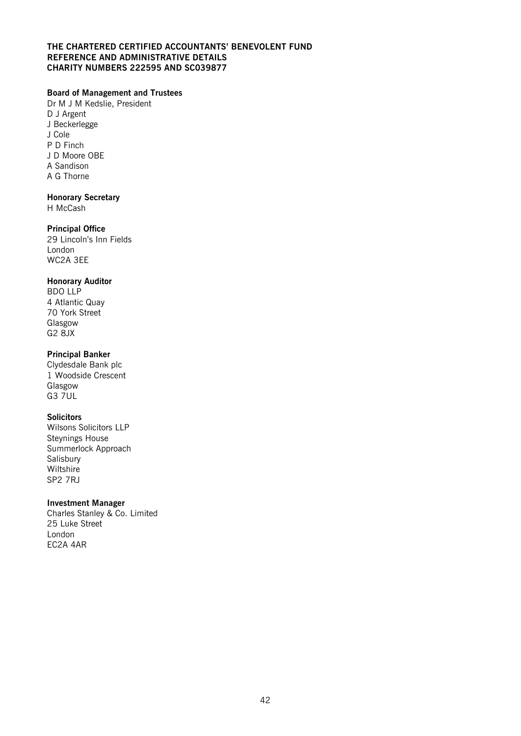**THE CHARTERED CERTIFIED ACCOUNTANTS' BENEVOLENT FUND**
**REFERENCE AND ADMINISTRATIVE DETAILS**
**CHARITY NUMBERS 222595 AND SC039877**

**Board of Management and Trustees**
Dr M J M Kedslie, President
D J Argent
J Beckerlegge
J Cole
P D Finch
J D Moore OBE
A Sandison
A G Thorne

**Honorary Secretary**
H McCash

**Principal Office**
29 Lincoln's Inn Fields
London
WC2A 3EE

**Honorary Auditor**
BDO LLP
4 Atlantic Quay
70 York Street
Glasgow
G2 8JX

**Principal Banker**
Clydesdale Bank plc
1 Woodside Crescent
Glasgow
G3 7UL

**Solicitors**
Wilsons Solicitors LLP
Steynings House
Summerlock Approach
Salisbury
Wiltshire
SP2 7RJ

**Investment Manager**
Charles Stanley & Co. Limited
25 Luke Street
London
EC2A 4AR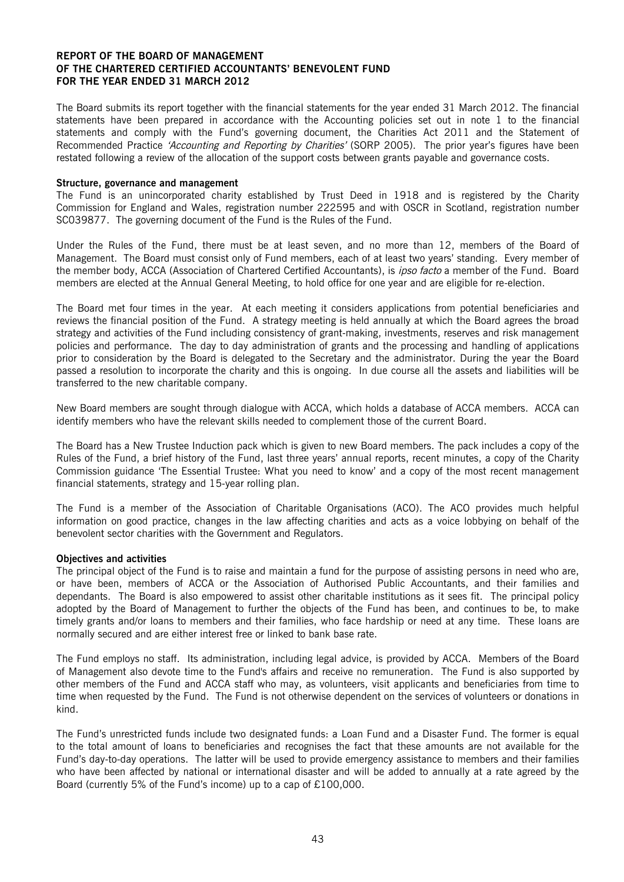**REPORT OF THE BOARD OF MANAGEMENT**
**OF THE CHARTERED CERTIFIED ACCOUNTANTS' BENEVOLENT FUND**
**FOR THE YEAR ENDED 31 MARCH 2012**

The Board submits its report together with the financial statements for the year ended 31 March 2012. The financial statements have been prepared in accordance with the Accounting policies set out in note 1 to the financial statements and comply with the Fund's governing document, the Charities Act 2011 and the Statement of Recommended Practice *'Accounting and Reporting by Charities'* (SORP 2005). The prior year's figures have been restated following a review of the allocation of the support costs between grants payable and governance costs.

**Structure, governance and management**

The Fund is an unincorporated charity established by Trust Deed in 1918 and is registered by the Charity Commission for England and Wales, registration number 222595 and with OSCR in Scotland, registration number SC039877. The governing document of the Fund is the Rules of the Fund.

Under the Rules of the Fund, there must be at least seven, and no more than 12, members of the Board of Management. The Board must consist only of Fund members, each of at least two years' standing. Every member of the member body, ACCA (Association of Chartered Certified Accountants), is *ipso facto* a member of the Fund. Board members are elected at the Annual General Meeting, to hold office for one year and are eligible for re-election.

The Board met four times in the year. At each meeting it considers applications from potential beneficiaries and reviews the financial position of the Fund. A strategy meeting is held annually at which the Board agrees the broad strategy and activities of the Fund including consistency of grant-making, investments, reserves and risk management policies and performance. The day to day administration of grants and the processing and handling of applications prior to consideration by the Board is delegated to the Secretary and the administrator. During the year the Board passed a resolution to incorporate the charity and this is ongoing. In due course all the assets and liabilities will be transferred to the new charitable company.

New Board members are sought through dialogue with ACCA, which holds a database of ACCA members. ACCA can identify members who have the relevant skills needed to complement those of the current Board.

The Board has a New Trustee Induction pack which is given to new Board members. The pack includes a copy of the Rules of the Fund, a brief history of the Fund, last three years' annual reports, recent minutes, a copy of the Charity Commission guidance 'The Essential Trustee: What you need to know' and a copy of the most recent management financial statements, strategy and 15-year rolling plan.

The Fund is a member of the Association of Charitable Organisations (ACO). The ACO provides much helpful information on good practice, changes in the law affecting charities and acts as a voice lobbying on behalf of the benevolent sector charities with the Government and Regulators.

**Objectives and activities**

The principal object of the Fund is to raise and maintain a fund for the purpose of assisting persons in need who are, or have been, members of ACCA or the Association of Authorised Public Accountants, and their families and dependants. The Board is also empowered to assist other charitable institutions as it sees fit. The principal policy adopted by the Board of Management to further the objects of the Fund has been, and continues to be, to make timely grants and/or loans to members and their families, who face hardship or need at any time. These loans are normally secured and are either interest free or linked to bank base rate.

The Fund employs no staff. Its administration, including legal advice, is provided by ACCA. Members of the Board of Management also devote time to the Fund's affairs and receive no remuneration. The Fund is also supported by other members of the Fund and ACCA staff who may, as volunteers, visit applicants and beneficiaries from time to time when requested by the Fund. The Fund is not otherwise dependent on the services of volunteers or donations in kind.

The Fund's unrestricted funds include two designated funds: a Loan Fund and a Disaster Fund. The former is equal to the total amount of loans to beneficiaries and recognises the fact that these amounts are not available for the Fund's day-to-day operations. The latter will be used to provide emergency assistance to members and their families who have been affected by national or international disaster and will be added to annually at a rate agreed by the Board (currently 5% of the Fund's income) up to a cap of £100,000.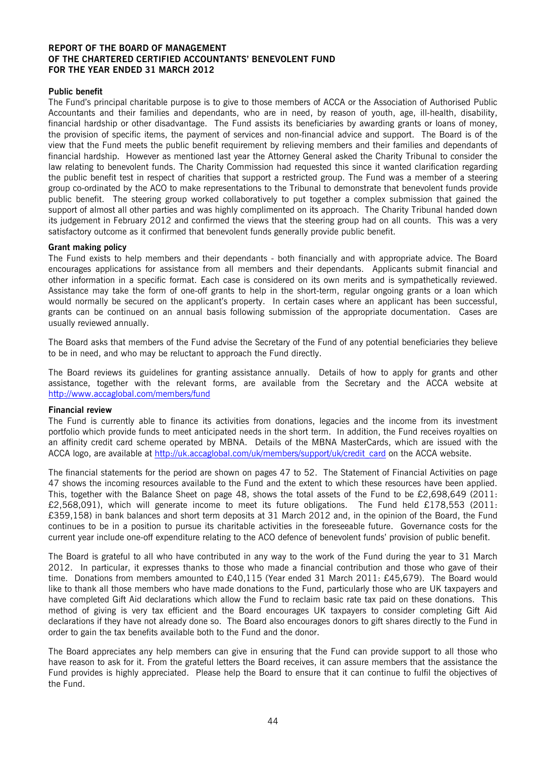**REPORT OF THE BOARD OF MANAGEMENT**
**OF THE CHARTERED CERTIFIED ACCOUNTANTS' BENEVOLENT FUND**
**FOR THE YEAR ENDED 31 MARCH 2012**

**Public benefit**

The Fund's principal charitable purpose is to give to those members of ACCA or the Association of Authorised Public Accountants and their families and dependants, who are in need, by reason of youth, age, ill-health, disability, financial hardship or other disadvantage. The Fund assists its beneficiaries by awarding grants or loans of money, the provision of specific items, the payment of services and non-financial advice and support. The Board is of the view that the Fund meets the public benefit requirement by relieving members and their families and dependants of financial hardship. However as mentioned last year the Attorney General asked the Charity Tribunal to consider the law relating to benevolent funds. The Charity Commission had requested this since it wanted clarification regarding the public benefit test in respect of charities that support a restricted group. The Fund was a member of a steering group co-ordinated by the ACO to make representations to the Tribunal to demonstrate that benevolent funds provide public benefit. The steering group worked collaboratively to put together a complex submission that gained the support of almost all other parties and was highly complimented on its approach. The Charity Tribunal handed down its judgement in February 2012 and confirmed the views that the steering group had on all counts. This was a very satisfactory outcome as it confirmed that benevolent funds generally provide public benefit.

**Grant making policy**

The Fund exists to help members and their dependants - both financially and with appropriate advice. The Board encourages applications for assistance from all members and their dependants. Applicants submit financial and other information in a specific format. Each case is considered on its own merits and is sympathetically reviewed. Assistance may take the form of one-off grants to help in the short-term, regular ongoing grants or a loan which would normally be secured on the applicant's property. In certain cases where an applicant has been successful, grants can be continued on an annual basis following submission of the appropriate documentation. Cases are usually reviewed annually.

The Board asks that members of the Fund advise the Secretary of the Fund of any potential beneficiaries they believe to be in need, and who may be reluctant to approach the Fund directly.

The Board reviews its guidelines for granting assistance annually. Details of how to apply for grants and other assistance, together with the relevant forms, are available from the Secretary and the ACCA website at http://www.accaglobal.com/members/fund

**Financial review**

The Fund is currently able to finance its activities from donations, legacies and the income from its investment portfolio which provide funds to meet anticipated needs in the short term. In addition, the Fund receives royalties on an affinity credit card scheme operated by MBNA. Details of the MBNA MasterCards, which are issued with the ACCA logo, are available at http://uk.accaglobal.com/uk/members/support/uk/credit_card on the ACCA website.

The financial statements for the period are shown on pages 47 to 52. The Statement of Financial Activities on page 47 shows the incoming resources available to the Fund and the extent to which these resources have been applied. This, together with the Balance Sheet on page 48, shows the total assets of the Fund to be £2,698,649 (2011: £2,568,091), which will generate income to meet its future obligations. The Fund held £178,553 (2011: £359,158) in bank balances and short term deposits at 31 March 2012 and, in the opinion of the Board, the Fund continues to be in a position to pursue its charitable activities in the foreseeable future. Governance costs for the current year include one-off expenditure relating to the ACO defence of benevolent funds' provision of public benefit.

The Board is grateful to all who have contributed in any way to the work of the Fund during the year to 31 March 2012. In particular, it expresses thanks to those who made a financial contribution and those who gave of their time. Donations from members amounted to £40,115 (Year ended 31 March 2011: £45,679). The Board would like to thank all those members who have made donations to the Fund, particularly those who are UK taxpayers and have completed Gift Aid declarations which allow the Fund to reclaim basic rate tax paid on these donations. This method of giving is very tax efficient and the Board encourages UK taxpayers to consider completing Gift Aid declarations if they have not already done so. The Board also encourages donors to gift shares directly to the Fund in order to gain the tax benefits available both to the Fund and the donor.

The Board appreciates any help members can give in ensuring that the Fund can provide support to all those who have reason to ask for it. From the grateful letters the Board receives, it can assure members that the assistance the Fund provides is highly appreciated. Please help the Board to ensure that it can continue to fulfil the objectives of the Fund.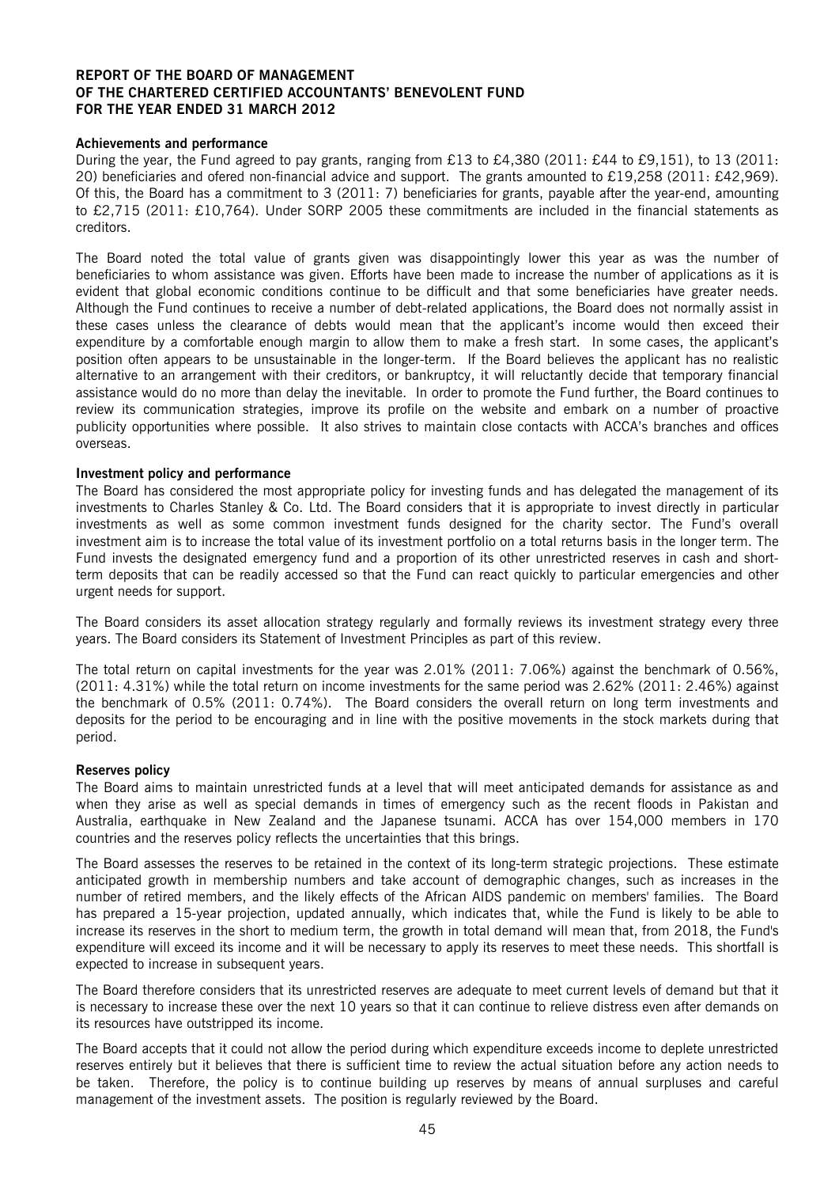**REPORT OF THE BOARD OF MANAGEMENT**
**OF THE CHARTERED CERTIFIED ACCOUNTANTS' BENEVOLENT FUND**
**FOR THE YEAR ENDED 31 MARCH 2012**

**Achievements and performance**

During the year, the Fund agreed to pay grants, ranging from £13 to £4,380 (2011: £44 to £9,151), to 13 (2011: 20) beneficiaries and ofered non-financial advice and support. The grants amounted to £19,258 (2011: £42,969). Of this, the Board has a commitment to 3 (2011: 7) beneficiaries for grants, payable after the year-end, amounting to £2,715 (2011: £10,764). Under SORP 2005 these commitments are included in the financial statements as creditors.

The Board noted the total value of grants given was disappointingly lower this year as was the number of beneficiaries to whom assistance was given. Efforts have been made to increase the number of applications as it is evident that global economic conditions continue to be difficult and that some beneficiaries have greater needs. Although the Fund continues to receive a number of debt-related applications, the Board does not normally assist in these cases unless the clearance of debts would mean that the applicant's income would then exceed their expenditure by a comfortable enough margin to allow them to make a fresh start. In some cases, the applicant's position often appears to be unsustainable in the longer-term. If the Board believes the applicant has no realistic alternative to an arrangement with their creditors, or bankruptcy, it will reluctantly decide that temporary financial assistance would do no more than delay the inevitable. In order to promote the Fund further, the Board continues to review its communication strategies, improve its profile on the website and embark on a number of proactive publicity opportunities where possible. It also strives to maintain close contacts with ACCA's branches and offices overseas.

**Investment policy and performance**

The Board has considered the most appropriate policy for investing funds and has delegated the management of its investments to Charles Stanley & Co. Ltd. The Board considers that it is appropriate to invest directly in particular investments as well as some common investment funds designed for the charity sector. The Fund's overall investment aim is to increase the total value of its investment portfolio on a total returns basis in the longer term. The Fund invests the designated emergency fund and a proportion of its other unrestricted reserves in cash and short-term deposits that can be readily accessed so that the Fund can react quickly to particular emergencies and other urgent needs for support.

The Board considers its asset allocation strategy regularly and formally reviews its investment strategy every three years. The Board considers its Statement of Investment Principles as part of this review.

The total return on capital investments for the year was 2.01% (2011: 7.06%) against the benchmark of 0.56%, (2011: 4.31%) while the total return on income investments for the same period was 2.62% (2011: 2.46%) against the benchmark of 0.5% (2011: 0.74%). The Board considers the overall return on long term investments and deposits for the period to be encouraging and in line with the positive movements in the stock markets during that period.

**Reserves policy**

The Board aims to maintain unrestricted funds at a level that will meet anticipated demands for assistance as and when they arise as well as special demands in times of emergency such as the recent floods in Pakistan and Australia, earthquake in New Zealand and the Japanese tsunami. ACCA has over 154,000 members in 170 countries and the reserves policy reflects the uncertainties that this brings.

The Board assesses the reserves to be retained in the context of its long-term strategic projections. These estimate anticipated growth in membership numbers and take account of demographic changes, such as increases in the number of retired members, and the likely effects of the African AIDS pandemic on members' families. The Board has prepared a 15-year projection, updated annually, which indicates that, while the Fund is likely to be able to increase its reserves in the short to medium term, the growth in total demand will mean that, from 2018, the Fund's expenditure will exceed its income and it will be necessary to apply its reserves to meet these needs. This shortfall is expected to increase in subsequent years.

The Board therefore considers that its unrestricted reserves are adequate to meet current levels of demand but that it is necessary to increase these over the next 10 years so that it can continue to relieve distress even after demands on its resources have outstripped its income.

The Board accepts that it could not allow the period during which expenditure exceeds income to deplete unrestricted reserves entirely but it believes that there is sufficient time to review the actual situation before any action needs to be taken. Therefore, the policy is to continue building up reserves by means of annual surpluses and careful management of the investment assets. The position is regularly reviewed by the Board.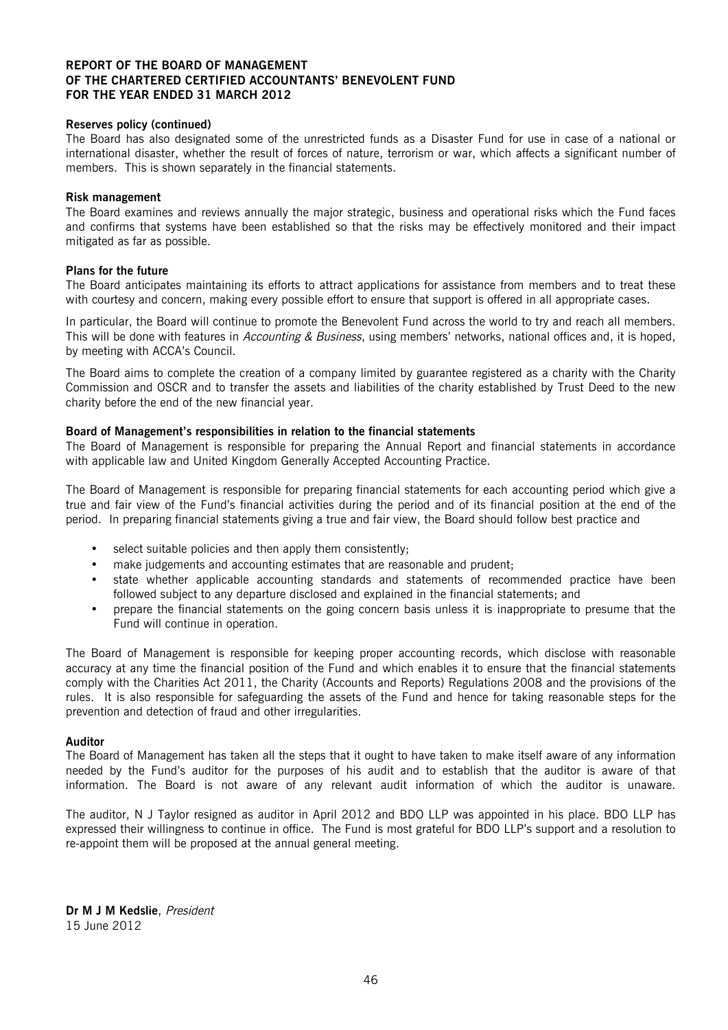**REPORT OF THE BOARD OF MANAGEMENT OF THE CHARTERED CERTIFIED ACCOUNTANTS' BENEVOLENT FUND FOR THE YEAR ENDED 31 MARCH 2012**

**Reserves policy (continued)**

The Board has also designated some of the unrestricted funds as a Disaster Fund for use in case of a national or international disaster, whether the result of forces of nature, terrorism or war, which affects a significant number of members. This is shown separately in the financial statements.

**Risk management**

The Board examines and reviews annually the major strategic, business and operational risks which the Fund faces and confirms that systems have been established so that the risks may be effectively monitored and their impact mitigated as far as possible.

**Plans for the future**

The Board anticipates maintaining its efforts to attract applications for assistance from members and to treat these with courtesy and concern, making every possible effort to ensure that support is offered in all appropriate cases.

In particular, the Board will continue to promote the Benevolent Fund across the world to try and reach all members. This will be done with features in *Accounting & Business*, using members' networks, national offices and, it is hoped, by meeting with ACCA's Council.

The Board aims to complete the creation of a company limited by guarantee registered as a charity with the Charity Commission and OSCR and to transfer the assets and liabilities of the charity established by Trust Deed to the new charity before the end of the new financial year.

**Board of Management's responsibilities in relation to the financial statements**

The Board of Management is responsible for preparing the Annual Report and financial statements in accordance with applicable law and United Kingdom Generally Accepted Accounting Practice.

The Board of Management is responsible for preparing financial statements for each accounting period which give a true and fair view of the Fund's financial activities during the period and of its financial position at the end of the period. In preparing financial statements giving a true and fair view, the Board should follow best practice and

- select suitable policies and then apply them consistently;
- make judgements and accounting estimates that are reasonable and prudent;
- state whether applicable accounting standards and statements of recommended practice have been followed subject to any departure disclosed and explained in the financial statements; and
- prepare the financial statements on the going concern basis unless it is inappropriate to presume that the Fund will continue in operation.

The Board of Management is responsible for keeping proper accounting records, which disclose with reasonable accuracy at any time the financial position of the Fund and which enables it to ensure that the financial statements comply with the Charities Act 2011, the Charity (Accounts and Reports) Regulations 2008 and the provisions of the rules. It is also responsible for safeguarding the assets of the Fund and hence for taking reasonable steps for the prevention and detection of fraud and other irregularities.

**Auditor**

The Board of Management has taken all the steps that it ought to have taken to make itself aware of any information needed by the Fund's auditor for the purposes of his audit and to establish that the auditor is aware of that information. The Board is not aware of any relevant audit information of which the auditor is unaware.

The auditor, N J Taylor resigned as auditor in April 2012 and BDO LLP was appointed in his place. BDO LLP has expressed their willingness to continue in office. The Fund is most grateful for BDO LLP's support and a resolution to re-appoint them will be proposed at the annual general meeting.

**Dr M J M Kedslie**, *President*
15 June 2012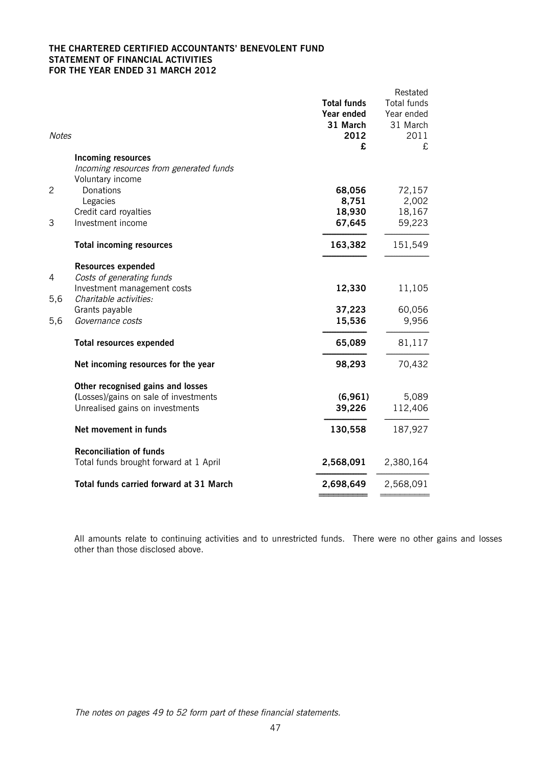**THE CHARTERED CERTIFIED ACCOUNTANTS' BENEVOLENT FUND**
**STATEMENT OF FINANCIAL ACTIVITIES**
**FOR THE YEAR ENDED 31 MARCH 2012**

| *Notes* | | **Total funds Year ended 31 March 2012 £** | Restated Total funds Year ended 31 March 2011 £ |
|---|---|---|---|
| | **Incoming resources** | | |
| | *Incoming resources from generated funds* | | |
| | Voluntary income | | |
| 2 | Donations | **68,056** | 72,157 |
| | Legacies | **8,751** | 2,002 |
| | Credit card royalties | **18,930** | 18,167 |
| 3 | Investment income | **67,645** | 59,223 |
| | **Total incoming resources** | **163,382** | 151,549 |
| | **Resources expended** | | |
| 4 | *Costs of generating funds* | | |
| | Investment management costs | **12,330** | 11,105 |
| 5,6 | *Charitable activities:* | | |
| | Grants payable | **37,223** | 60,056 |
| 5,6 | *Governance costs* | **15,536** | 9,956 |
| | **Total resources expended** | **65,089** | 81,117 |
| | **Net incoming resources for the year** | **98,293** | 70,432 |
| | **Other recognised gains and losses** | | |
| | (Losses)/gains on sale of investments | **(6,961)** | 5,089 |
| | Unrealised gains on investments | **39,226** | 112,406 |
| | **Net movement in funds** | **130,558** | 187,927 |
| | **Reconciliation of funds** | | |
| | Total funds brought forward at 1 April | **2,568,091** | 2,380,164 |
| | **Total funds carried forward at 31 March** | **2,698,649** | 2,568,091 |

All amounts relate to continuing activities and to unrestricted funds. There were no other gains and losses other than those disclosed above.

*The notes on pages 49 to 52 form part of these financial statements.*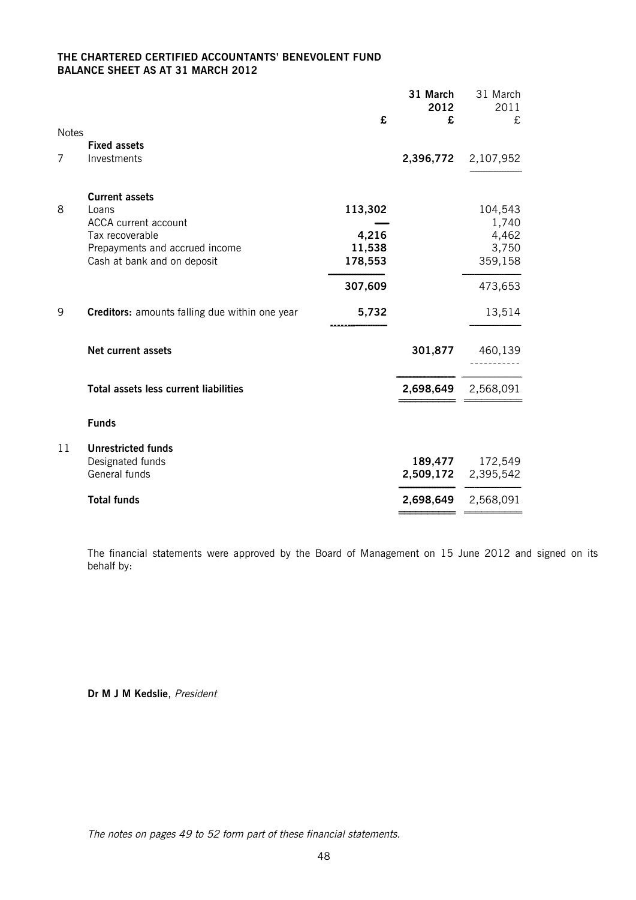**THE CHARTERED CERTIFIED ACCOUNTANTS' BENEVOLENT FUND**
**BALANCE SHEET AS AT 31 MARCH 2012**

| Notes | | £ | 31 March 2012 £ | 31 March 2011 £ |
|---|---|---|---|---|
| | **Fixed assets** | | | |
| 7 | Investments | | **2,396,772** | 2,107,952 |
| | **Current assets** | | | |
| 8 | Loans | **113,302** | | 104,543 |
| | ACCA current account | **—** | | 1,740 |
| | Tax recoverable | **4,216** | | 4,462 |
| | Prepayments and accrued income | **11,538** | | 3,750 |
| | Cash at bank and on deposit | **178,553** | | 359,158 |
| | | **307,609** | | 473,653 |
| 9 | **Creditors:** amounts falling due within one year | **5,732** | | 13,514 |
| | **Net current assets** | | **301,877** | 460,139 |
| | **Total assets less current liabilities** | | **2,698,649** | 2,568,091 |
| | **Funds** | | | |
| 11 | **Unrestricted funds** | | | |
| | Designated funds | | **189,477** | 172,549 |
| | General funds | | **2,509,172** | 2,395,542 |
| | **Total funds** | | **2,698,649** | 2,568,091 |

The financial statements were approved by the Board of Management on 15 June 2012 and signed on its behalf by:

**Dr M J M Kedslie**, *President*

*The notes on pages 49 to 52 form part of these financial statements.*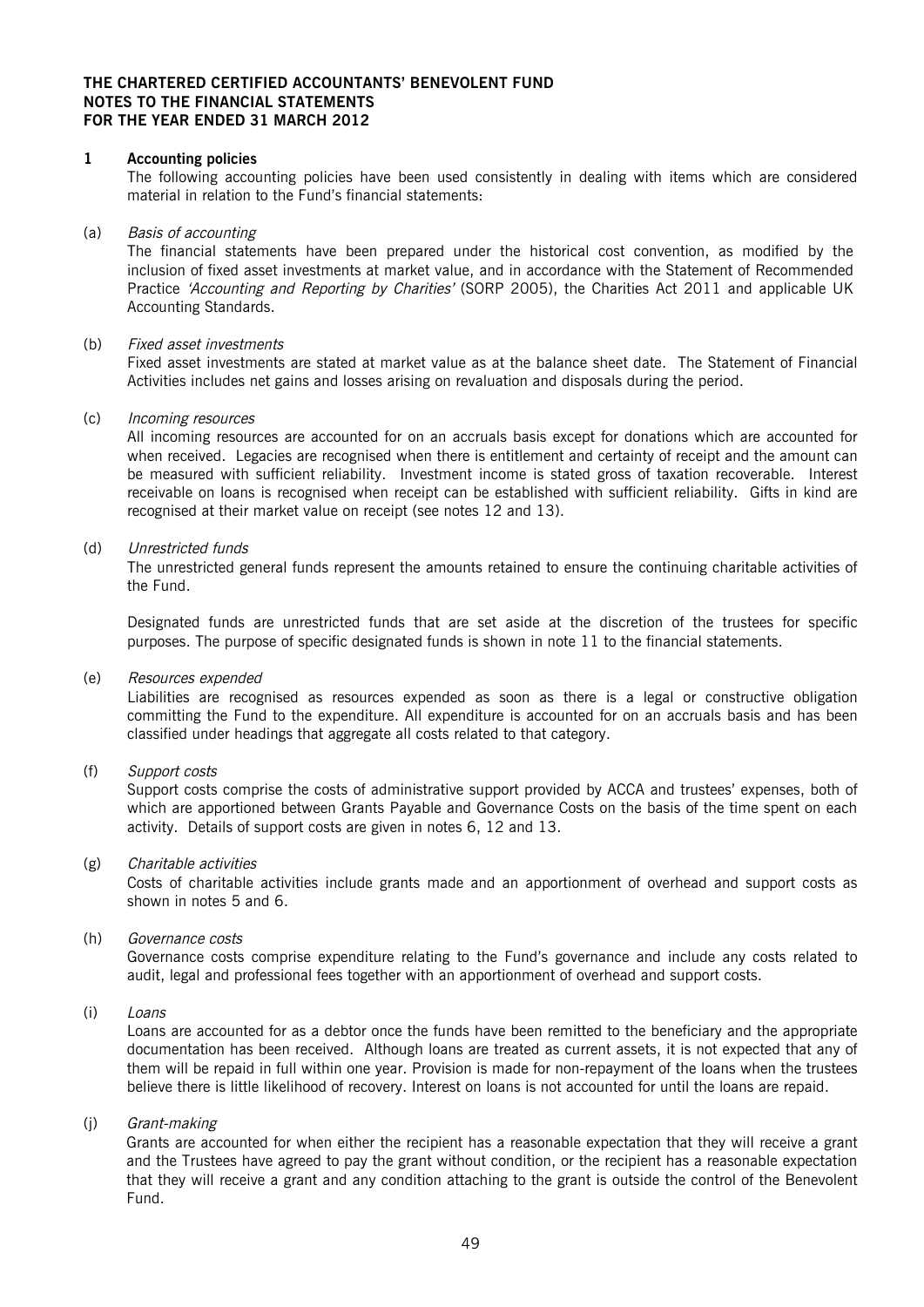**THE CHARTERED CERTIFIED ACCOUNTANTS' BENEVOLENT FUND**
**NOTES TO THE FINANCIAL STATEMENTS**
**FOR THE YEAR ENDED 31 MARCH 2012**

## 1 Accounting policies

The following accounting policies have been used consistently in dealing with items which are considered material in relation to the Fund's financial statements:

(a) *Basis of accounting*

The financial statements have been prepared under the historical cost convention, as modified by the inclusion of fixed asset investments at market value, and in accordance with the Statement of Recommended Practice *'Accounting and Reporting by Charities'* (SORP 2005), the Charities Act 2011 and applicable UK Accounting Standards.

(b) *Fixed asset investments*

Fixed asset investments are stated at market value as at the balance sheet date. The Statement of Financial Activities includes net gains and losses arising on revaluation and disposals during the period.

(c) *Incoming resources*

All incoming resources are accounted for on an accruals basis except for donations which are accounted for when received. Legacies are recognised when there is entitlement and certainty of receipt and the amount can be measured with sufficient reliability. Investment income is stated gross of taxation recoverable. Interest receivable on loans is recognised when receipt can be established with sufficient reliability. Gifts in kind are recognised at their market value on receipt (see notes 12 and 13).

(d) *Unrestricted funds*

The unrestricted general funds represent the amounts retained to ensure the continuing charitable activities of the Fund.

Designated funds are unrestricted funds that are set aside at the discretion of the trustees for specific purposes. The purpose of specific designated funds is shown in note 11 to the financial statements.

(e) *Resources expended*

Liabilities are recognised as resources expended as soon as there is a legal or constructive obligation committing the Fund to the expenditure. All expenditure is accounted for on an accruals basis and has been classified under headings that aggregate all costs related to that category.

(f) *Support costs*

Support costs comprise the costs of administrative support provided by ACCA and trustees' expenses, both of which are apportioned between Grants Payable and Governance Costs on the basis of the time spent on each activity. Details of support costs are given in notes 6, 12 and 13.

(g) *Charitable activities*

Costs of charitable activities include grants made and an apportionment of overhead and support costs as shown in notes 5 and 6.

(h) *Governance costs*

Governance costs comprise expenditure relating to the Fund's governance and include any costs related to audit, legal and professional fees together with an apportionment of overhead and support costs.

(i) *Loans*

Loans are accounted for as a debtor once the funds have been remitted to the beneficiary and the appropriate documentation has been received. Although loans are treated as current assets, it is not expected that any of them will be repaid in full within one year. Provision is made for non-repayment of the loans when the trustees believe there is little likelihood of recovery. Interest on loans is not accounted for until the loans are repaid.

(j) *Grant-making*

Grants are accounted for when either the recipient has a reasonable expectation that they will receive a grant and the Trustees have agreed to pay the grant without condition, or the recipient has a reasonable expectation that they will receive a grant and any condition attaching to the grant is outside the control of the Benevolent Fund.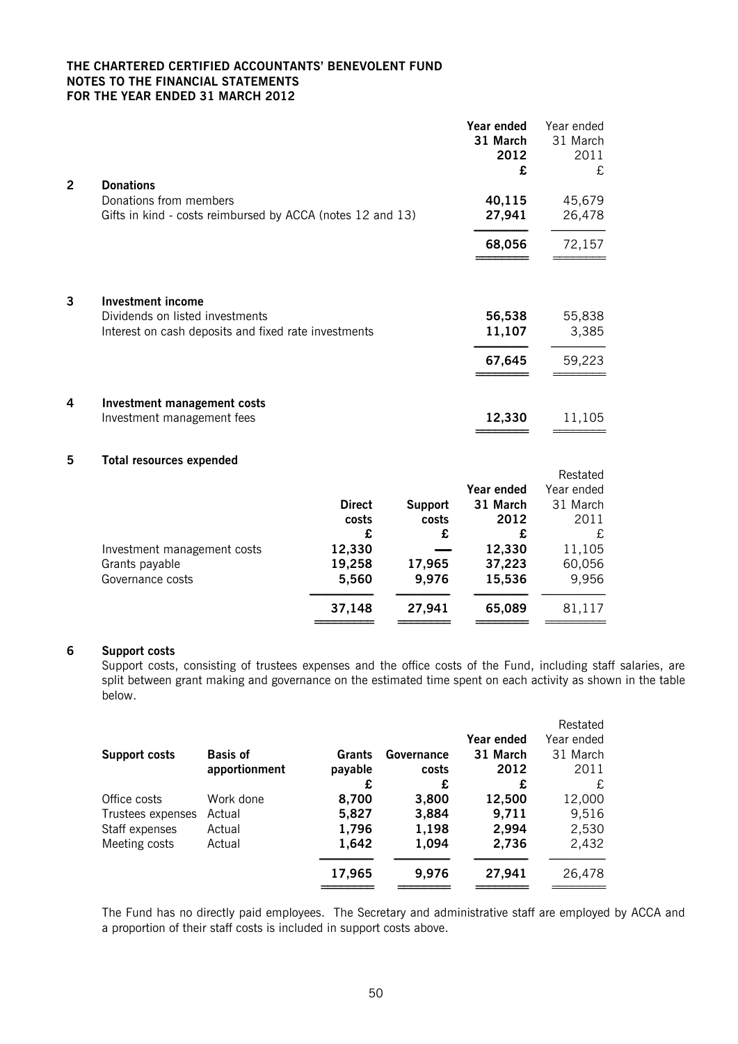**THE CHARTERED CERTIFIED ACCOUNTANTS' BENEVOLENT FUND**
**NOTES TO THE FINANCIAL STATEMENTS**
**FOR THE YEAR ENDED 31 MARCH 2012**

| | | **Year ended 31 March 2012** | Year ended 31 March 2011 |
|---|---|---|---|
| | | **£** | £ |
| **2** | **Donations** | | |
| | Donations from members | **40,115** | 45,679 |
| | Gifts in kind - costs reimbursed by ACCA (notes 12 and 13) | **27,941** | 26,478 |
| | | **68,056** | 72,157 |
| **3** | **Investment income** | | |
| | Dividends on listed investments | **56,538** | 55,838 |
| | Interest on cash deposits and fixed rate investments | **11,107** | 3,385 |
| | | **67,645** | 59,223 |
| **4** | **Investment management costs** | | |
| | Investment management fees | **12,330** | 11,105 |

## 5 Total resources expended

| | **Direct costs** | **Support costs** | **Year ended 31 March 2012** | Restated Year ended 31 March 2011 |
|---|---|---|---|---|
| | **£** | **£** | **£** | £ |
| Investment management costs | **12,330** | **—** | **12,330** | 11,105 |
| Grants payable | **19,258** | **17,965** | **37,223** | 60,056 |
| Governance costs | **5,560** | **9,976** | **15,536** | 9,956 |
| | **37,148** | **27,941** | **65,089** | 81,117 |

## 6 Support costs

Support costs, consisting of trustees expenses and the office costs of the Fund, including staff salaries, are split between grant making and governance on the estimated time spent on each activity as shown in the table below.

| **Support costs** | **Basis of apportionment** | **Grants payable** | **Governance costs** | **Year ended 31 March 2012** | Restated Year ended 31 March 2011 |
|---|---|---|---|---|---|
| | | **£** | **£** | **£** | £ |
| Office costs | Work done | **8,700** | **3,800** | **12,500** | 12,000 |
| Trustees expenses | Actual | **5,827** | **3,884** | **9,711** | 9,516 |
| Staff expenses | Actual | **1,796** | **1,198** | **2,994** | 2,530 |
| Meeting costs | Actual | **1,642** | **1,094** | **2,736** | 2,432 |
| | | **17,965** | **9,976** | **27,941** | 26,478 |

The Fund has no directly paid employees. The Secretary and administrative staff are employed by ACCA and a proportion of their staff costs is included in support costs above.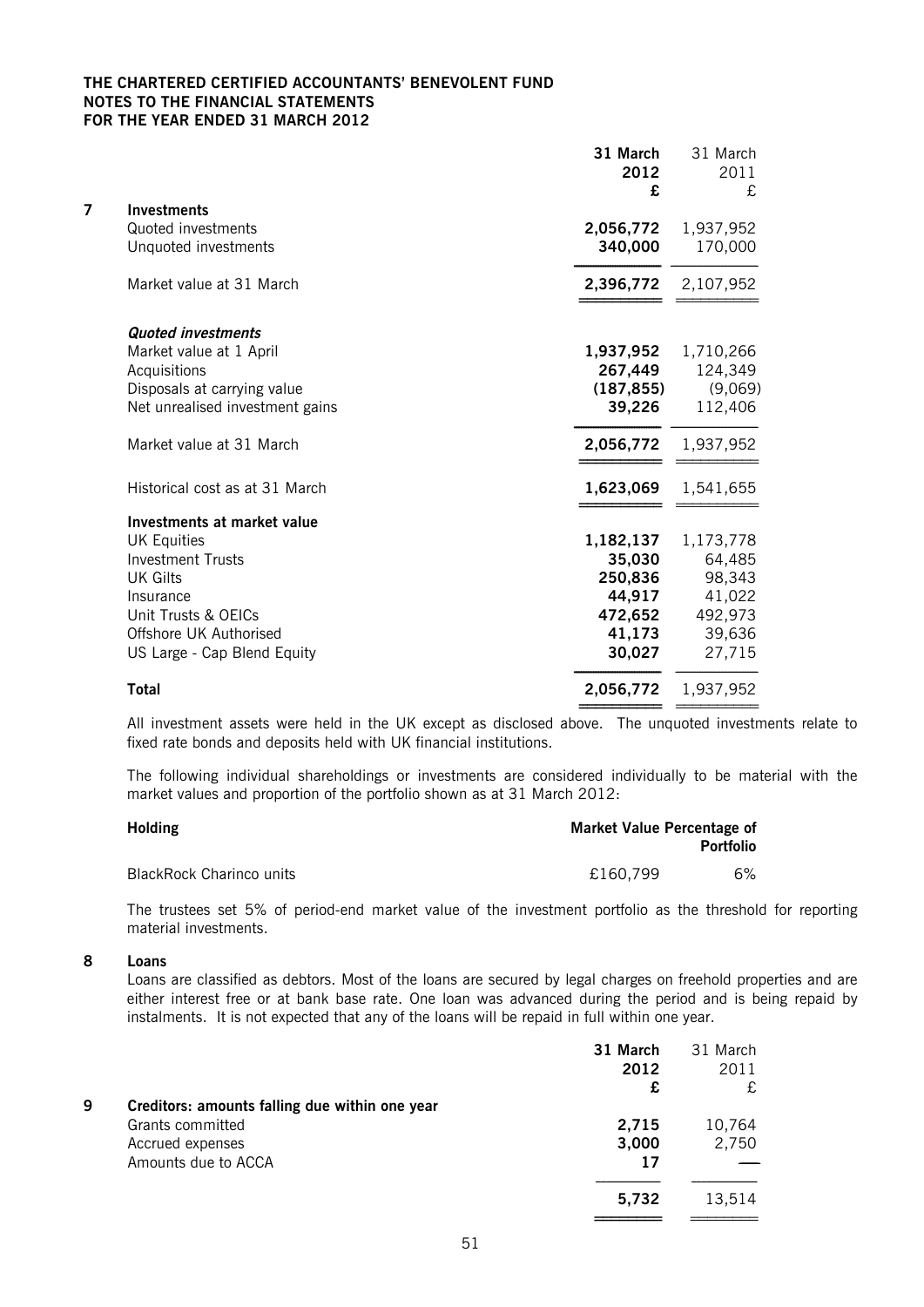**THE CHARTERED CERTIFIED ACCOUNTANTS' BENEVOLENT FUND**
**NOTES TO THE FINANCIAL STATEMENTS**
**FOR THE YEAR ENDED 31 MARCH 2012**

| | 31 March 2012 £ | 31 March 2011 £ |
|---|---|---|
| **7 Investments** | | |
| Quoted investments | **2,056,772** | 1,937,952 |
| Unquoted investments | **340,000** | 170,000 |
| Market value at 31 March | **2,396,772** | 2,107,952 |
| ***Quoted investments*** | | |
| Market value at 1 April | **1,937,952** | 1,710,266 |
| Acquisitions | **267,449** | 124,349 |
| Disposals at carrying value | **(187,855)** | (9,069) |
| Net unrealised investment gains | **39,226** | 112,406 |
| Market value at 31 March | **2,056,772** | 1,937,952 |
| Historical cost as at 31 March | **1,623,069** | 1,541,655 |
| **Investments at market value** | | |
| UK Equities | **1,182,137** | 1,173,778 |
| Investment Trusts | **35,030** | 64,485 |
| UK Gilts | **250,836** | 98,343 |
| Insurance | **44,917** | 41,022 |
| Unit Trusts & OEICs | **472,652** | 492,973 |
| Offshore UK Authorised | **41,173** | 39,636 |
| US Large - Cap Blend Equity | **30,027** | 27,715 |
| **Total** | **2,056,772** | 1,937,952 |

All investment assets were held in the UK except as disclosed above. The unquoted investments relate to fixed rate bonds and deposits held with UK financial institutions.

The following individual shareholdings or investments are considered individually to be material with the market values and proportion of the portfolio shown as at 31 March 2012:

| Holding | Market Value | Percentage of Portfolio |
|---|---|---|
| BlackRock Charinco units | £160,799 | 6% |

The trustees set 5% of period-end market value of the investment portfolio as the threshold for reporting material investments.

**8 Loans**

Loans are classified as debtors. Most of the loans are secured by legal charges on freehold properties and are either interest free or at bank base rate. One loan was advanced during the period and is being repaid by instalments. It is not expected that any of the loans will be repaid in full within one year.

| | 31 March 2012 £ | 31 March 2011 £ |
|---|---|---|
| **9 Creditors: amounts falling due within one year** | | |
| Grants committed | **2,715** | 10,764 |
| Accrued expenses | **3,000** | 2,750 |
| Amounts due to ACCA | **17** | — |
| | **5,732** | 13,514 |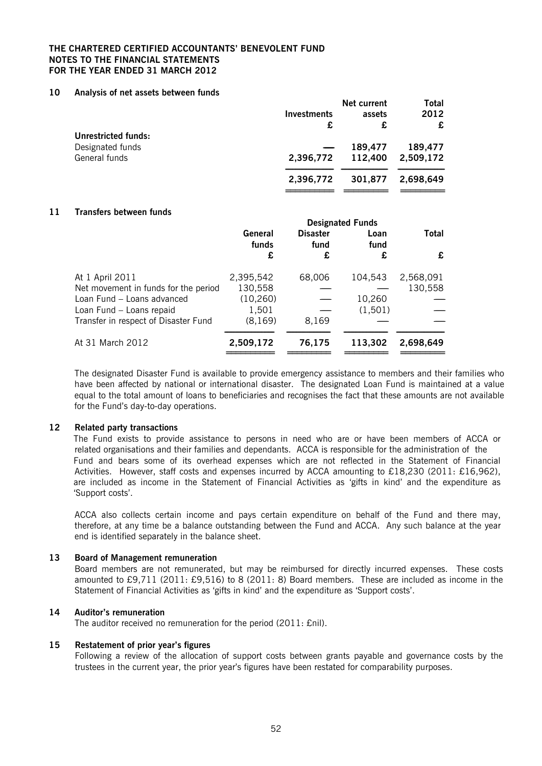**THE CHARTERED CERTIFIED ACCOUNTANTS' BENEVOLENT FUND**
**NOTES TO THE FINANCIAL STATEMENTS**
**FOR THE YEAR ENDED 31 MARCH 2012**

## 10 Analysis of net assets between funds

| | Investments | Net current assets | Total 2012 |
|---|---|---|---|
| | £ | £ | £ |
| **Unrestricted funds:** | | | |
| Designated funds | — | 189,477 | 189,477 |
| General funds | 2,396,772 | 112,400 | 2,509,172 |
| | **2,396,772** | **301,877** | **2,698,649** |

## 11 Transfers between funds

| | General funds | Designated Funds | | Total |
|---|---|---|---|---|
| | | Disaster fund | Loan fund | |
| | £ | £ | £ | £ |
| At 1 April 2011 | 2,395,542 | 68,006 | 104,543 | 2,568,091 |
| Net movement in funds for the period | 130,558 | — | — | 130,558 |
| Loan Fund – Loans advanced | (10,260) | — | 10,260 | — |
| Loan Fund – Loans repaid | 1,501 | — | (1,501) | — |
| Transfer in respect of Disaster Fund | (8,169) | 8,169 | — | — |
| At 31 March 2012 | **2,509,172** | **76,175** | **113,302** | **2,698,649** |

The designated Disaster Fund is available to provide emergency assistance to members and their families who have been affected by national or international disaster. The designated Loan Fund is maintained at a value equal to the total amount of loans to beneficiaries and recognises the fact that these amounts are not available for the Fund's day-to-day operations.

## 12 Related party transactions

The Fund exists to provide assistance to persons in need who are or have been members of ACCA or related organisations and their families and dependants. ACCA is responsible for the administration of the Fund and bears some of its overhead expenses which are not reflected in the Statement of Financial Activities. However, staff costs and expenses incurred by ACCA amounting to £18,230 (2011: £16,962), are included as income in the Statement of Financial Activities as 'gifts in kind' and the expenditure as 'Support costs'.

ACCA also collects certain income and pays certain expenditure on behalf of the Fund and there may, therefore, at any time be a balance outstanding between the Fund and ACCA. Any such balance at the year end is identified separately in the balance sheet.

## 13 Board of Management remuneration

Board members are not remunerated, but may be reimbursed for directly incurred expenses. These costs amounted to £9,711 (2011: £9,516) to 8 (2011: 8) Board members. These are included as income in the Statement of Financial Activities as 'gifts in kind' and the expenditure as 'Support costs'.

## 14 Auditor's remuneration

The auditor received no remuneration for the period (2011: £nil).

## 15 Restatement of prior year's figures

Following a review of the allocation of support costs between grants payable and governance costs by the trustees in the current year, the prior year's figures have been restated for comparability purposes.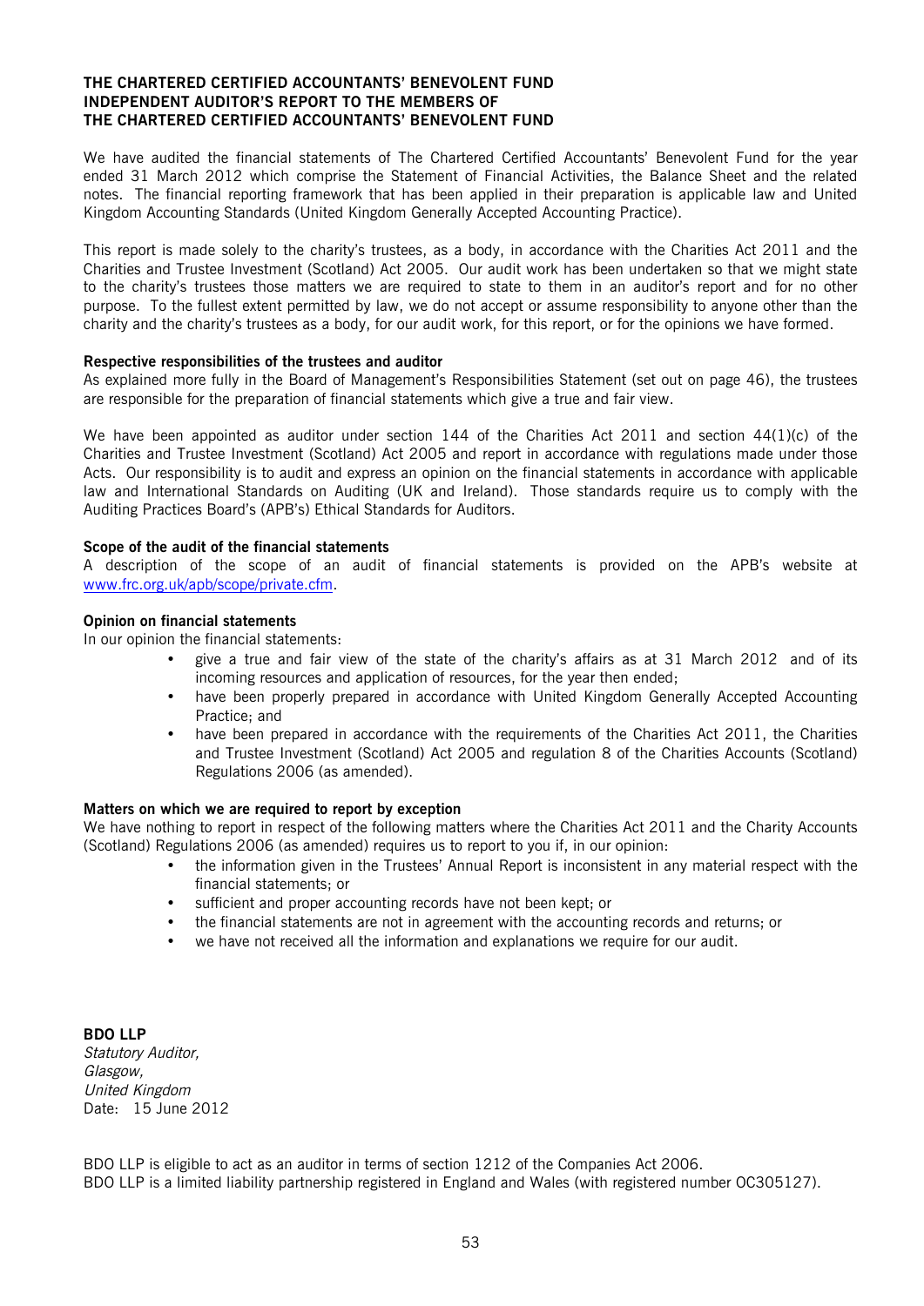**THE CHARTERED CERTIFIED ACCOUNTANTS' BENEVOLENT FUND**
**INDEPENDENT AUDITOR'S REPORT TO THE MEMBERS OF**
**THE CHARTERED CERTIFIED ACCOUNTANTS' BENEVOLENT FUND**

We have audited the financial statements of The Chartered Certified Accountants' Benevolent Fund for the year ended 31 March 2012 which comprise the Statement of Financial Activities, the Balance Sheet and the related notes. The financial reporting framework that has been applied in their preparation is applicable law and United Kingdom Accounting Standards (United Kingdom Generally Accepted Accounting Practice).

This report is made solely to the charity's trustees, as a body, in accordance with the Charities Act 2011 and the Charities and Trustee Investment (Scotland) Act 2005. Our audit work has been undertaken so that we might state to the charity's trustees those matters we are required to state to them in an auditor's report and for no other purpose. To the fullest extent permitted by law, we do not accept or assume responsibility to anyone other than the charity and the charity's trustees as a body, for our audit work, for this report, or for the opinions we have formed.

**Respective responsibilities of the trustees and auditor**

As explained more fully in the Board of Management's Responsibilities Statement (set out on page 46), the trustees are responsible for the preparation of financial statements which give a true and fair view.

We have been appointed as auditor under section 144 of the Charities Act 2011 and section 44(1)(c) of the Charities and Trustee Investment (Scotland) Act 2005 and report in accordance with regulations made under those Acts. Our responsibility is to audit and express an opinion on the financial statements in accordance with applicable law and International Standards on Auditing (UK and Ireland). Those standards require us to comply with the Auditing Practices Board's (APB's) Ethical Standards for Auditors.

**Scope of the audit of the financial statements**

A description of the scope of an audit of financial statements is provided on the APB's website at www.frc.org.uk/apb/scope/private.cfm.

**Opinion on financial statements**

In our opinion the financial statements:

- give a true and fair view of the state of the charity's affairs as at 31 March 2012 and of its incoming resources and application of resources, for the year then ended;
- have been properly prepared in accordance with United Kingdom Generally Accepted Accounting Practice; and
- have been prepared in accordance with the requirements of the Charities Act 2011, the Charities and Trustee Investment (Scotland) Act 2005 and regulation 8 of the Charities Accounts (Scotland) Regulations 2006 (as amended).

**Matters on which we are required to report by exception**

We have nothing to report in respect of the following matters where the Charities Act 2011 and the Charity Accounts (Scotland) Regulations 2006 (as amended) requires us to report to you if, in our opinion:

- the information given in the Trustees' Annual Report is inconsistent in any material respect with the financial statements; or
- sufficient and proper accounting records have not been kept; or
- the financial statements are not in agreement with the accounting records and returns; or
- we have not received all the information and explanations we require for our audit.

**BDO LLP**
*Statutory Auditor,*
*Glasgow,*
*United Kingdom*
Date: 15 June 2012

BDO LLP is eligible to act as an auditor in terms of section 1212 of the Companies Act 2006.
BDO LLP is a limited liability partnership registered in England and Wales (with registered number OC305127).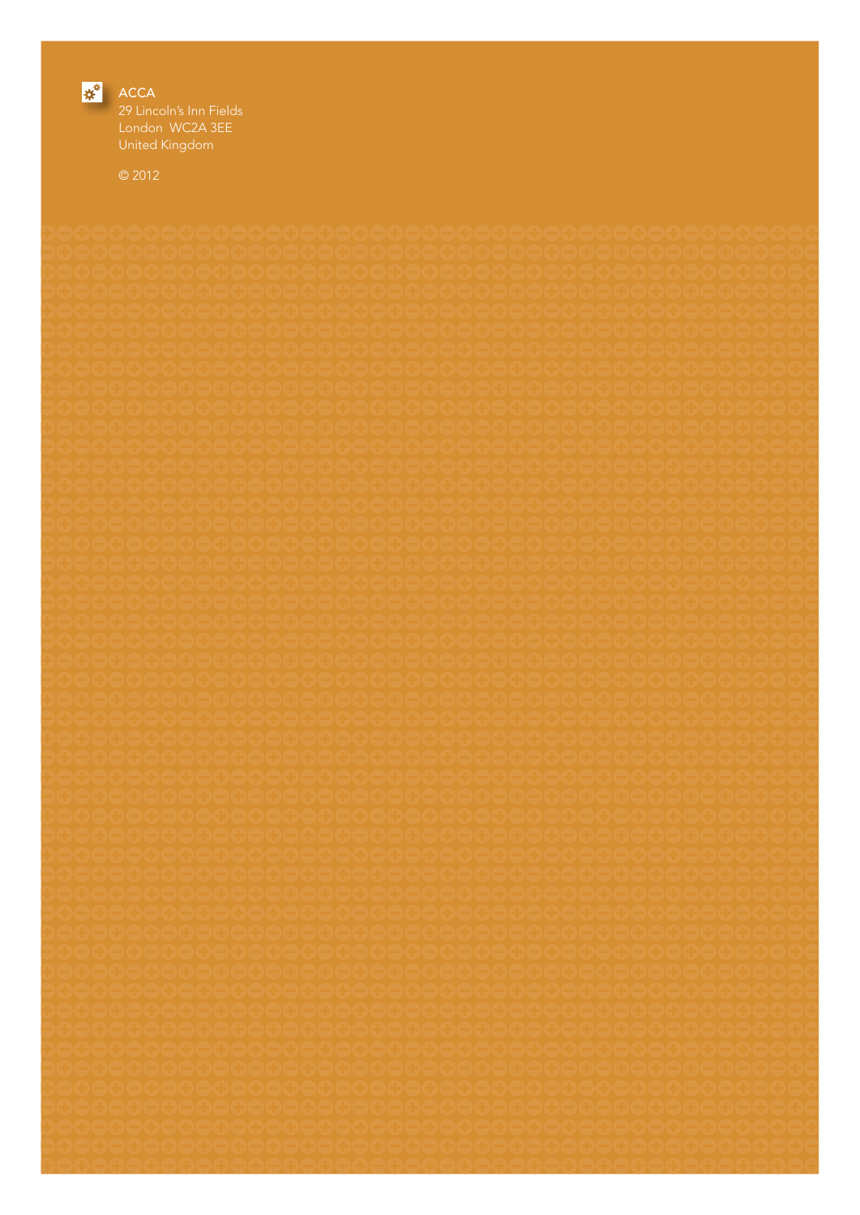ACCA
29 Lincoln's Inn Fields
London WC2A 3EE
United Kingdom

© 2012